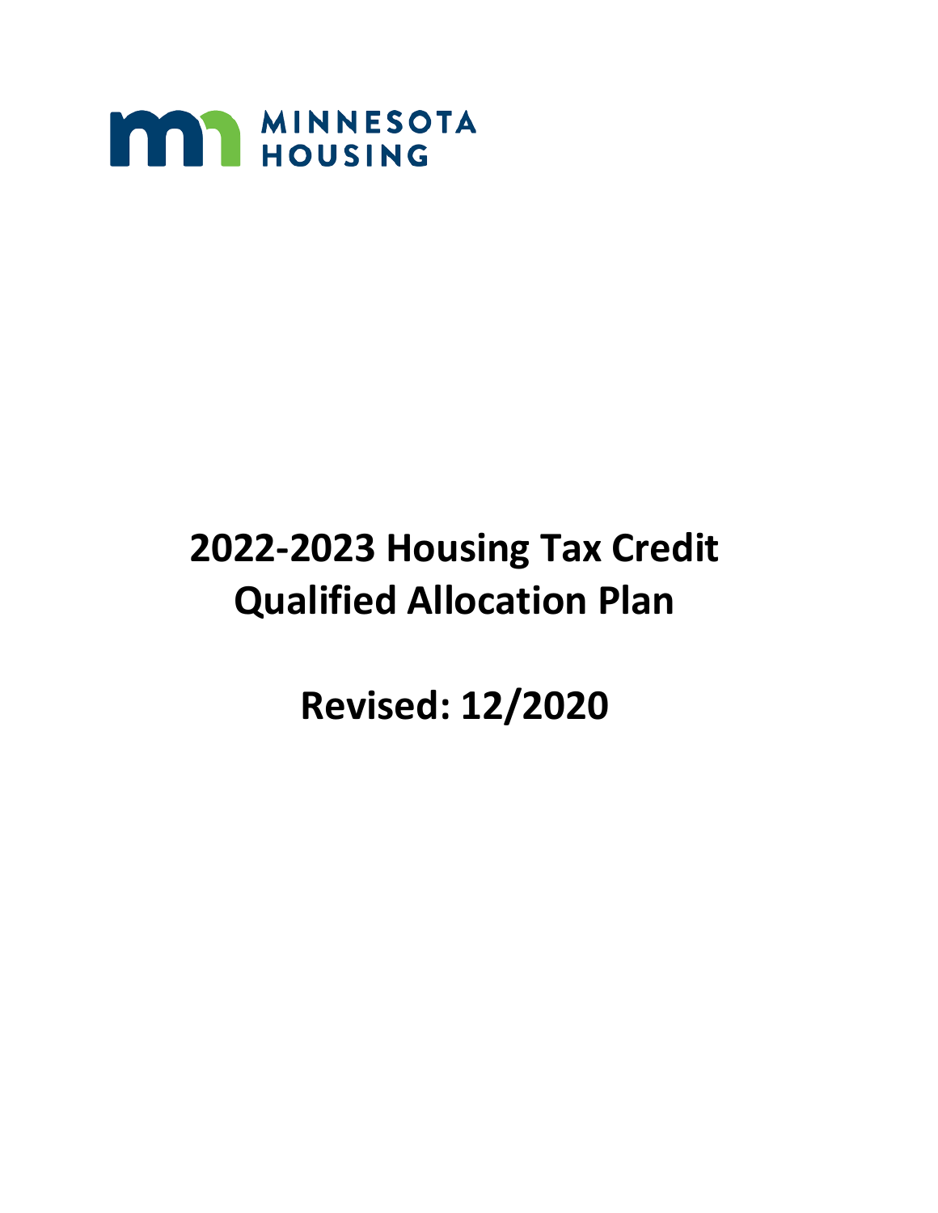MINNESOTA HOUSING

# 2022-2023 Housing Tax Credit Qualified Allocation Plan

## Revised: 12/2020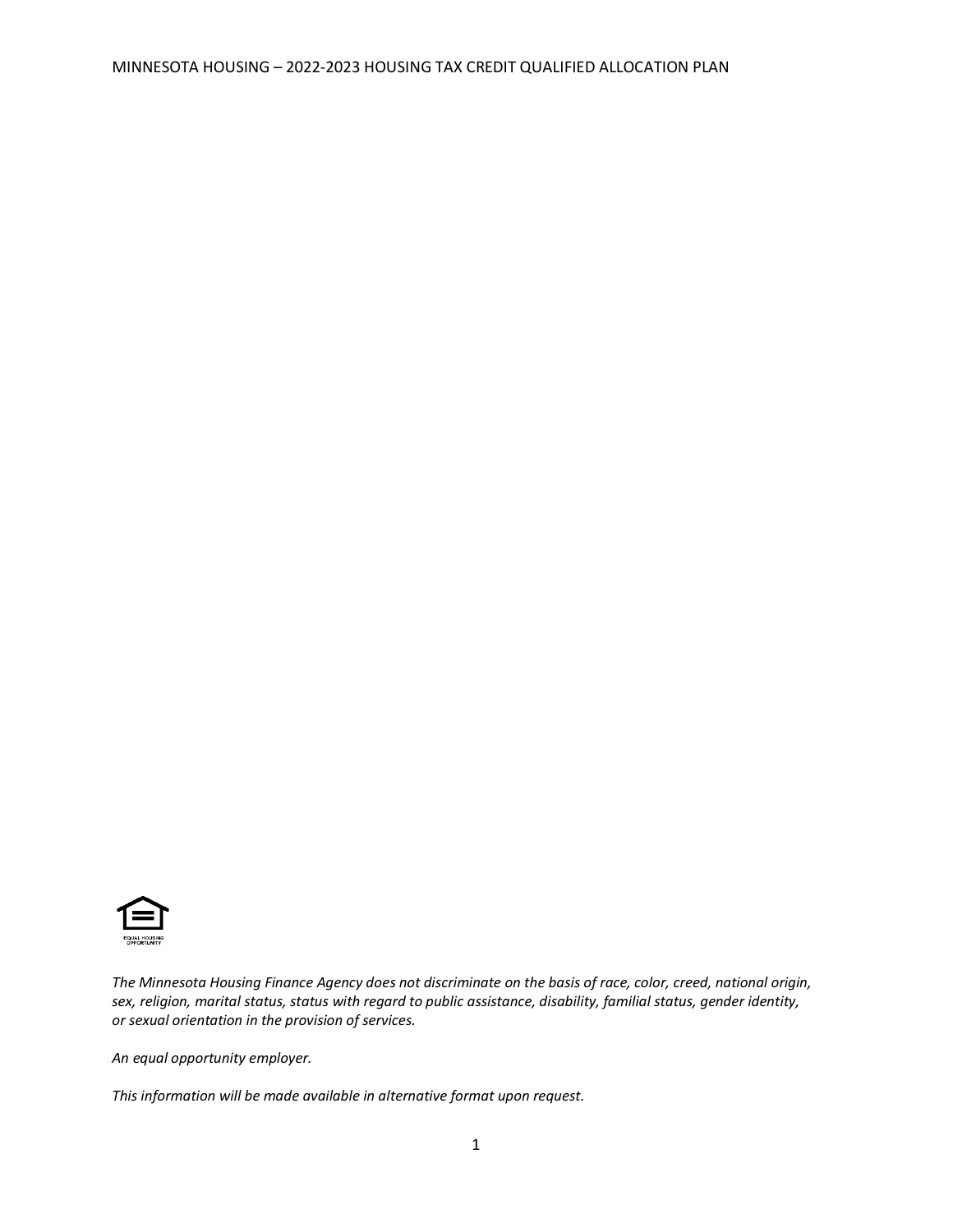EQUAL HOUSING OPPORTUNITY

*The Minnesota Housing Finance Agency does not discriminate on the basis of race, color, creed, national origin, sex, religion, marital status, status with regard to public assistance, disability, familial status, gender identity, or sexual orientation in the provision of services.*

*An equal opportunity employer.*

*This information will be made available in alternative format upon request.*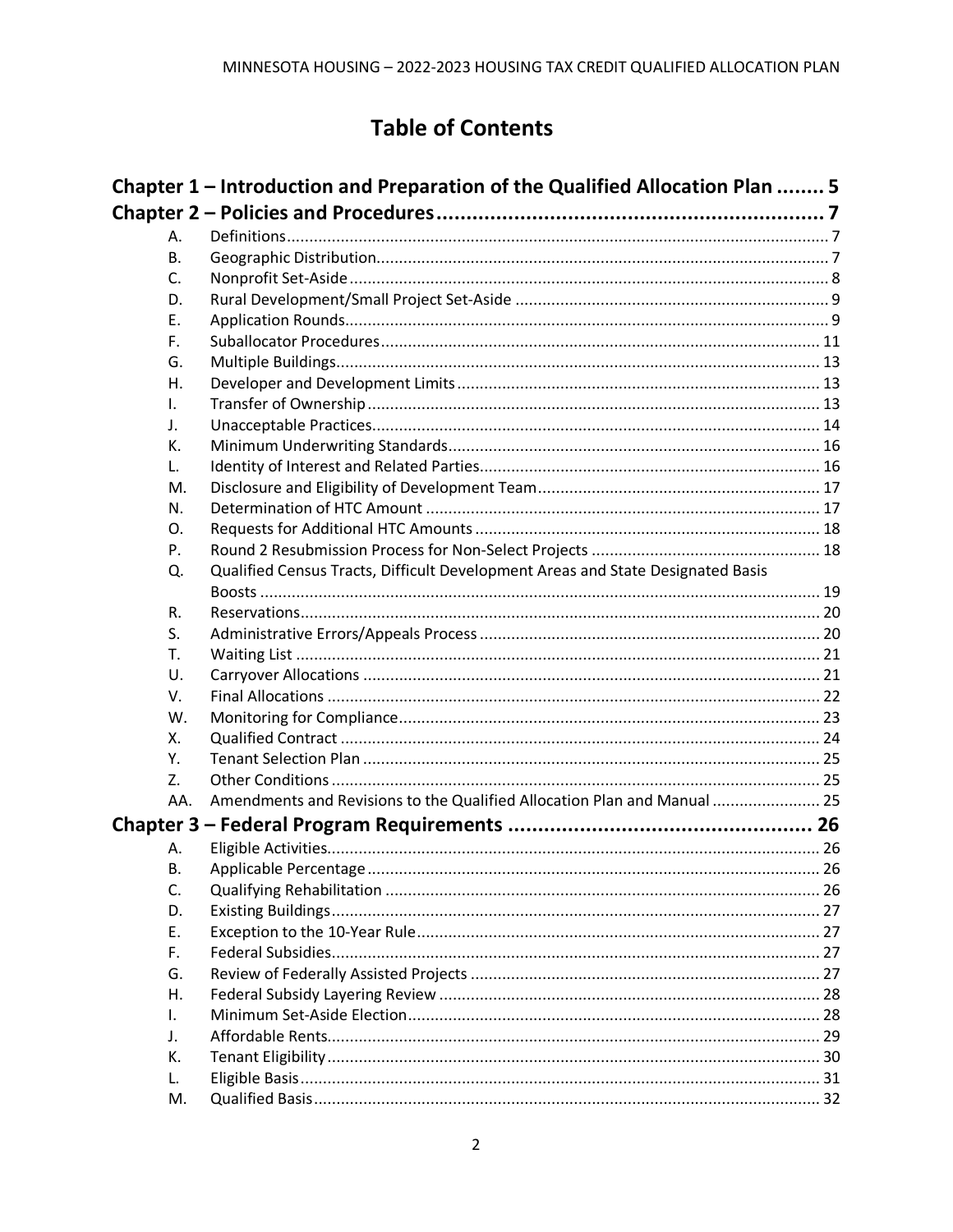# Table of Contents

**Chapter 1 – Introduction and Preparation of the Qualified Allocation Plan ........ 5**

**Chapter 2 – Policies and Procedures ................................................................ 7**

A. Definitions ........ 7
B. Geographic Distribution ........ 7
C. Nonprofit Set-Aside ........ 8
D. Rural Development/Small Project Set-Aside ........ 9
E. Application Rounds ........ 9
F. Suballocator Procedures ........ 11
G. Multiple Buildings ........ 13
H. Developer and Development Limits ........ 13
I. Transfer of Ownership ........ 13
J. Unacceptable Practices ........ 14
K. Minimum Underwriting Standards ........ 16
L. Identity of Interest and Related Parties ........ 16
M. Disclosure and Eligibility of Development Team ........ 17
N. Determination of HTC Amount ........ 17
O. Requests for Additional HTC Amounts ........ 18
P. Round 2 Resubmission Process for Non-Select Projects ........ 18
Q. Qualified Census Tracts, Difficult Development Areas and State Designated Basis Boosts ........ 19
R. Reservations ........ 20
S. Administrative Errors/Appeals Process ........ 20
T. Waiting List ........ 21
U. Carryover Allocations ........ 21
V. Final Allocations ........ 22
W. Monitoring for Compliance ........ 23
X. Qualified Contract ........ 24
Y. Tenant Selection Plan ........ 25
Z. Other Conditions ........ 25
AA. Amendments and Revisions to the Qualified Allocation Plan and Manual ........ 25

**Chapter 3 – Federal Program Requirements ................................................... 26**

A. Eligible Activities ........ 26
B. Applicable Percentage ........ 26
C. Qualifying Rehabilitation ........ 26
D. Existing Buildings ........ 27
E. Exception to the 10-Year Rule ........ 27
F. Federal Subsidies ........ 27
G. Review of Federally Assisted Projects ........ 27
H. Federal Subsidy Layering Review ........ 28
I. Minimum Set-Aside Election ........ 28
J. Affordable Rents ........ 29
K. Tenant Eligibility ........ 30
L. Eligible Basis ........ 31
M. Qualified Basis ........ 32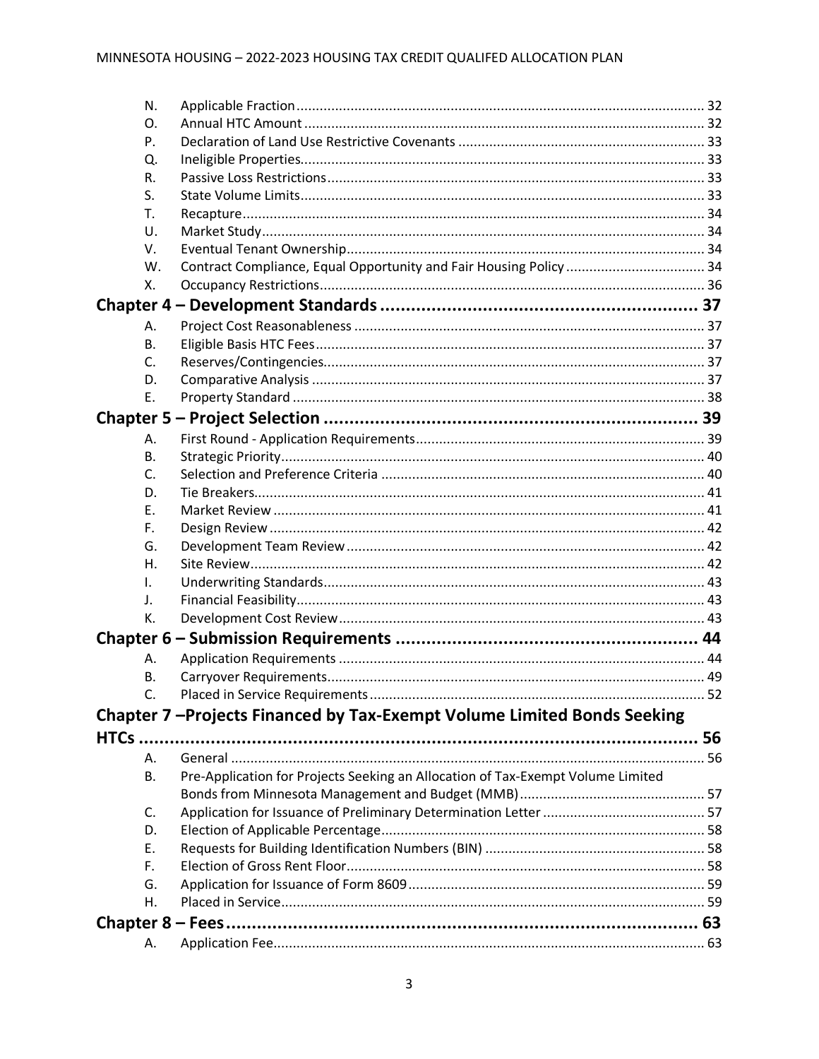| | | |
|---|---|---|
| N. | Applicable Fraction | 32 |
| O. | Annual HTC Amount | 32 |
| P. | Declaration of Land Use Restrictive Covenants | 33 |
| Q. | Ineligible Properties | 33 |
| R. | Passive Loss Restrictions | 33 |
| S. | State Volume Limits | 33 |
| T. | Recapture | 34 |
| U. | Market Study | 34 |
| V. | Eventual Tenant Ownership | 34 |
| W. | Contract Compliance, Equal Opportunity and Fair Housing Policy | 34 |
| X. | Occupancy Restrictions | 36 |

**Chapter 4 – Development Standards ............ 37**

| | | |
|---|---|---|
| A. | Project Cost Reasonableness | 37 |
| B. | Eligible Basis HTC Fees | 37 |
| C. | Reserves/Contingencies | 37 |
| D. | Comparative Analysis | 37 |
| E. | Property Standard | 38 |

**Chapter 5 – Project Selection ............ 39**

| | | |
|---|---|---|
| A. | First Round - Application Requirements | 39 |
| B. | Strategic Priority | 40 |
| C. | Selection and Preference Criteria | 40 |
| D. | Tie Breakers | 41 |
| E. | Market Review | 41 |
| F. | Design Review | 42 |
| G. | Development Team Review | 42 |
| H. | Site Review | 42 |
| I. | Underwriting Standards | 43 |
| J. | Financial Feasibility | 43 |
| K. | Development Cost Review | 43 |

**Chapter 6 – Submission Requirements ............ 44**

| | | |
|---|---|---|
| A. | Application Requirements | 44 |
| B. | Carryover Requirements | 49 |
| C. | Placed in Service Requirements | 52 |

**Chapter 7 –Projects Financed by Tax-Exempt Volume Limited Bonds Seeking HTCs ............ 56**

| | | |
|---|---|---|
| A. | General | 56 |
| B. | Pre-Application for Projects Seeking an Allocation of Tax-Exempt Volume Limited Bonds from Minnesota Management and Budget (MMB) | 57 |
| C. | Application for Issuance of Preliminary Determination Letter | 57 |
| D. | Election of Applicable Percentage | 58 |
| E. | Requests for Building Identification Numbers (BIN) | 58 |
| F. | Election of Gross Rent Floor | 58 |
| G. | Application for Issuance of Form 8609 | 59 |
| H. | Placed in Service | 59 |

**Chapter 8 – Fees ............ 63**

| | | |
|---|---|---|
| A. | Application Fee | 63 |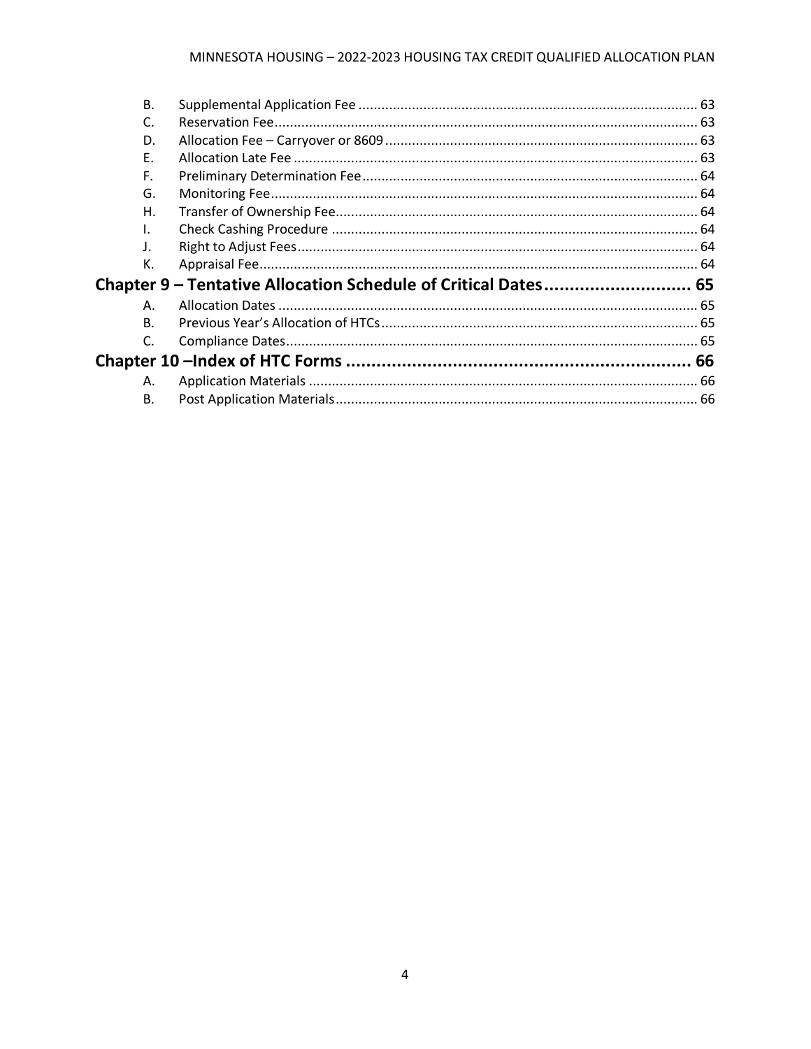B. Supplemental Application Fee ........................................................................................ 63
C. Reservation Fee.............................................................................................................. 63
D. Allocation Fee – Carryover or 8609 ................................................................................. 63
E. Allocation Late Fee ......................................................................................................... 63
F. Preliminary Determination Fee....................................................................................... 64
G. Monitoring Fee................................................................................................................ 64
H. Transfer of Ownership Fee.............................................................................................. 64
I. Check Cashing Procedure ............................................................................................... 64
J. Right to Adjust Fees........................................................................................................ 64
K. Appraisal Fee................................................................................................................... 64

**Chapter 9 – Tentative Allocation Schedule of Critical Dates............................ 65**

A. Allocation Dates ............................................................................................................. 65
B. Previous Year's Allocation of HTCs.................................................................................. 65
C. Compliance Dates........................................................................................................... 65

**Chapter 10 –Index of HTC Forms .................................................................... 66**

A. Application Materials ..................................................................................................... 66
B. Post Application Materials.............................................................................................. 66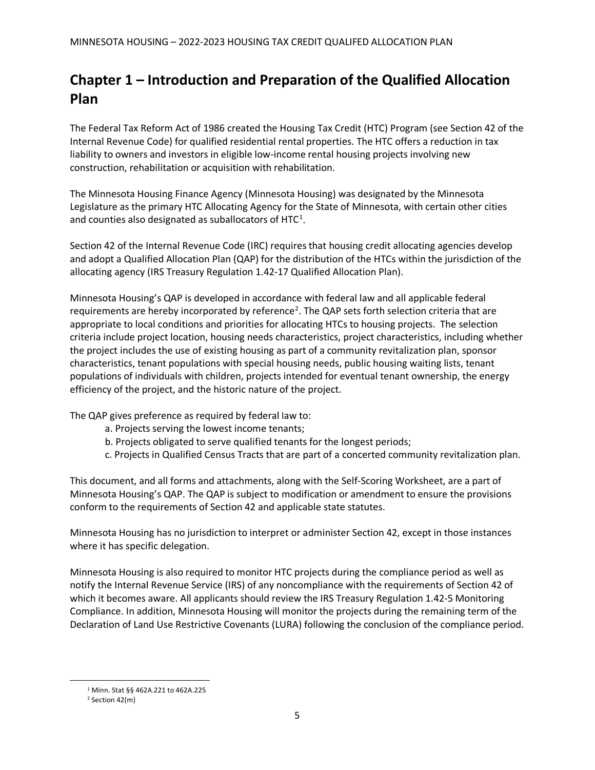# Chapter 1 – Introduction and Preparation of the Qualified Allocation Plan

The Federal Tax Reform Act of 1986 created the Housing Tax Credit (HTC) Program (see Section 42 of the Internal Revenue Code) for qualified residential rental properties. The HTC offers a reduction in tax liability to owners and investors in eligible low-income rental housing projects involving new construction, rehabilitation or acquisition with rehabilitation.

The Minnesota Housing Finance Agency (Minnesota Housing) was designated by the Minnesota Legislature as the primary HTC Allocating Agency for the State of Minnesota, with certain other cities and counties also designated as suballocators of HTC[1].

Section 42 of the Internal Revenue Code (IRC) requires that housing credit allocating agencies develop and adopt a Qualified Allocation Plan (QAP) for the distribution of the HTCs within the jurisdiction of the allocating agency (IRS Treasury Regulation 1.42-17 Qualified Allocation Plan).

Minnesota Housing's QAP is developed in accordance with federal law and all applicable federal requirements are hereby incorporated by reference[2]. The QAP sets forth selection criteria that are appropriate to local conditions and priorities for allocating HTCs to housing projects. The selection criteria include project location, housing needs characteristics, project characteristics, including whether the project includes the use of existing housing as part of a community revitalization plan, sponsor characteristics, tenant populations with special housing needs, public housing waiting lists, tenant populations of individuals with children, projects intended for eventual tenant ownership, the energy efficiency of the project, and the historic nature of the project.

The QAP gives preference as required by federal law to:

a. Projects serving the lowest income tenants;
b. Projects obligated to serve qualified tenants for the longest periods;
c. Projects in Qualified Census Tracts that are part of a concerted community revitalization plan.

This document, and all forms and attachments, along with the Self-Scoring Worksheet, are a part of Minnesota Housing's QAP. The QAP is subject to modification or amendment to ensure the provisions conform to the requirements of Section 42 and applicable state statutes.

Minnesota Housing has no jurisdiction to interpret or administer Section 42, except in those instances where it has specific delegation.

Minnesota Housing is also required to monitor HTC projects during the compliance period as well as notify the Internal Revenue Service (IRS) of any noncompliance with the requirements of Section 42 of which it becomes aware. All applicants should review the IRS Treasury Regulation 1.42-5 Monitoring Compliance. In addition, Minnesota Housing will monitor the projects during the remaining term of the Declaration of Land Use Restrictive Covenants (LURA) following the conclusion of the compliance period.

[1] Minn. Stat §§ 462A.221 to 462A.225

[2] Section 42(m)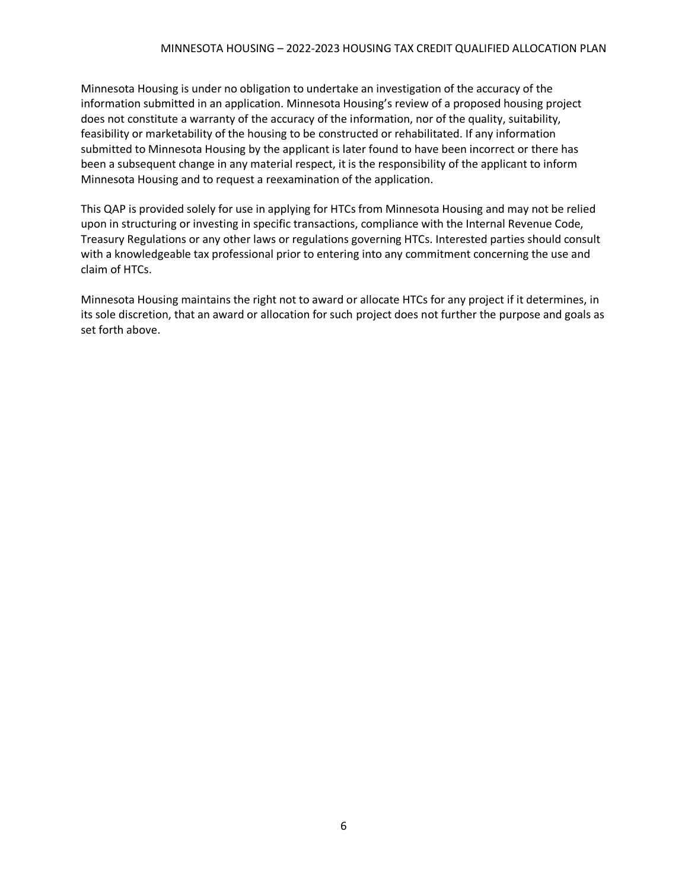Minnesota Housing is under no obligation to undertake an investigation of the accuracy of the information submitted in an application. Minnesota Housing's review of a proposed housing project does not constitute a warranty of the accuracy of the information, nor of the quality, suitability, feasibility or marketability of the housing to be constructed or rehabilitated. If any information submitted to Minnesota Housing by the applicant is later found to have been incorrect or there has been a subsequent change in any material respect, it is the responsibility of the applicant to inform Minnesota Housing and to request a reexamination of the application.

This QAP is provided solely for use in applying for HTCs from Minnesota Housing and may not be relied upon in structuring or investing in specific transactions, compliance with the Internal Revenue Code, Treasury Regulations or any other laws or regulations governing HTCs. Interested parties should consult with a knowledgeable tax professional prior to entering into any commitment concerning the use and claim of HTCs.

Minnesota Housing maintains the right not to award or allocate HTCs for any project if it determines, in its sole discretion, that an award or allocation for such project does not further the purpose and goals as set forth above.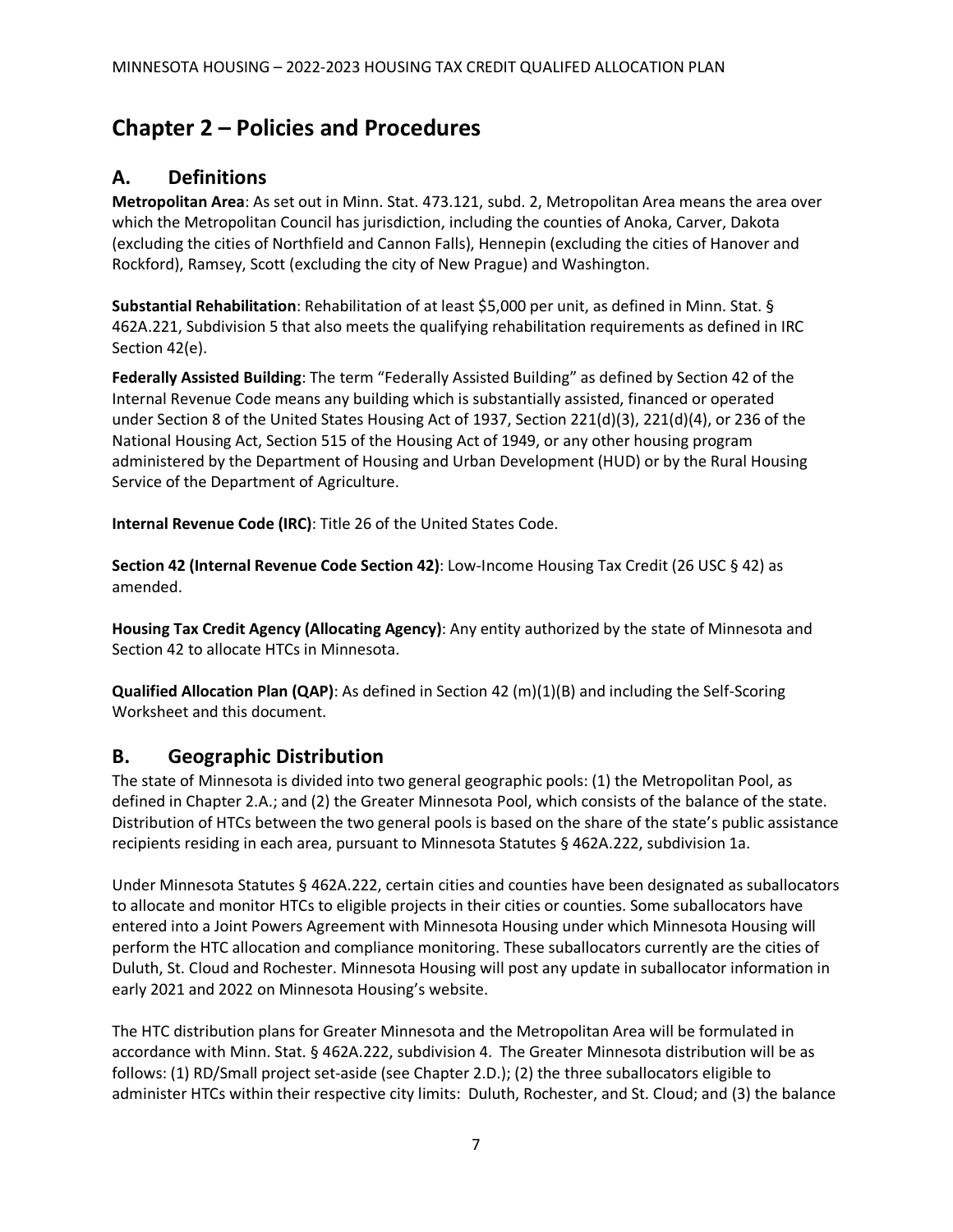# Chapter 2 – Policies and Procedures

## A. Definitions

**Metropolitan Area**: As set out in Minn. Stat. 473.121, subd. 2, Metropolitan Area means the area over which the Metropolitan Council has jurisdiction, including the counties of Anoka, Carver, Dakota (excluding the cities of Northfield and Cannon Falls), Hennepin (excluding the cities of Hanover and Rockford), Ramsey, Scott (excluding the city of New Prague) and Washington.

**Substantial Rehabilitation**: Rehabilitation of at least $5,000 per unit, as defined in Minn. Stat. § 462A.221, Subdivision 5 that also meets the qualifying rehabilitation requirements as defined in IRC Section 42(e).

**Federally Assisted Building**: The term "Federally Assisted Building" as defined by Section 42 of the Internal Revenue Code means any building which is substantially assisted, financed or operated under Section 8 of the United States Housing Act of 1937, Section 221(d)(3), 221(d)(4), or 236 of the National Housing Act, Section 515 of the Housing Act of 1949, or any other housing program administered by the Department of Housing and Urban Development (HUD) or by the Rural Housing Service of the Department of Agriculture.

**Internal Revenue Code (IRC)**: Title 26 of the United States Code.

**Section 42 (Internal Revenue Code Section 42)**: Low-Income Housing Tax Credit (26 USC § 42) as amended.

**Housing Tax Credit Agency (Allocating Agency)**: Any entity authorized by the state of Minnesota and Section 42 to allocate HTCs in Minnesota.

**Qualified Allocation Plan (QAP)**: As defined in Section 42 (m)(1)(B) and including the Self-Scoring Worksheet and this document.

## B. Geographic Distribution

The state of Minnesota is divided into two general geographic pools: (1) the Metropolitan Pool, as defined in Chapter 2.A.; and (2) the Greater Minnesota Pool, which consists of the balance of the state. Distribution of HTCs between the two general pools is based on the share of the state's public assistance recipients residing in each area, pursuant to Minnesota Statutes § 462A.222, subdivision 1a.

Under Minnesota Statutes § 462A.222, certain cities and counties have been designated as suballocators to allocate and monitor HTCs to eligible projects in their cities or counties. Some suballocators have entered into a Joint Powers Agreement with Minnesota Housing under which Minnesota Housing will perform the HTC allocation and compliance monitoring. These suballocators currently are the cities of Duluth, St. Cloud and Rochester. Minnesota Housing will post any update in suballocator information in early 2021 and 2022 on Minnesota Housing's website.

The HTC distribution plans for Greater Minnesota and the Metropolitan Area will be formulated in accordance with Minn. Stat. § 462A.222, subdivision 4. The Greater Minnesota distribution will be as follows: (1) RD/Small project set-aside (see Chapter 2.D.); (2) the three suballocators eligible to administer HTCs within their respective city limits: Duluth, Rochester, and St. Cloud; and (3) the balance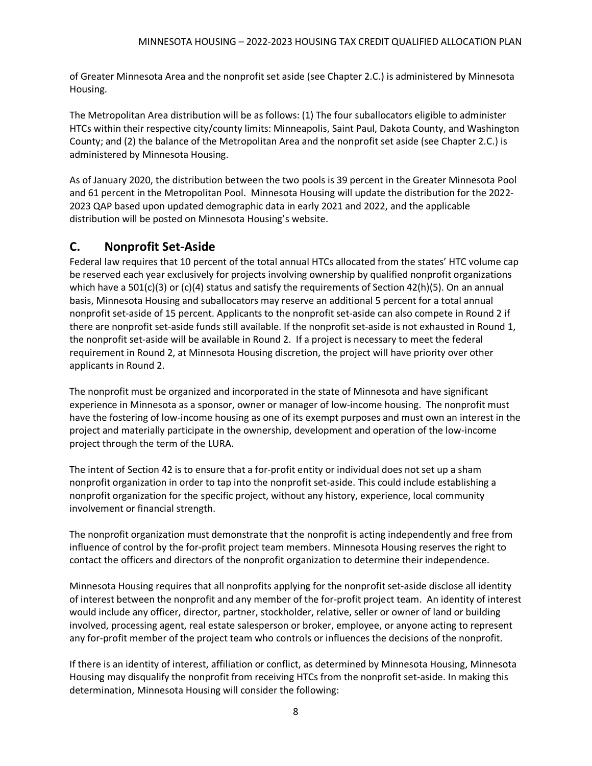of Greater Minnesota Area and the nonprofit set aside (see Chapter 2.C.) is administered by Minnesota Housing.

The Metropolitan Area distribution will be as follows: (1) The four suballocators eligible to administer HTCs within their respective city/county limits: Minneapolis, Saint Paul, Dakota County, and Washington County; and (2) the balance of the Metropolitan Area and the nonprofit set aside (see Chapter 2.C.) is administered by Minnesota Housing.

As of January 2020, the distribution between the two pools is 39 percent in the Greater Minnesota Pool and 61 percent in the Metropolitan Pool. Minnesota Housing will update the distribution for the 2022-2023 QAP based upon updated demographic data in early 2021 and 2022, and the applicable distribution will be posted on Minnesota Housing's website.

## C. Nonprofit Set-Aside

Federal law requires that 10 percent of the total annual HTCs allocated from the states' HTC volume cap be reserved each year exclusively for projects involving ownership by qualified nonprofit organizations which have a 501(c)(3) or (c)(4) status and satisfy the requirements of Section 42(h)(5). On an annual basis, Minnesota Housing and suballocators may reserve an additional 5 percent for a total annual nonprofit set-aside of 15 percent. Applicants to the nonprofit set-aside can also compete in Round 2 if there are nonprofit set-aside funds still available. If the nonprofit set-aside is not exhausted in Round 1, the nonprofit set-aside will be available in Round 2. If a project is necessary to meet the federal requirement in Round 2, at Minnesota Housing discretion, the project will have priority over other applicants in Round 2.

The nonprofit must be organized and incorporated in the state of Minnesota and have significant experience in Minnesota as a sponsor, owner or manager of low-income housing. The nonprofit must have the fostering of low-income housing as one of its exempt purposes and must own an interest in the project and materially participate in the ownership, development and operation of the low-income project through the term of the LURA.

The intent of Section 42 is to ensure that a for-profit entity or individual does not set up a sham nonprofit organization in order to tap into the nonprofit set-aside. This could include establishing a nonprofit organization for the specific project, without any history, experience, local community involvement or financial strength.

The nonprofit organization must demonstrate that the nonprofit is acting independently and free from influence of control by the for-profit project team members. Minnesota Housing reserves the right to contact the officers and directors of the nonprofit organization to determine their independence.

Minnesota Housing requires that all nonprofits applying for the nonprofit set-aside disclose all identity of interest between the nonprofit and any member of the for-profit project team. An identity of interest would include any officer, director, partner, stockholder, relative, seller or owner of land or building involved, processing agent, real estate salesperson or broker, employee, or anyone acting to represent any for-profit member of the project team who controls or influences the decisions of the nonprofit.

If there is an identity of interest, affiliation or conflict, as determined by Minnesota Housing, Minnesota Housing may disqualify the nonprofit from receiving HTCs from the nonprofit set-aside. In making this determination, Minnesota Housing will consider the following: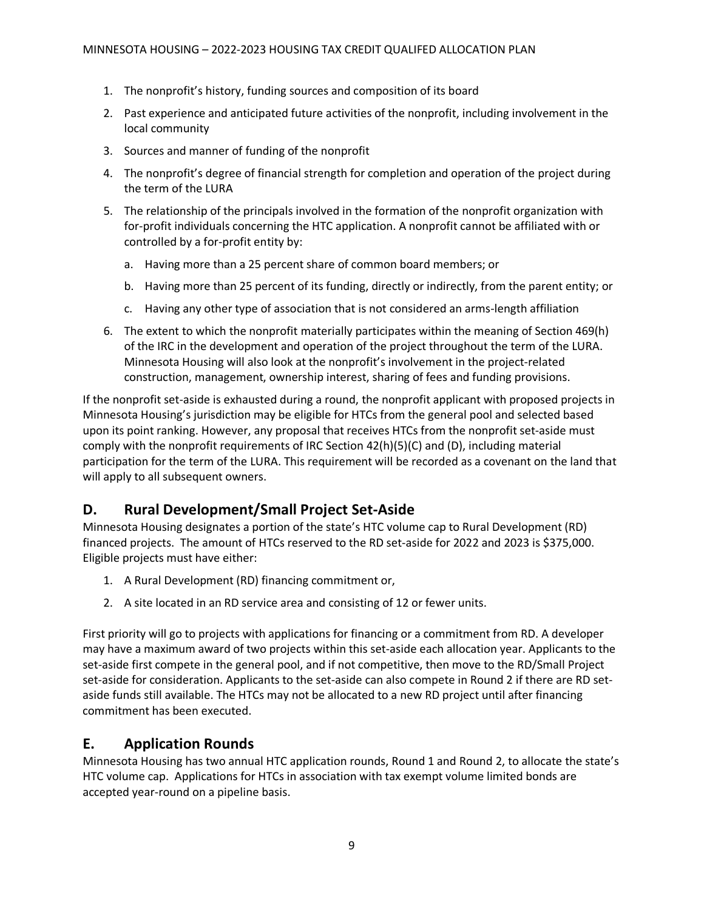1. The nonprofit's history, funding sources and composition of its board
2. Past experience and anticipated future activities of the nonprofit, including involvement in the local community
3. Sources and manner of funding of the nonprofit
4. The nonprofit's degree of financial strength for completion and operation of the project during the term of the LURA
5. The relationship of the principals involved in the formation of the nonprofit organization with for-profit individuals concerning the HTC application. A nonprofit cannot be affiliated with or controlled by a for-profit entity by:
    a. Having more than a 25 percent share of common board members; or
    b. Having more than 25 percent of its funding, directly or indirectly, from the parent entity; or
    c. Having any other type of association that is not considered an arms-length affiliation
6. The extent to which the nonprofit materially participates within the meaning of Section 469(h) of the IRC in the development and operation of the project throughout the term of the LURA. Minnesota Housing will also look at the nonprofit's involvement in the project-related construction, management, ownership interest, sharing of fees and funding provisions.

If the nonprofit set-aside is exhausted during a round, the nonprofit applicant with proposed projects in Minnesota Housing's jurisdiction may be eligible for HTCs from the general pool and selected based upon its point ranking. However, any proposal that receives HTCs from the nonprofit set-aside must comply with the nonprofit requirements of IRC Section 42(h)(5)(C) and (D), including material participation for the term of the LURA. This requirement will be recorded as a covenant on the land that will apply to all subsequent owners.

## D. Rural Development/Small Project Set-Aside

Minnesota Housing designates a portion of the state's HTC volume cap to Rural Development (RD) financed projects. The amount of HTCs reserved to the RD set-aside for 2022 and 2023 is $375,000. Eligible projects must have either:

1. A Rural Development (RD) financing commitment or,
2. A site located in an RD service area and consisting of 12 or fewer units.

First priority will go to projects with applications for financing or a commitment from RD. A developer may have a maximum award of two projects within this set-aside each allocation year. Applicants to the set-aside first compete in the general pool, and if not competitive, then move to the RD/Small Project set-aside for consideration. Applicants to the set-aside can also compete in Round 2 if there are RD set-aside funds still available. The HTCs may not be allocated to a new RD project until after financing commitment has been executed.

## E. Application Rounds

Minnesota Housing has two annual HTC application rounds, Round 1 and Round 2, to allocate the state's HTC volume cap. Applications for HTCs in association with tax exempt volume limited bonds are accepted year-round on a pipeline basis.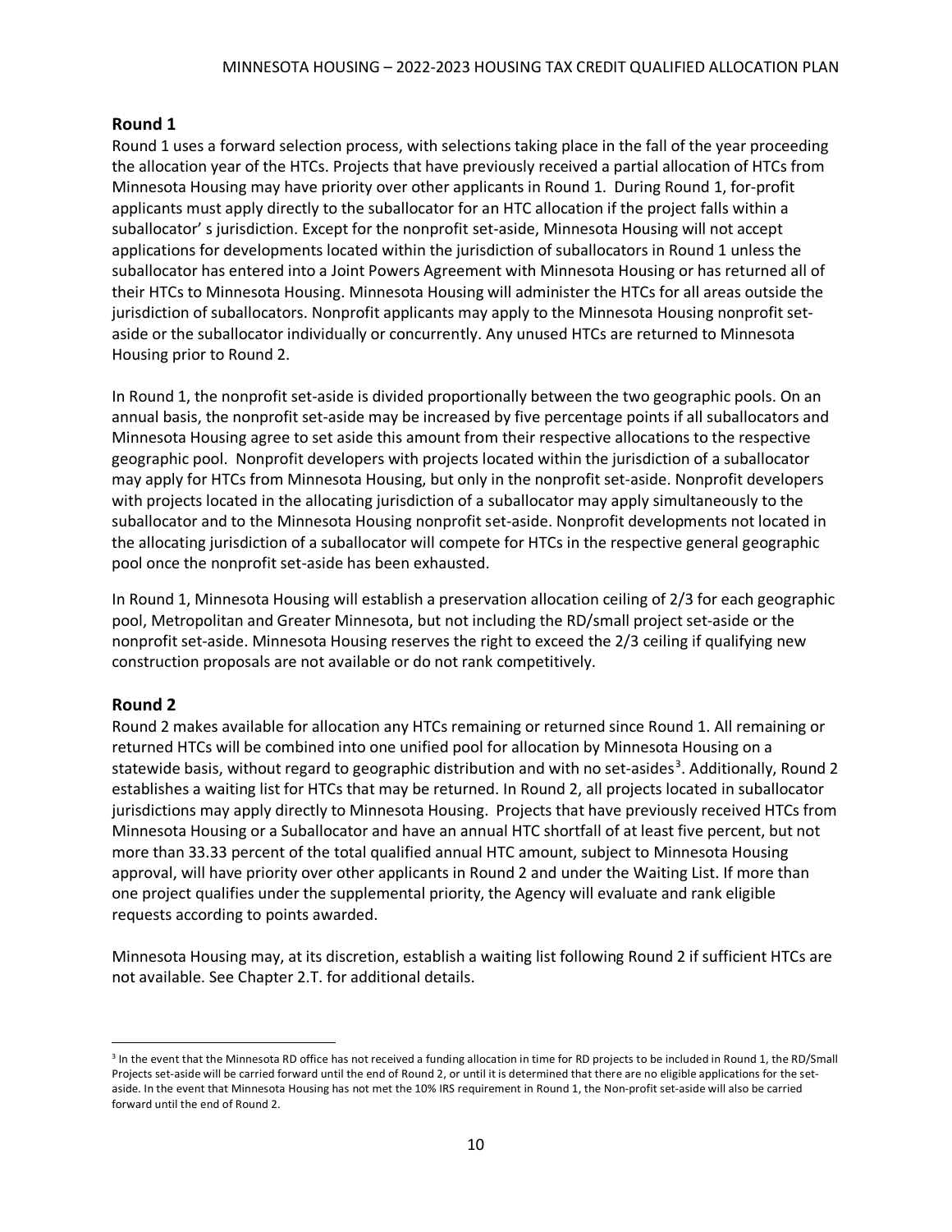## Round 1

Round 1 uses a forward selection process, with selections taking place in the fall of the year proceeding the allocation year of the HTCs. Projects that have previously received a partial allocation of HTCs from Minnesota Housing may have priority over other applicants in Round 1. During Round 1, for-profit applicants must apply directly to the suballocator for an HTC allocation if the project falls within a suballocator' s jurisdiction. Except for the nonprofit set-aside, Minnesota Housing will not accept applications for developments located within the jurisdiction of suballocators in Round 1 unless the suballocator has entered into a Joint Powers Agreement with Minnesota Housing or has returned all of their HTCs to Minnesota Housing. Minnesota Housing will administer the HTCs for all areas outside the jurisdiction of suballocators. Nonprofit applicants may apply to the Minnesota Housing nonprofit set-aside or the suballocator individually or concurrently. Any unused HTCs are returned to Minnesota Housing prior to Round 2.

In Round 1, the nonprofit set-aside is divided proportionally between the two geographic pools. On an annual basis, the nonprofit set-aside may be increased by five percentage points if all suballocators and Minnesota Housing agree to set aside this amount from their respective allocations to the respective geographic pool. Nonprofit developers with projects located within the jurisdiction of a suballocator may apply for HTCs from Minnesota Housing, but only in the nonprofit set-aside. Nonprofit developers with projects located in the allocating jurisdiction of a suballocator may apply simultaneously to the suballocator and to the Minnesota Housing nonprofit set-aside. Nonprofit developments not located in the allocating jurisdiction of a suballocator will compete for HTCs in the respective general geographic pool once the nonprofit set-aside has been exhausted.

In Round 1, Minnesota Housing will establish a preservation allocation ceiling of 2/3 for each geographic pool, Metropolitan and Greater Minnesota, but not including the RD/small project set-aside or the nonprofit set-aside. Minnesota Housing reserves the right to exceed the 2/3 ceiling if qualifying new construction proposals are not available or do not rank competitively.

## Round 2

Round 2 makes available for allocation any HTCs remaining or returned since Round 1. All remaining or returned HTCs will be combined into one unified pool for allocation by Minnesota Housing on a statewide basis, without regard to geographic distribution and with no set-asides[3]. Additionally, Round 2 establishes a waiting list for HTCs that may be returned. In Round 2, all projects located in suballocator jurisdictions may apply directly to Minnesota Housing. Projects that have previously received HTCs from Minnesota Housing or a Suballocator and have an annual HTC shortfall of at least five percent, but not more than 33.33 percent of the total qualified annual HTC amount, subject to Minnesota Housing approval, will have priority over other applicants in Round 2 and under the Waiting List. If more than one project qualifies under the supplemental priority, the Agency will evaluate and rank eligible requests according to points awarded.

Minnesota Housing may, at its discretion, establish a waiting list following Round 2 if sufficient HTCs are not available. See Chapter 2.T. for additional details.

[3] In the event that the Minnesota RD office has not received a funding allocation in time for RD projects to be included in Round 1, the RD/Small Projects set-aside will be carried forward until the end of Round 2, or until it is determined that there are no eligible applications for the set-aside. In the event that Minnesota Housing has not met the 10% IRS requirement in Round 1, the Non-profit set-aside will also be carried forward until the end of Round 2.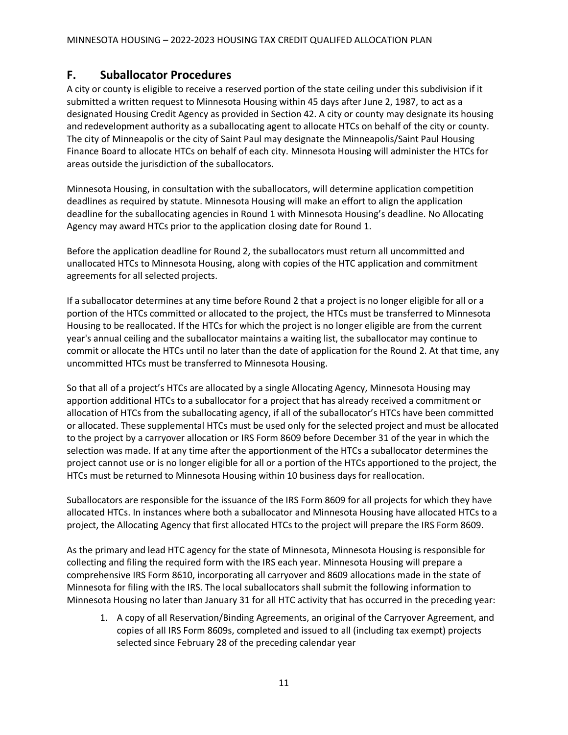## F. Suballocator Procedures

A city or county is eligible to receive a reserved portion of the state ceiling under this subdivision if it submitted a written request to Minnesota Housing within 45 days after June 2, 1987, to act as a designated Housing Credit Agency as provided in Section 42. A city or county may designate its housing and redevelopment authority as a suballocating agent to allocate HTCs on behalf of the city or county. The city of Minneapolis or the city of Saint Paul may designate the Minneapolis/Saint Paul Housing Finance Board to allocate HTCs on behalf of each city. Minnesota Housing will administer the HTCs for areas outside the jurisdiction of the suballocators.

Minnesota Housing, in consultation with the suballocators, will determine application competition deadlines as required by statute. Minnesota Housing will make an effort to align the application deadline for the suballocating agencies in Round 1 with Minnesota Housing's deadline. No Allocating Agency may award HTCs prior to the application closing date for Round 1.

Before the application deadline for Round 2, the suballocators must return all uncommitted and unallocated HTCs to Minnesota Housing, along with copies of the HTC application and commitment agreements for all selected projects.

If a suballocator determines at any time before Round 2 that a project is no longer eligible for all or a portion of the HTCs committed or allocated to the project, the HTCs must be transferred to Minnesota Housing to be reallocated. If the HTCs for which the project is no longer eligible are from the current year's annual ceiling and the suballocator maintains a waiting list, the suballocator may continue to commit or allocate the HTCs until no later than the date of application for the Round 2. At that time, any uncommitted HTCs must be transferred to Minnesota Housing.

So that all of a project's HTCs are allocated by a single Allocating Agency, Minnesota Housing may apportion additional HTCs to a suballocator for a project that has already received a commitment or allocation of HTCs from the suballocating agency, if all of the suballocator's HTCs have been committed or allocated. These supplemental HTCs must be used only for the selected project and must be allocated to the project by a carryover allocation or IRS Form 8609 before December 31 of the year in which the selection was made. If at any time after the apportionment of the HTCs a suballocator determines the project cannot use or is no longer eligible for all or a portion of the HTCs apportioned to the project, the HTCs must be returned to Minnesota Housing within 10 business days for reallocation.

Suballocators are responsible for the issuance of the IRS Form 8609 for all projects for which they have allocated HTCs. In instances where both a suballocator and Minnesota Housing have allocated HTCs to a project, the Allocating Agency that first allocated HTCs to the project will prepare the IRS Form 8609.

As the primary and lead HTC agency for the state of Minnesota, Minnesota Housing is responsible for collecting and filing the required form with the IRS each year. Minnesota Housing will prepare a comprehensive IRS Form 8610, incorporating all carryover and 8609 allocations made in the state of Minnesota for filing with the IRS. The local suballocators shall submit the following information to Minnesota Housing no later than January 31 for all HTC activity that has occurred in the preceding year:

1. A copy of all Reservation/Binding Agreements, an original of the Carryover Agreement, and copies of all IRS Form 8609s, completed and issued to all (including tax exempt) projects selected since February 28 of the preceding calendar year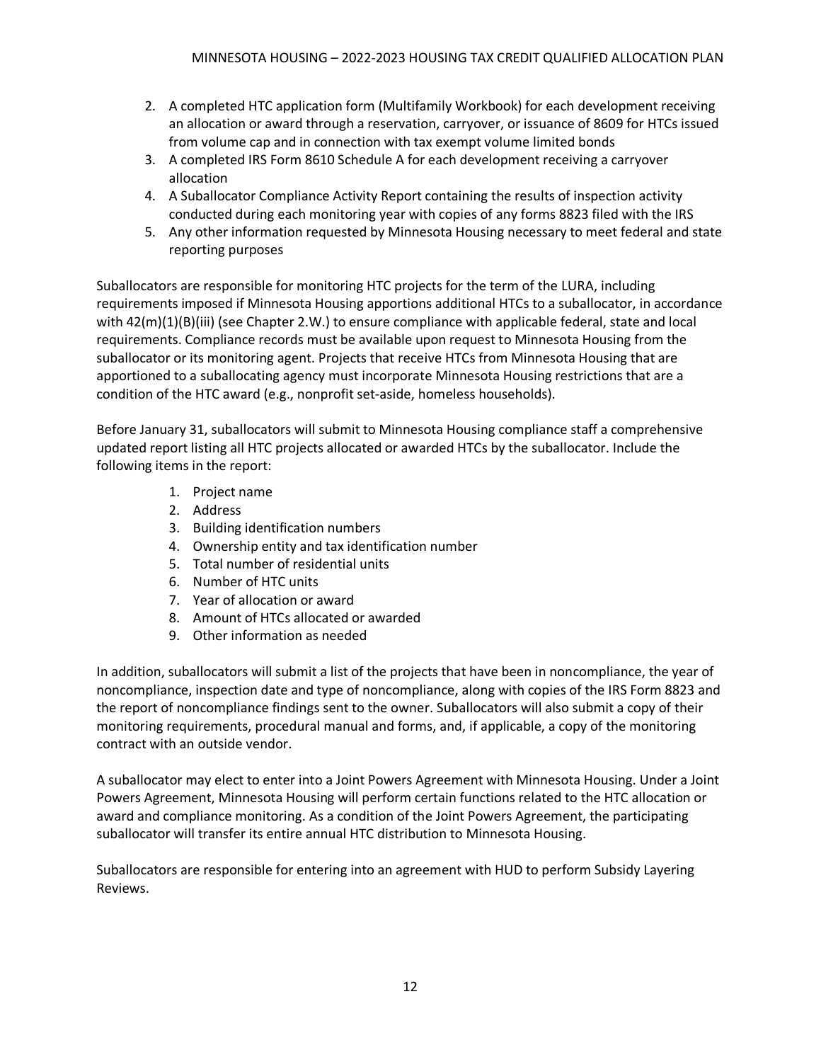2. A completed HTC application form (Multifamily Workbook) for each development receiving an allocation or award through a reservation, carryover, or issuance of 8609 for HTCs issued from volume cap and in connection with tax exempt volume limited bonds
3. A completed IRS Form 8610 Schedule A for each development receiving a carryover allocation
4. A Suballocator Compliance Activity Report containing the results of inspection activity conducted during each monitoring year with copies of any forms 8823 filed with the IRS
5. Any other information requested by Minnesota Housing necessary to meet federal and state reporting purposes

Suballocators are responsible for monitoring HTC projects for the term of the LURA, including requirements imposed if Minnesota Housing apportions additional HTCs to a suballocator, in accordance with 42(m)(1)(B)(iii) (see Chapter 2.W.) to ensure compliance with applicable federal, state and local requirements. Compliance records must be available upon request to Minnesota Housing from the suballocator or its monitoring agent. Projects that receive HTCs from Minnesota Housing that are apportioned to a suballocating agency must incorporate Minnesota Housing restrictions that are a condition of the HTC award (e.g., nonprofit set-aside, homeless households).

Before January 31, suballocators will submit to Minnesota Housing compliance staff a comprehensive updated report listing all HTC projects allocated or awarded HTCs by the suballocator. Include the following items in the report:

1. Project name
2. Address
3. Building identification numbers
4. Ownership entity and tax identification number
5. Total number of residential units
6. Number of HTC units
7. Year of allocation or award
8. Amount of HTCs allocated or awarded
9. Other information as needed

In addition, suballocators will submit a list of the projects that have been in noncompliance, the year of noncompliance, inspection date and type of noncompliance, along with copies of the IRS Form 8823 and the report of noncompliance findings sent to the owner. Suballocators will also submit a copy of their monitoring requirements, procedural manual and forms, and, if applicable, a copy of the monitoring contract with an outside vendor.

A suballocator may elect to enter into a Joint Powers Agreement with Minnesota Housing. Under a Joint Powers Agreement, Minnesota Housing will perform certain functions related to the HTC allocation or award and compliance monitoring. As a condition of the Joint Powers Agreement, the participating suballocator will transfer its entire annual HTC distribution to Minnesota Housing.

Suballocators are responsible for entering into an agreement with HUD to perform Subsidy Layering Reviews.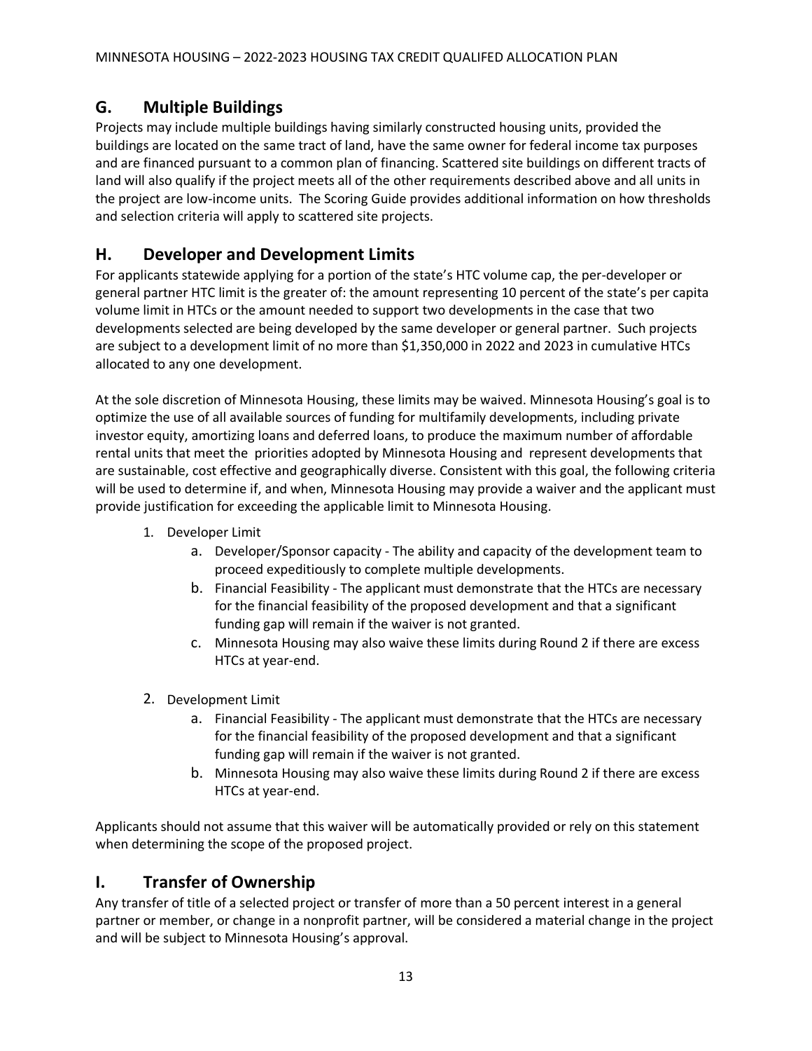## G. Multiple Buildings

Projects may include multiple buildings having similarly constructed housing units, provided the buildings are located on the same tract of land, have the same owner for federal income tax purposes and are financed pursuant to a common plan of financing. Scattered site buildings on different tracts of land will also qualify if the project meets all of the other requirements described above and all units in the project are low-income units. The Scoring Guide provides additional information on how thresholds and selection criteria will apply to scattered site projects.

## H. Developer and Development Limits

For applicants statewide applying for a portion of the state's HTC volume cap, the per-developer or general partner HTC limit is the greater of: the amount representing 10 percent of the state's per capita volume limit in HTCs or the amount needed to support two developments in the case that two developments selected are being developed by the same developer or general partner. Such projects are subject to a development limit of no more than $1,350,000 in 2022 and 2023 in cumulative HTCs allocated to any one development.

At the sole discretion of Minnesota Housing, these limits may be waived. Minnesota Housing's goal is to optimize the use of all available sources of funding for multifamily developments, including private investor equity, amortizing loans and deferred loans, to produce the maximum number of affordable rental units that meet the priorities adopted by Minnesota Housing and represent developments that are sustainable, cost effective and geographically diverse. Consistent with this goal, the following criteria will be used to determine if, and when, Minnesota Housing may provide a waiver and the applicant must provide justification for exceeding the applicable limit to Minnesota Housing.

1. Developer Limit
   a. Developer/Sponsor capacity - The ability and capacity of the development team to proceed expeditiously to complete multiple developments.
   b. Financial Feasibility - The applicant must demonstrate that the HTCs are necessary for the financial feasibility of the proposed development and that a significant funding gap will remain if the waiver is not granted.
   c. Minnesota Housing may also waive these limits during Round 2 if there are excess HTCs at year-end.

2. Development Limit
   a. Financial Feasibility - The applicant must demonstrate that the HTCs are necessary for the financial feasibility of the proposed development and that a significant funding gap will remain if the waiver is not granted.
   b. Minnesota Housing may also waive these limits during Round 2 if there are excess HTCs at year-end.

Applicants should not assume that this waiver will be automatically provided or rely on this statement when determining the scope of the proposed project.

## I. Transfer of Ownership

Any transfer of title of a selected project or transfer of more than a 50 percent interest in a general partner or member, or change in a nonprofit partner, will be considered a material change in the project and will be subject to Minnesota Housing's approval.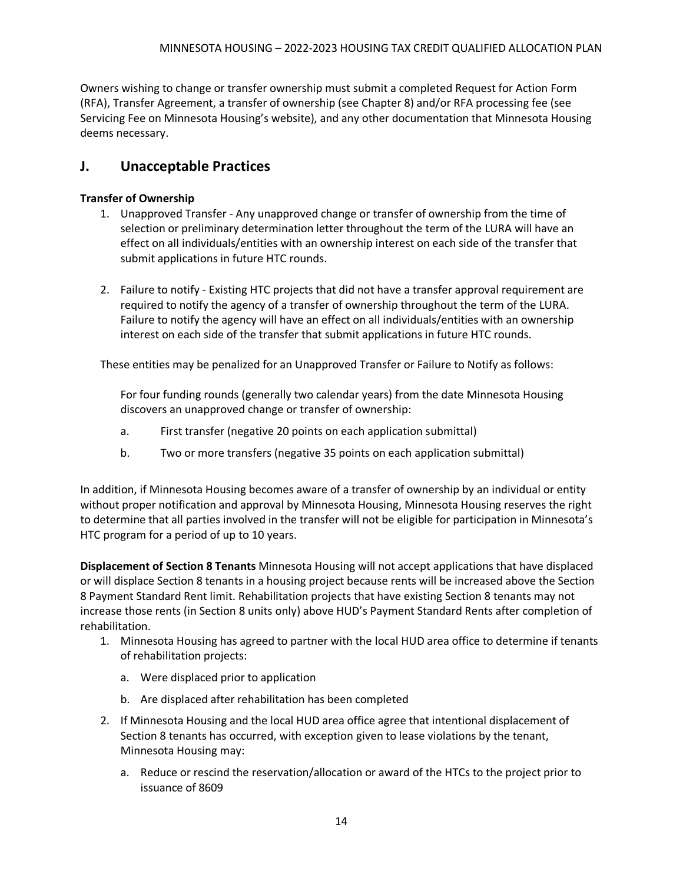Owners wishing to change or transfer ownership must submit a completed Request for Action Form (RFA), Transfer Agreement, a transfer of ownership (see Chapter 8) and/or RFA processing fee (see Servicing Fee on Minnesota Housing's website), and any other documentation that Minnesota Housing deems necessary.

## J. Unacceptable Practices

**Transfer of Ownership**

1. Unapproved Transfer - Any unapproved change or transfer of ownership from the time of selection or preliminary determination letter throughout the term of the LURA will have an effect on all individuals/entities with an ownership interest on each side of the transfer that submit applications in future HTC rounds.

2. Failure to notify - Existing HTC projects that did not have a transfer approval requirement are required to notify the agency of a transfer of ownership throughout the term of the LURA. Failure to notify the agency will have an effect on all individuals/entities with an ownership interest on each side of the transfer that submit applications in future HTC rounds.

These entities may be penalized for an Unapproved Transfer or Failure to Notify as follows:

For four funding rounds (generally two calendar years) from the date Minnesota Housing discovers an unapproved change or transfer of ownership:

a. First transfer (negative 20 points on each application submittal)

b. Two or more transfers (negative 35 points on each application submittal)

In addition, if Minnesota Housing becomes aware of a transfer of ownership by an individual or entity without proper notification and approval by Minnesota Housing, Minnesota Housing reserves the right to determine that all parties involved in the transfer will not be eligible for participation in Minnesota's HTC program for a period of up to 10 years.

**Displacement of Section 8 Tenants** Minnesota Housing will not accept applications that have displaced or will displace Section 8 tenants in a housing project because rents will be increased above the Section 8 Payment Standard Rent limit. Rehabilitation projects that have existing Section 8 tenants may not increase those rents (in Section 8 units only) above HUD's Payment Standard Rents after completion of rehabilitation.

1. Minnesota Housing has agreed to partner with the local HUD area office to determine if tenants of rehabilitation projects:
   a. Were displaced prior to application
   b. Are displaced after rehabilitation has been completed
2. If Minnesota Housing and the local HUD area office agree that intentional displacement of Section 8 tenants has occurred, with exception given to lease violations by the tenant, Minnesota Housing may:
   a. Reduce or rescind the reservation/allocation or award of the HTCs to the project prior to issuance of 8609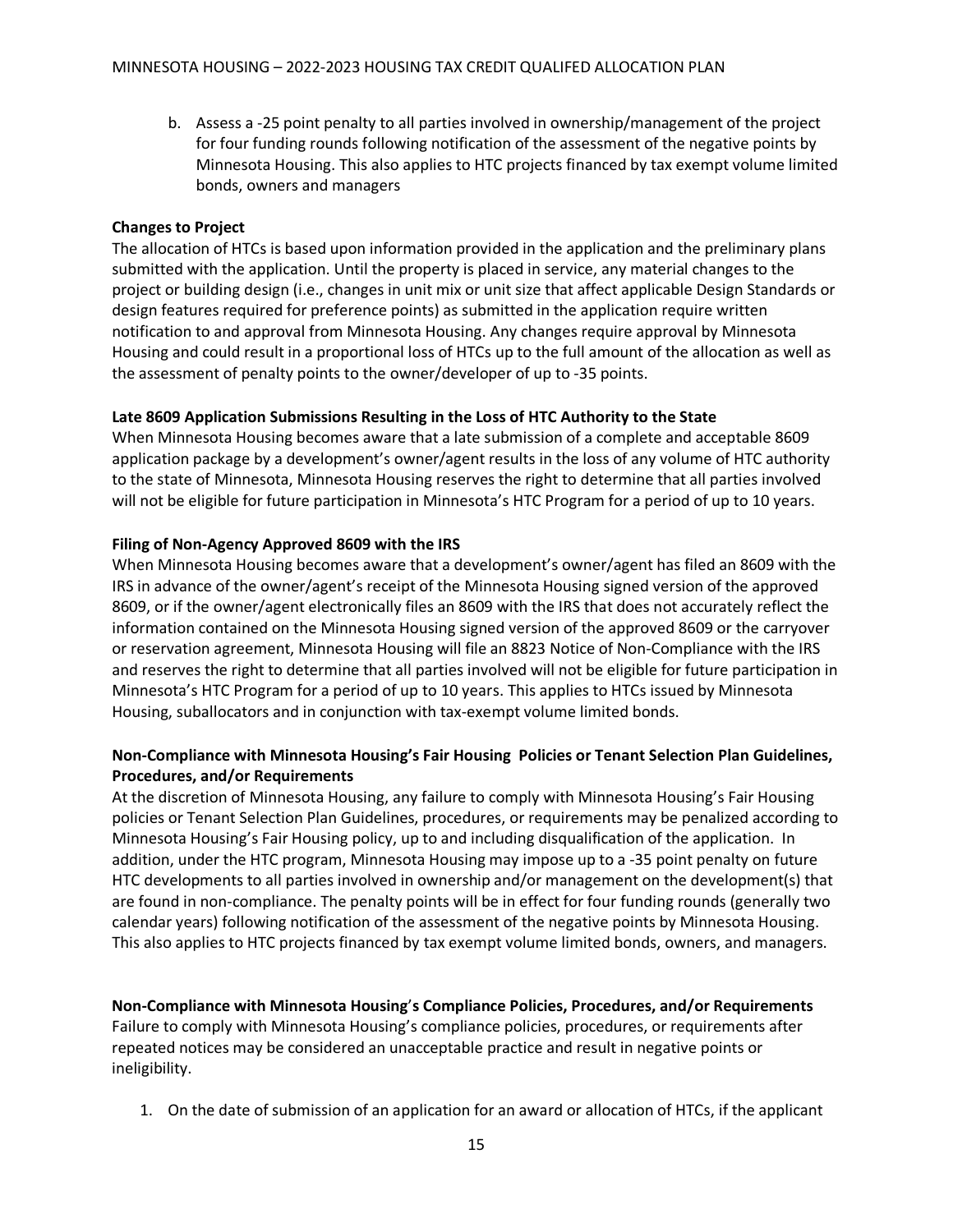b. Assess a -25 point penalty to all parties involved in ownership/management of the project for four funding rounds following notification of the assessment of the negative points by Minnesota Housing. This also applies to HTC projects financed by tax exempt volume limited bonds, owners and managers

**Changes to Project**

The allocation of HTCs is based upon information provided in the application and the preliminary plans submitted with the application. Until the property is placed in service, any material changes to the project or building design (i.e., changes in unit mix or unit size that affect applicable Design Standards or design features required for preference points) as submitted in the application require written notification to and approval from Minnesota Housing. Any changes require approval by Minnesota Housing and could result in a proportional loss of HTCs up to the full amount of the allocation as well as the assessment of penalty points to the owner/developer of up to -35 points.

**Late 8609 Application Submissions Resulting in the Loss of HTC Authority to the State**

When Minnesota Housing becomes aware that a late submission of a complete and acceptable 8609 application package by a development's owner/agent results in the loss of any volume of HTC authority to the state of Minnesota, Minnesota Housing reserves the right to determine that all parties involved will not be eligible for future participation in Minnesota's HTC Program for a period of up to 10 years.

**Filing of Non-Agency Approved 8609 with the IRS**

When Minnesota Housing becomes aware that a development's owner/agent has filed an 8609 with the IRS in advance of the owner/agent's receipt of the Minnesota Housing signed version of the approved 8609, or if the owner/agent electronically files an 8609 with the IRS that does not accurately reflect the information contained on the Minnesota Housing signed version of the approved 8609 or the carryover or reservation agreement, Minnesota Housing will file an 8823 Notice of Non-Compliance with the IRS and reserves the right to determine that all parties involved will not be eligible for future participation in Minnesota's HTC Program for a period of up to 10 years. This applies to HTCs issued by Minnesota Housing, suballocators and in conjunction with tax-exempt volume limited bonds.

**Non-Compliance with Minnesota Housing's Fair Housing Policies or Tenant Selection Plan Guidelines, Procedures, and/or Requirements**

At the discretion of Minnesota Housing, any failure to comply with Minnesota Housing's Fair Housing policies or Tenant Selection Plan Guidelines, procedures, or requirements may be penalized according to Minnesota Housing's Fair Housing policy, up to and including disqualification of the application. In addition, under the HTC program, Minnesota Housing may impose up to a -35 point penalty on future HTC developments to all parties involved in ownership and/or management on the development(s) that are found in non-compliance. The penalty points will be in effect for four funding rounds (generally two calendar years) following notification of the assessment of the negative points by Minnesota Housing. This also applies to HTC projects financed by tax exempt volume limited bonds, owners, and managers.

**Non-Compliance with Minnesota Housing's Compliance Policies, Procedures, and/or Requirements**

Failure to comply with Minnesota Housing's compliance policies, procedures, or requirements after repeated notices may be considered an unacceptable practice and result in negative points or ineligibility.

1. On the date of submission of an application for an award or allocation of HTCs, if the applicant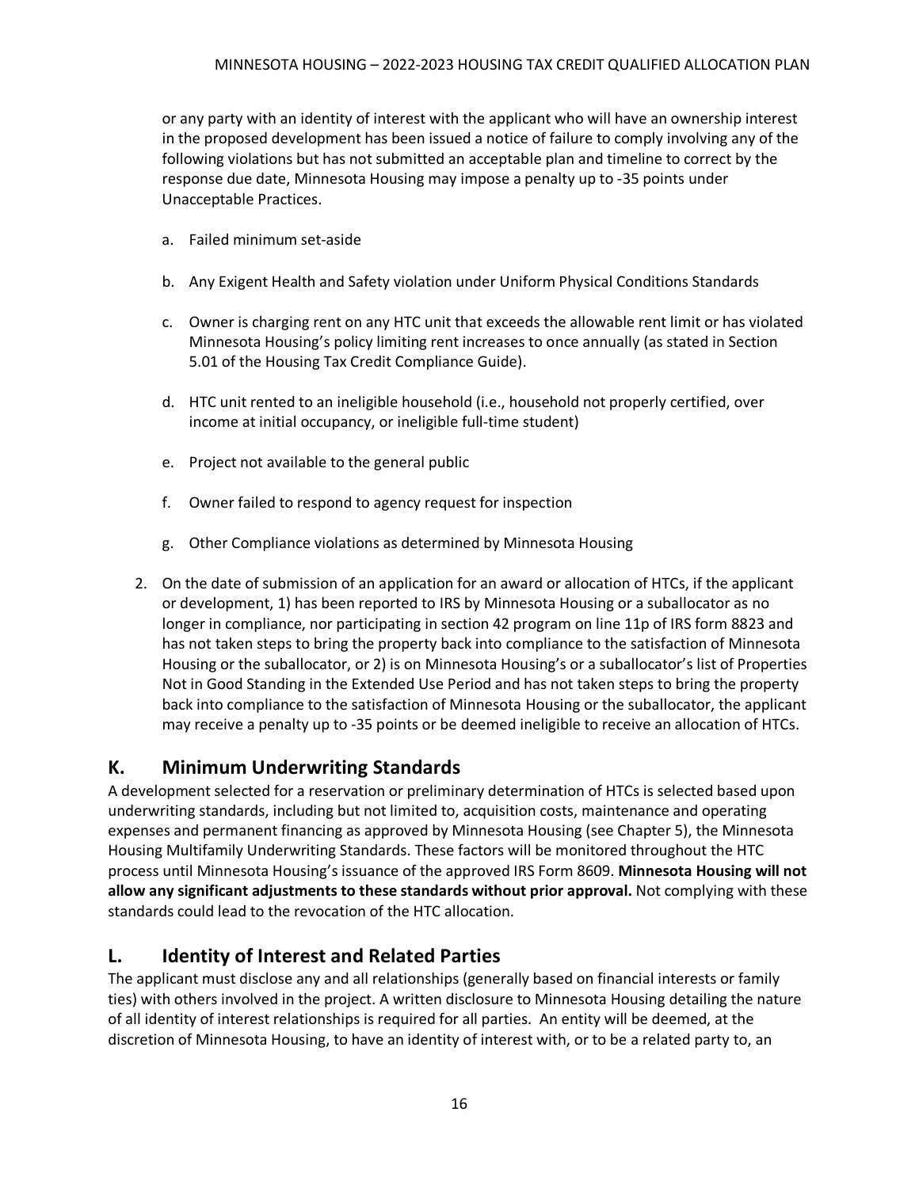or any party with an identity of interest with the applicant who will have an ownership interest in the proposed development has been issued a notice of failure to comply involving any of the following violations but has not submitted an acceptable plan and timeline to correct by the response due date, Minnesota Housing may impose a penalty up to -35 points under Unacceptable Practices.

a. Failed minimum set-aside

b. Any Exigent Health and Safety violation under Uniform Physical Conditions Standards

c. Owner is charging rent on any HTC unit that exceeds the allowable rent limit or has violated Minnesota Housing's policy limiting rent increases to once annually (as stated in Section 5.01 of the Housing Tax Credit Compliance Guide).

d. HTC unit rented to an ineligible household (i.e., household not properly certified, over income at initial occupancy, or ineligible full-time student)

e. Project not available to the general public

f. Owner failed to respond to agency request for inspection

g. Other Compliance violations as determined by Minnesota Housing

2. On the date of submission of an application for an award or allocation of HTCs, if the applicant or development, 1) has been reported to IRS by Minnesota Housing or a suballocator as no longer in compliance, nor participating in section 42 program on line 11p of IRS form 8823 and has not taken steps to bring the property back into compliance to the satisfaction of Minnesota Housing or the suballocator, or 2) is on Minnesota Housing's or a suballocator's list of Properties Not in Good Standing in the Extended Use Period and has not taken steps to bring the property back into compliance to the satisfaction of Minnesota Housing or the suballocator, the applicant may receive a penalty up to -35 points or be deemed ineligible to receive an allocation of HTCs.

## K. Minimum Underwriting Standards

A development selected for a reservation or preliminary determination of HTCs is selected based upon underwriting standards, including but not limited to, acquisition costs, maintenance and operating expenses and permanent financing as approved by Minnesota Housing (see Chapter 5), the Minnesota Housing Multifamily Underwriting Standards. These factors will be monitored throughout the HTC process until Minnesota Housing's issuance of the approved IRS Form 8609. **Minnesota Housing will not allow any significant adjustments to these standards without prior approval.** Not complying with these standards could lead to the revocation of the HTC allocation.

## L. Identity of Interest and Related Parties

The applicant must disclose any and all relationships (generally based on financial interests or family ties) with others involved in the project. A written disclosure to Minnesota Housing detailing the nature of all identity of interest relationships is required for all parties. An entity will be deemed, at the discretion of Minnesota Housing, to have an identity of interest with, or to be a related party to, an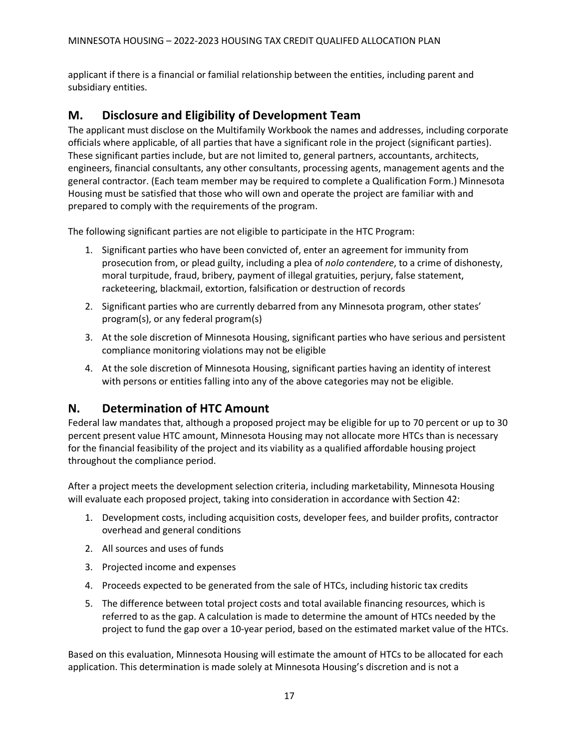applicant if there is a financial or familial relationship between the entities, including parent and subsidiary entities.

## M. Disclosure and Eligibility of Development Team

The applicant must disclose on the Multifamily Workbook the names and addresses, including corporate officials where applicable, of all parties that have a significant role in the project (significant parties). These significant parties include, but are not limited to, general partners, accountants, architects, engineers, financial consultants, any other consultants, processing agents, management agents and the general contractor. (Each team member may be required to complete a Qualification Form.) Minnesota Housing must be satisfied that those who will own and operate the project are familiar with and prepared to comply with the requirements of the program.

The following significant parties are not eligible to participate in the HTC Program:

1. Significant parties who have been convicted of, enter an agreement for immunity from prosecution from, or plead guilty, including a plea of *nolo contendere*, to a crime of dishonesty, moral turpitude, fraud, bribery, payment of illegal gratuities, perjury, false statement, racketeering, blackmail, extortion, falsification or destruction of records
2. Significant parties who are currently debarred from any Minnesota program, other states' program(s), or any federal program(s)
3. At the sole discretion of Minnesota Housing, significant parties who have serious and persistent compliance monitoring violations may not be eligible
4. At the sole discretion of Minnesota Housing, significant parties having an identity of interest with persons or entities falling into any of the above categories may not be eligible.

## N. Determination of HTC Amount

Federal law mandates that, although a proposed project may be eligible for up to 70 percent or up to 30 percent present value HTC amount, Minnesota Housing may not allocate more HTCs than is necessary for the financial feasibility of the project and its viability as a qualified affordable housing project throughout the compliance period.

After a project meets the development selection criteria, including marketability, Minnesota Housing will evaluate each proposed project, taking into consideration in accordance with Section 42:

1. Development costs, including acquisition costs, developer fees, and builder profits, contractor overhead and general conditions
2. All sources and uses of funds
3. Projected income and expenses
4. Proceeds expected to be generated from the sale of HTCs, including historic tax credits
5. The difference between total project costs and total available financing resources, which is referred to as the gap. A calculation is made to determine the amount of HTCs needed by the project to fund the gap over a 10-year period, based on the estimated market value of the HTCs.

Based on this evaluation, Minnesota Housing will estimate the amount of HTCs to be allocated for each application. This determination is made solely at Minnesota Housing's discretion and is not a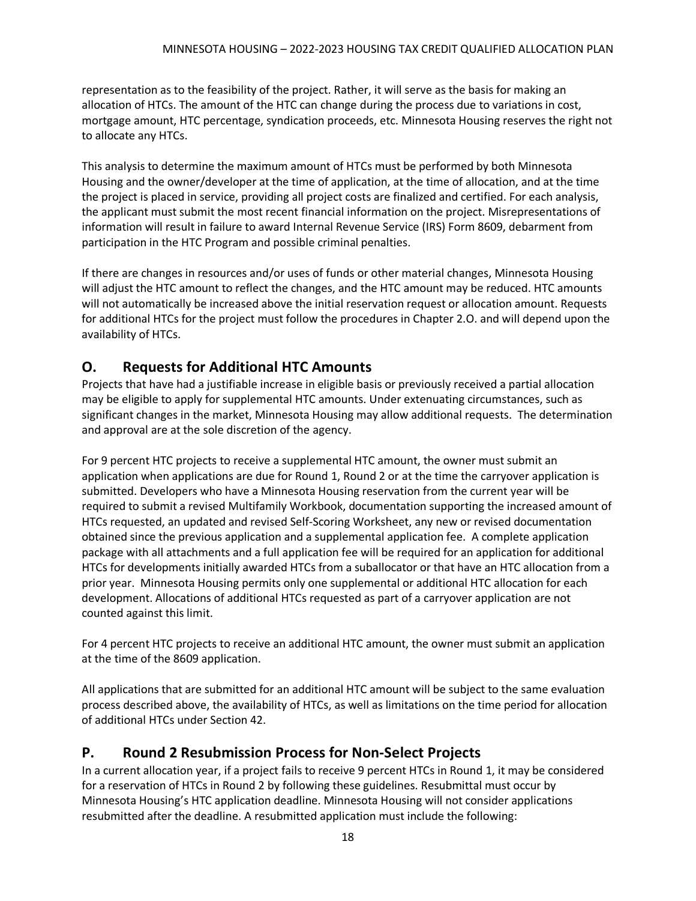representation as to the feasibility of the project. Rather, it will serve as the basis for making an allocation of HTCs. The amount of the HTC can change during the process due to variations in cost, mortgage amount, HTC percentage, syndication proceeds, etc. Minnesota Housing reserves the right not to allocate any HTCs.

This analysis to determine the maximum amount of HTCs must be performed by both Minnesota Housing and the owner/developer at the time of application, at the time of allocation, and at the time the project is placed in service, providing all project costs are finalized and certified. For each analysis, the applicant must submit the most recent financial information on the project. Misrepresentations of information will result in failure to award Internal Revenue Service (IRS) Form 8609, debarment from participation in the HTC Program and possible criminal penalties.

If there are changes in resources and/or uses of funds or other material changes, Minnesota Housing will adjust the HTC amount to reflect the changes, and the HTC amount may be reduced. HTC amounts will not automatically be increased above the initial reservation request or allocation amount. Requests for additional HTCs for the project must follow the procedures in Chapter 2.O. and will depend upon the availability of HTCs.

## O. Requests for Additional HTC Amounts

Projects that have had a justifiable increase in eligible basis or previously received a partial allocation may be eligible to apply for supplemental HTC amounts. Under extenuating circumstances, such as significant changes in the market, Minnesota Housing may allow additional requests. The determination and approval are at the sole discretion of the agency.

For 9 percent HTC projects to receive a supplemental HTC amount, the owner must submit an application when applications are due for Round 1, Round 2 or at the time the carryover application is submitted. Developers who have a Minnesota Housing reservation from the current year will be required to submit a revised Multifamily Workbook, documentation supporting the increased amount of HTCs requested, an updated and revised Self-Scoring Worksheet, any new or revised documentation obtained since the previous application and a supplemental application fee. A complete application package with all attachments and a full application fee will be required for an application for additional HTCs for developments initially awarded HTCs from a suballocator or that have an HTC allocation from a prior year. Minnesota Housing permits only one supplemental or additional HTC allocation for each development. Allocations of additional HTCs requested as part of a carryover application are not counted against this limit.

For 4 percent HTC projects to receive an additional HTC amount, the owner must submit an application at the time of the 8609 application.

All applications that are submitted for an additional HTC amount will be subject to the same evaluation process described above, the availability of HTCs, as well as limitations on the time period for allocation of additional HTCs under Section 42.

## P. Round 2 Resubmission Process for Non-Select Projects

In a current allocation year, if a project fails to receive 9 percent HTCs in Round 1, it may be considered for a reservation of HTCs in Round 2 by following these guidelines. Resubmittal must occur by Minnesota Housing's HTC application deadline. Minnesota Housing will not consider applications resubmitted after the deadline. A resubmitted application must include the following: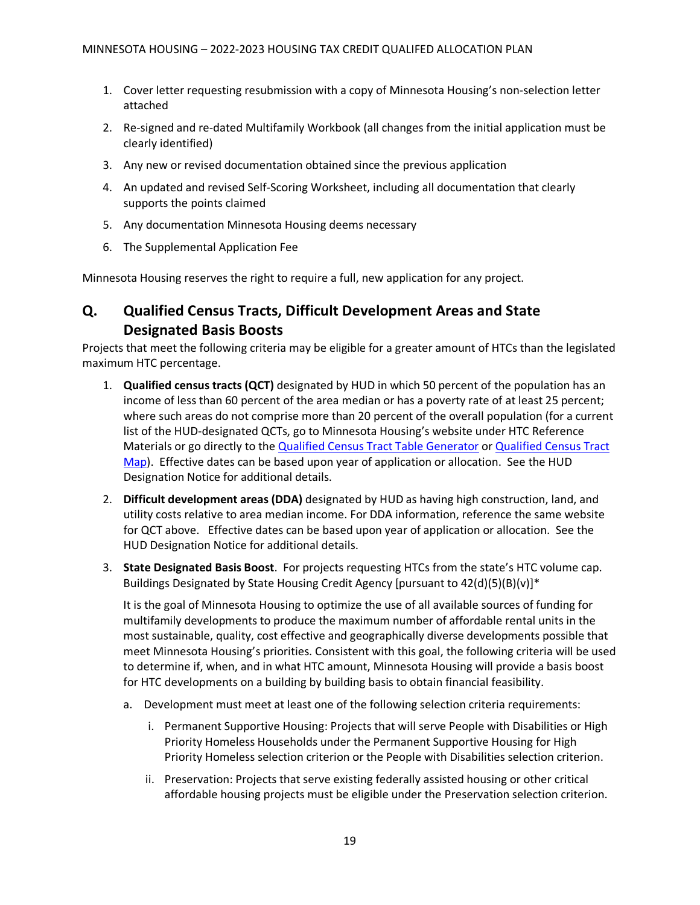1. Cover letter requesting resubmission with a copy of Minnesota Housing's non-selection letter attached
2. Re-signed and re-dated Multifamily Workbook (all changes from the initial application must be clearly identified)
3. Any new or revised documentation obtained since the previous application
4. An updated and revised Self-Scoring Worksheet, including all documentation that clearly supports the points claimed
5. Any documentation Minnesota Housing deems necessary
6. The Supplemental Application Fee

Minnesota Housing reserves the right to require a full, new application for any project.

## Q. Qualified Census Tracts, Difficult Development Areas and State Designated Basis Boosts

Projects that meet the following criteria may be eligible for a greater amount of HTCs than the legislated maximum HTC percentage.

1. **Qualified census tracts (QCT)** designated by HUD in which 50 percent of the population has an income of less than 60 percent of the area median or has a poverty rate of at least 25 percent; where such areas do not comprise more than 20 percent of the overall population (for a current list of the HUD-designated QCTs, go to Minnesota Housing's website under HTC Reference Materials or go directly to the Qualified Census Tract Table Generator or Qualified Census Tract Map). Effective dates can be based upon year of application or allocation. See the HUD Designation Notice for additional details.
2. **Difficult development areas (DDA)** designated by HUD as having high construction, land, and utility costs relative to area median income. For DDA information, reference the same website for QCT above. Effective dates can be based upon year of application or allocation. See the HUD Designation Notice for additional details.
3. **State Designated Basis Boost**. For projects requesting HTCs from the state's HTC volume cap. Buildings Designated by State Housing Credit Agency [pursuant to 42(d)(5)(B)(v)]*

   It is the goal of Minnesota Housing to optimize the use of all available sources of funding for multifamily developments to produce the maximum number of affordable rental units in the most sustainable, quality, cost effective and geographically diverse developments possible that meet Minnesota Housing's priorities. Consistent with this goal, the following criteria will be used to determine if, when, and in what HTC amount, Minnesota Housing will provide a basis boost for HTC developments on a building by building basis to obtain financial feasibility.

   a. Development must meet at least one of the following selection criteria requirements:

      i. Permanent Supportive Housing: Projects that will serve People with Disabilities or High Priority Homeless Households under the Permanent Supportive Housing for High Priority Homeless selection criterion or the People with Disabilities selection criterion.

      ii. Preservation: Projects that serve existing federally assisted housing or other critical affordable housing projects must be eligible under the Preservation selection criterion.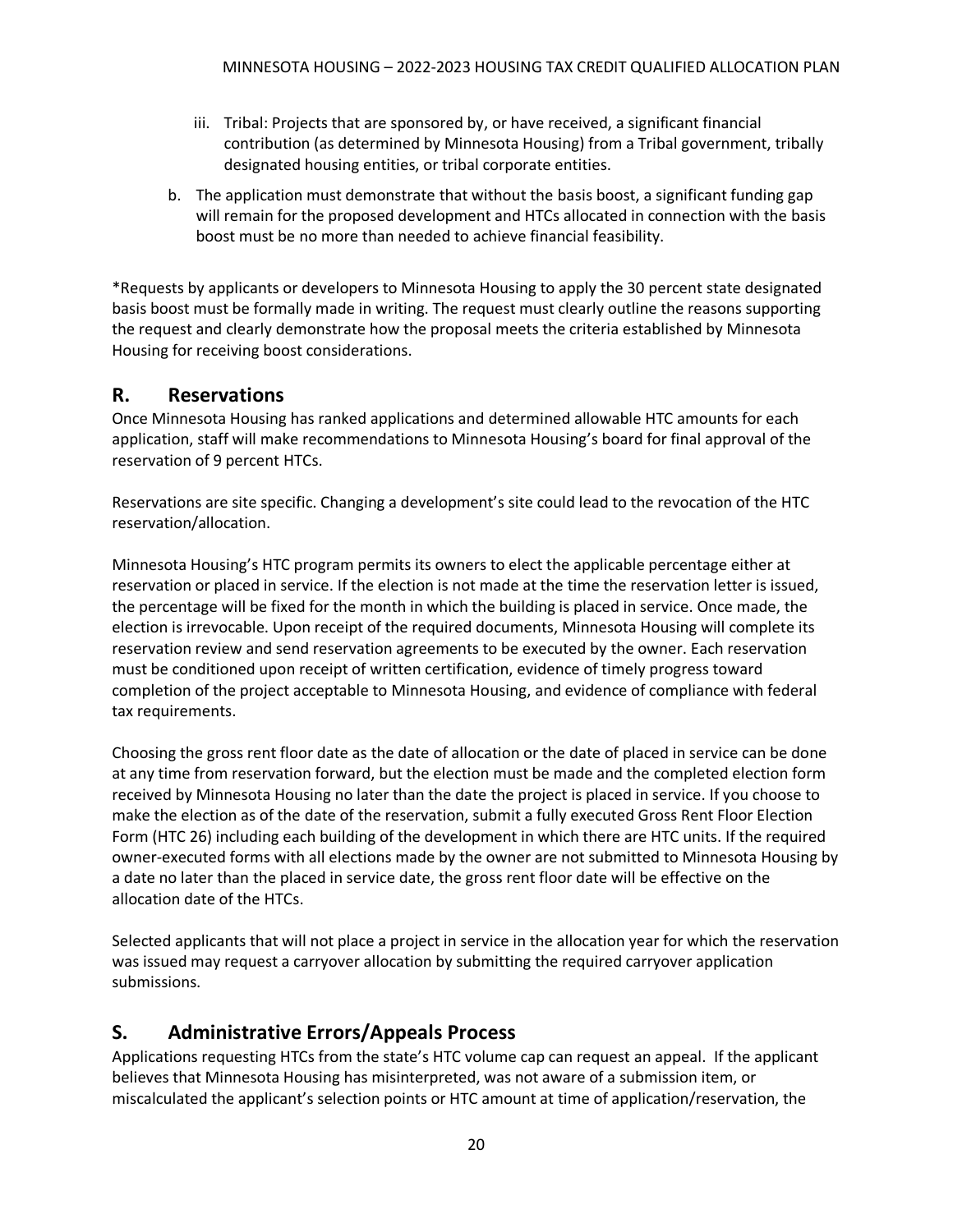iii. Tribal: Projects that are sponsored by, or have received, a significant financial contribution (as determined by Minnesota Housing) from a Tribal government, tribally designated housing entities, or tribal corporate entities.

b. The application must demonstrate that without the basis boost, a significant funding gap will remain for the proposed development and HTCs allocated in connection with the basis boost must be no more than needed to achieve financial feasibility.

*Requests by applicants or developers to Minnesota Housing to apply the 30 percent state designated basis boost must be formally made in writing. The request must clearly outline the reasons supporting the request and clearly demonstrate how the proposal meets the criteria established by Minnesota Housing for receiving boost considerations.

## R. Reservations

Once Minnesota Housing has ranked applications and determined allowable HTC amounts for each application, staff will make recommendations to Minnesota Housing's board for final approval of the reservation of 9 percent HTCs.

Reservations are site specific. Changing a development's site could lead to the revocation of the HTC reservation/allocation.

Minnesota Housing's HTC program permits its owners to elect the applicable percentage either at reservation or placed in service. If the election is not made at the time the reservation letter is issued, the percentage will be fixed for the month in which the building is placed in service. Once made, the election is irrevocable. Upon receipt of the required documents, Minnesota Housing will complete its reservation review and send reservation agreements to be executed by the owner. Each reservation must be conditioned upon receipt of written certification, evidence of timely progress toward completion of the project acceptable to Minnesota Housing, and evidence of compliance with federal tax requirements.

Choosing the gross rent floor date as the date of allocation or the date of placed in service can be done at any time from reservation forward, but the election must be made and the completed election form received by Minnesota Housing no later than the date the project is placed in service. If you choose to make the election as of the date of the reservation, submit a fully executed Gross Rent Floor Election Form (HTC 26) including each building of the development in which there are HTC units. If the required owner-executed forms with all elections made by the owner are not submitted to Minnesota Housing by a date no later than the placed in service date, the gross rent floor date will be effective on the allocation date of the HTCs.

Selected applicants that will not place a project in service in the allocation year for which the reservation was issued may request a carryover allocation by submitting the required carryover application submissions.

## S. Administrative Errors/Appeals Process

Applications requesting HTCs from the state's HTC volume cap can request an appeal. If the applicant believes that Minnesota Housing has misinterpreted, was not aware of a submission item, or miscalculated the applicant's selection points or HTC amount at time of application/reservation, the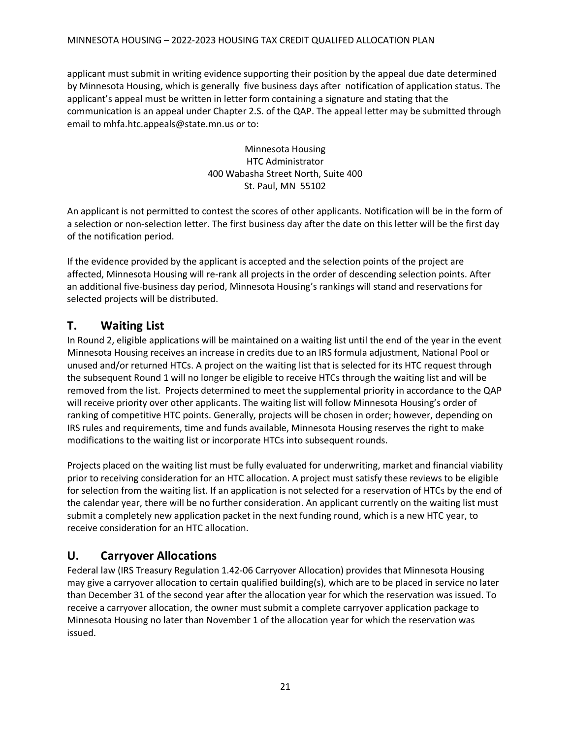applicant must submit in writing evidence supporting their position by the appeal due date determined by Minnesota Housing, which is generally five business days after notification of application status. The applicant's appeal must be written in letter form containing a signature and stating that the communication is an appeal under Chapter 2.S. of the QAP. The appeal letter may be submitted through email to mhfa.htc.appeals@state.mn.us or to:

Minnesota Housing
HTC Administrator
400 Wabasha Street North, Suite 400
St. Paul, MN 55102

An applicant is not permitted to contest the scores of other applicants. Notification will be in the form of a selection or non-selection letter. The first business day after the date on this letter will be the first day of the notification period.

If the evidence provided by the applicant is accepted and the selection points of the project are affected, Minnesota Housing will re-rank all projects in the order of descending selection points. After an additional five-business day period, Minnesota Housing's rankings will stand and reservations for selected projects will be distributed.

## T. Waiting List

In Round 2, eligible applications will be maintained on a waiting list until the end of the year in the event Minnesota Housing receives an increase in credits due to an IRS formula adjustment, National Pool or unused and/or returned HTCs. A project on the waiting list that is selected for its HTC request through the subsequent Round 1 will no longer be eligible to receive HTCs through the waiting list and will be removed from the list. Projects determined to meet the supplemental priority in accordance to the QAP will receive priority over other applicants. The waiting list will follow Minnesota Housing's order of ranking of competitive HTC points. Generally, projects will be chosen in order; however, depending on IRS rules and requirements, time and funds available, Minnesota Housing reserves the right to make modifications to the waiting list or incorporate HTCs into subsequent rounds.

Projects placed on the waiting list must be fully evaluated for underwriting, market and financial viability prior to receiving consideration for an HTC allocation. A project must satisfy these reviews to be eligible for selection from the waiting list. If an application is not selected for a reservation of HTCs by the end of the calendar year, there will be no further consideration. An applicant currently on the waiting list must submit a completely new application packet in the next funding round, which is a new HTC year, to receive consideration for an HTC allocation.

## U. Carryover Allocations

Federal law (IRS Treasury Regulation 1.42-06 Carryover Allocation) provides that Minnesota Housing may give a carryover allocation to certain qualified building(s), which are to be placed in service no later than December 31 of the second year after the allocation year for which the reservation was issued. To receive a carryover allocation, the owner must submit a complete carryover application package to Minnesota Housing no later than November 1 of the allocation year for which the reservation was issued.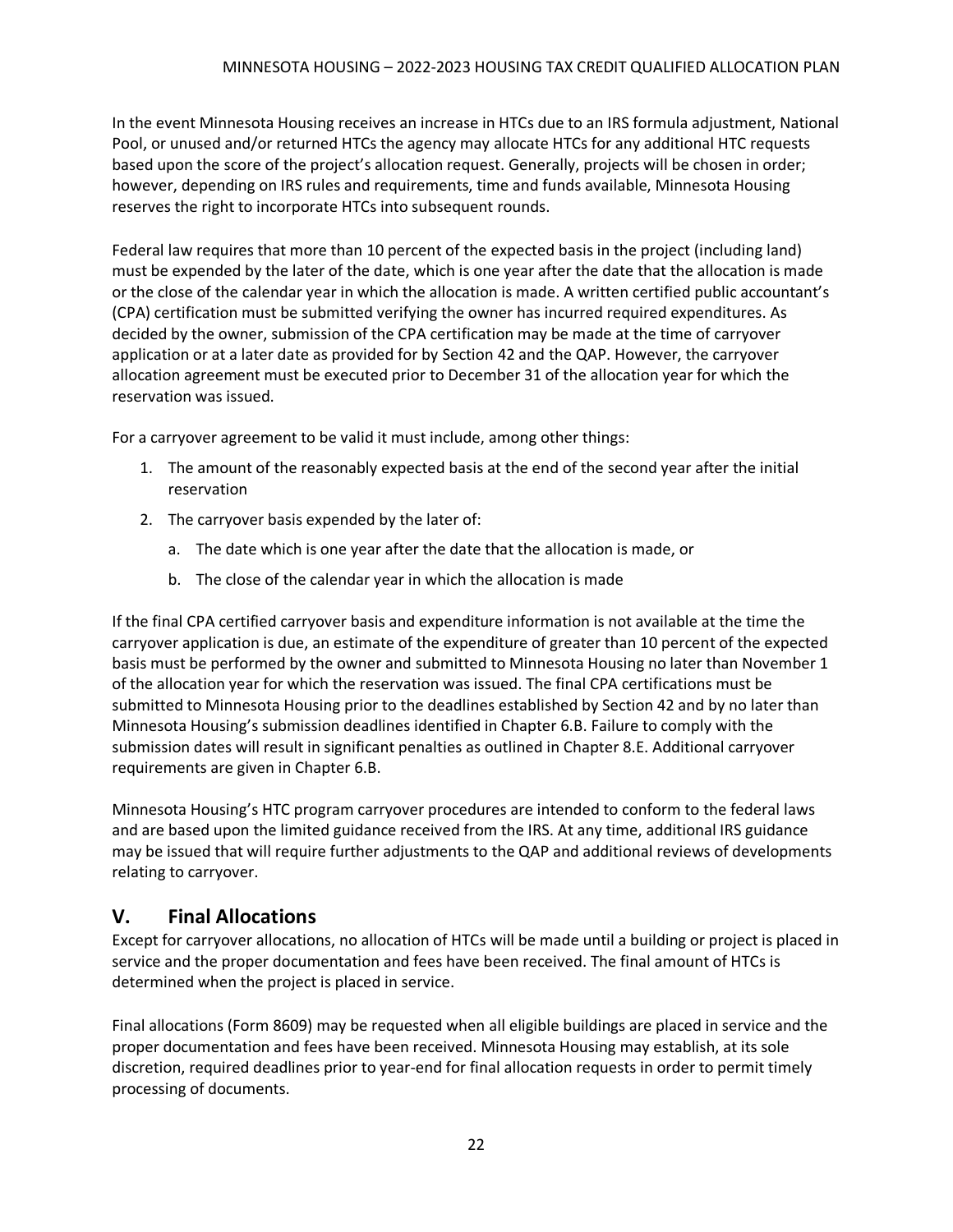In the event Minnesota Housing receives an increase in HTCs due to an IRS formula adjustment, National Pool, or unused and/or returned HTCs the agency may allocate HTCs for any additional HTC requests based upon the score of the project's allocation request. Generally, projects will be chosen in order; however, depending on IRS rules and requirements, time and funds available, Minnesota Housing reserves the right to incorporate HTCs into subsequent rounds.

Federal law requires that more than 10 percent of the expected basis in the project (including land) must be expended by the later of the date, which is one year after the date that the allocation is made or the close of the calendar year in which the allocation is made. A written certified public accountant's (CPA) certification must be submitted verifying the owner has incurred required expenditures. As decided by the owner, submission of the CPA certification may be made at the time of carryover application or at a later date as provided for by Section 42 and the QAP. However, the carryover allocation agreement must be executed prior to December 31 of the allocation year for which the reservation was issued.

For a carryover agreement to be valid it must include, among other things:

1. The amount of the reasonably expected basis at the end of the second year after the initial reservation
2. The carryover basis expended by the later of:
   a. The date which is one year after the date that the allocation is made, or
   b. The close of the calendar year in which the allocation is made

If the final CPA certified carryover basis and expenditure information is not available at the time the carryover application is due, an estimate of the expenditure of greater than 10 percent of the expected basis must be performed by the owner and submitted to Minnesota Housing no later than November 1 of the allocation year for which the reservation was issued. The final CPA certifications must be submitted to Minnesota Housing prior to the deadlines established by Section 42 and by no later than Minnesota Housing's submission deadlines identified in Chapter 6.B. Failure to comply with the submission dates will result in significant penalties as outlined in Chapter 8.E. Additional carryover requirements are given in Chapter 6.B.

Minnesota Housing's HTC program carryover procedures are intended to conform to the federal laws and are based upon the limited guidance received from the IRS. At any time, additional IRS guidance may be issued that will require further adjustments to the QAP and additional reviews of developments relating to carryover.

## V. Final Allocations

Except for carryover allocations, no allocation of HTCs will be made until a building or project is placed in service and the proper documentation and fees have been received. The final amount of HTCs is determined when the project is placed in service.

Final allocations (Form 8609) may be requested when all eligible buildings are placed in service and the proper documentation and fees have been received. Minnesota Housing may establish, at its sole discretion, required deadlines prior to year-end for final allocation requests in order to permit timely processing of documents.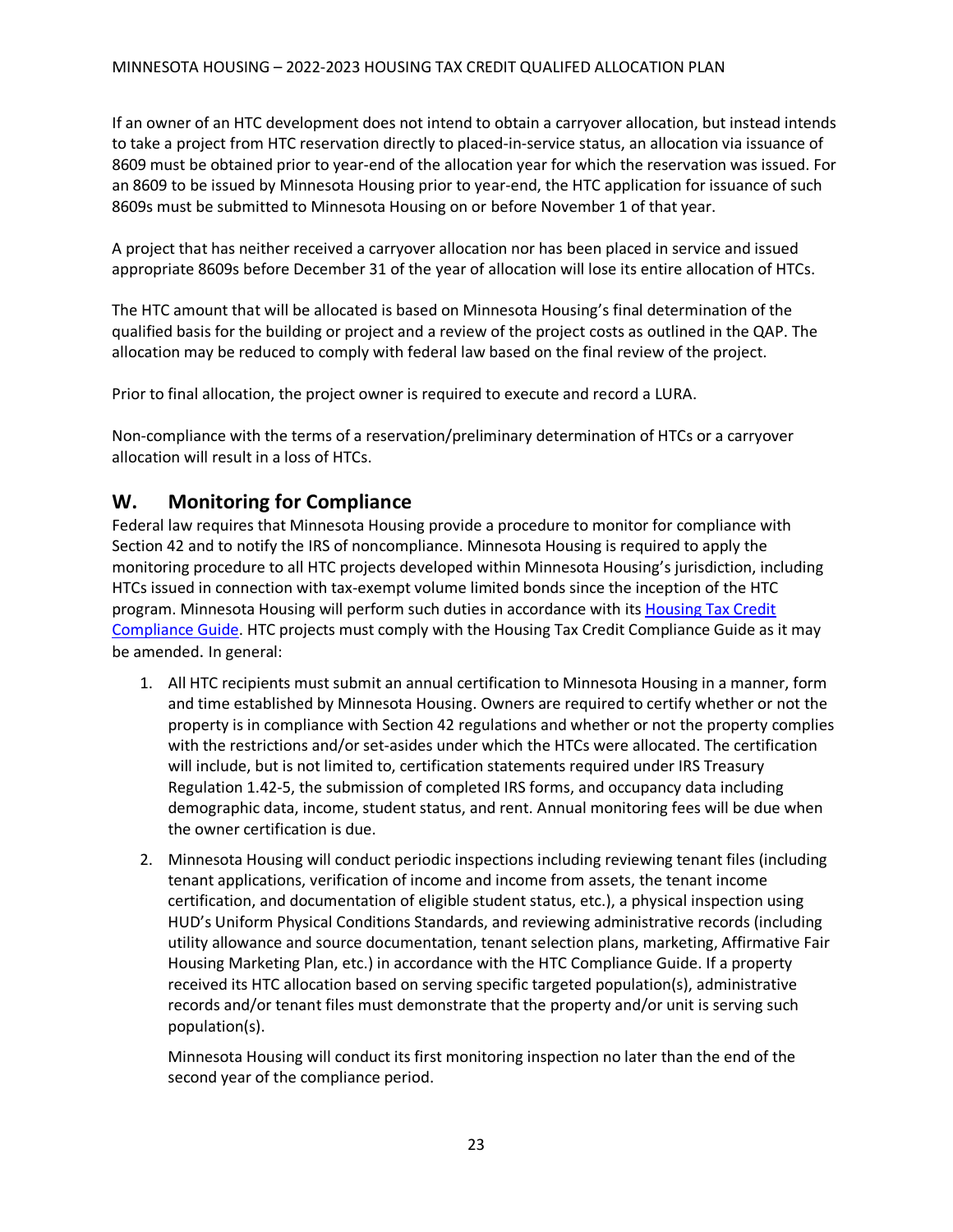If an owner of an HTC development does not intend to obtain a carryover allocation, but instead intends to take a project from HTC reservation directly to placed-in-service status, an allocation via issuance of 8609 must be obtained prior to year-end of the allocation year for which the reservation was issued. For an 8609 to be issued by Minnesota Housing prior to year-end, the HTC application for issuance of such 8609s must be submitted to Minnesota Housing on or before November 1 of that year.

A project that has neither received a carryover allocation nor has been placed in service and issued appropriate 8609s before December 31 of the year of allocation will lose its entire allocation of HTCs.

The HTC amount that will be allocated is based on Minnesota Housing's final determination of the qualified basis for the building or project and a review of the project costs as outlined in the QAP. The allocation may be reduced to comply with federal law based on the final review of the project.

Prior to final allocation, the project owner is required to execute and record a LURA.

Non-compliance with the terms of a reservation/preliminary determination of HTCs or a carryover allocation will result in a loss of HTCs.

## W. Monitoring for Compliance

Federal law requires that Minnesota Housing provide a procedure to monitor for compliance with Section 42 and to notify the IRS of noncompliance. Minnesota Housing is required to apply the monitoring procedure to all HTC projects developed within Minnesota Housing's jurisdiction, including HTCs issued in connection with tax-exempt volume limited bonds since the inception of the HTC program. Minnesota Housing will perform such duties in accordance with its Housing Tax Credit Compliance Guide. HTC projects must comply with the Housing Tax Credit Compliance Guide as it may be amended. In general:

1. All HTC recipients must submit an annual certification to Minnesota Housing in a manner, form and time established by Minnesota Housing. Owners are required to certify whether or not the property is in compliance with Section 42 regulations and whether or not the property complies with the restrictions and/or set-asides under which the HTCs were allocated. The certification will include, but is not limited to, certification statements required under IRS Treasury Regulation 1.42-5, the submission of completed IRS forms, and occupancy data including demographic data, income, student status, and rent. Annual monitoring fees will be due when the owner certification is due.

2. Minnesota Housing will conduct periodic inspections including reviewing tenant files (including tenant applications, verification of income and income from assets, the tenant income certification, and documentation of eligible student status, etc.), a physical inspection using HUD's Uniform Physical Conditions Standards, and reviewing administrative records (including utility allowance and source documentation, tenant selection plans, marketing, Affirmative Fair Housing Marketing Plan, etc.) in accordance with the HTC Compliance Guide. If a property received its HTC allocation based on serving specific targeted population(s), administrative records and/or tenant files must demonstrate that the property and/or unit is serving such population(s).

   Minnesota Housing will conduct its first monitoring inspection no later than the end of the second year of the compliance period.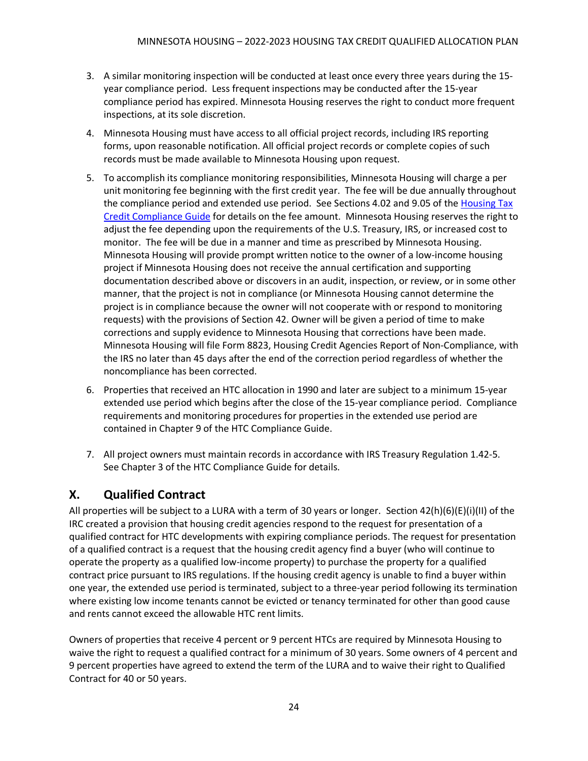3. A similar monitoring inspection will be conducted at least once every three years during the 15-year compliance period. Less frequent inspections may be conducted after the 15-year compliance period has expired. Minnesota Housing reserves the right to conduct more frequent inspections, at its sole discretion.

4. Minnesota Housing must have access to all official project records, including IRS reporting forms, upon reasonable notification. All official project records or complete copies of such records must be made available to Minnesota Housing upon request.

5. To accomplish its compliance monitoring responsibilities, Minnesota Housing will charge a per unit monitoring fee beginning with the first credit year. The fee will be due annually throughout the compliance period and extended use period. See Sections 4.02 and 9.05 of the [Housing Tax Credit Compliance Guide] for details on the fee amount. Minnesota Housing reserves the right to adjust the fee depending upon the requirements of the U.S. Treasury, IRS, or increased cost to monitor. The fee will be due in a manner and time as prescribed by Minnesota Housing. Minnesota Housing will provide prompt written notice to the owner of a low-income housing project if Minnesota Housing does not receive the annual certification and supporting documentation described above or discovers in an audit, inspection, or review, or in some other manner, that the project is not in compliance (or Minnesota Housing cannot determine the project is in compliance because the owner will not cooperate with or respond to monitoring requests) with the provisions of Section 42. Owner will be given a period of time to make corrections and supply evidence to Minnesota Housing that corrections have been made. Minnesota Housing will file Form 8823, Housing Credit Agencies Report of Non-Compliance, with the IRS no later than 45 days after the end of the correction period regardless of whether the noncompliance has been corrected.

6. Properties that received an HTC allocation in 1990 and later are subject to a minimum 15-year extended use period which begins after the close of the 15-year compliance period. Compliance requirements and monitoring procedures for properties in the extended use period are contained in Chapter 9 of the HTC Compliance Guide.

7. All project owners must maintain records in accordance with IRS Treasury Regulation 1.42-5. See Chapter 3 of the HTC Compliance Guide for details.

## X. Qualified Contract

All properties will be subject to a LURA with a term of 30 years or longer. Section 42(h)(6)(E)(i)(II) of the IRC created a provision that housing credit agencies respond to the request for presentation of a qualified contract for HTC developments with expiring compliance periods. The request for presentation of a qualified contract is a request that the housing credit agency find a buyer (who will continue to operate the property as a qualified low-income property) to purchase the property for a qualified contract price pursuant to IRS regulations. If the housing credit agency is unable to find a buyer within one year, the extended use period is terminated, subject to a three-year period following its termination where existing low income tenants cannot be evicted or tenancy terminated for other than good cause and rents cannot exceed the allowable HTC rent limits.

Owners of properties that receive 4 percent or 9 percent HTCs are required by Minnesota Housing to waive the right to request a qualified contract for a minimum of 30 years. Some owners of 4 percent and 9 percent properties have agreed to extend the term of the LURA and to waive their right to Qualified Contract for 40 or 50 years.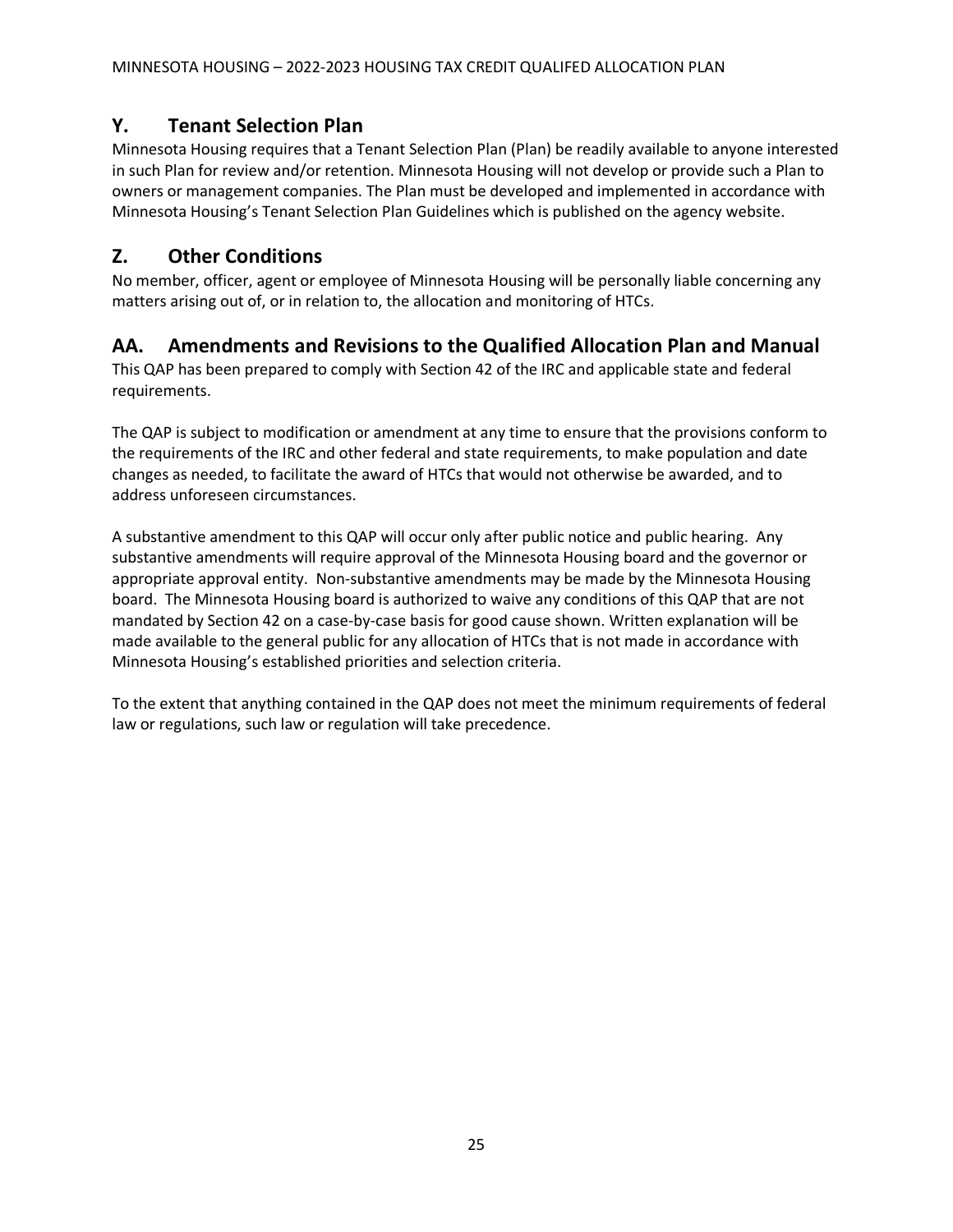## Y. Tenant Selection Plan

Minnesota Housing requires that a Tenant Selection Plan (Plan) be readily available to anyone interested in such Plan for review and/or retention. Minnesota Housing will not develop or provide such a Plan to owners or management companies. The Plan must be developed and implemented in accordance with Minnesota Housing's Tenant Selection Plan Guidelines which is published on the agency website.

## Z. Other Conditions

No member, officer, agent or employee of Minnesota Housing will be personally liable concerning any matters arising out of, or in relation to, the allocation and monitoring of HTCs.

## AA. Amendments and Revisions to the Qualified Allocation Plan and Manual

This QAP has been prepared to comply with Section 42 of the IRC and applicable state and federal requirements.

The QAP is subject to modification or amendment at any time to ensure that the provisions conform to the requirements of the IRC and other federal and state requirements, to make population and date changes as needed, to facilitate the award of HTCs that would not otherwise be awarded, and to address unforeseen circumstances.

A substantive amendment to this QAP will occur only after public notice and public hearing. Any substantive amendments will require approval of the Minnesota Housing board and the governor or appropriate approval entity. Non-substantive amendments may be made by the Minnesota Housing board. The Minnesota Housing board is authorized to waive any conditions of this QAP that are not mandated by Section 42 on a case-by-case basis for good cause shown. Written explanation will be made available to the general public for any allocation of HTCs that is not made in accordance with Minnesota Housing's established priorities and selection criteria.

To the extent that anything contained in the QAP does not meet the minimum requirements of federal law or regulations, such law or regulation will take precedence.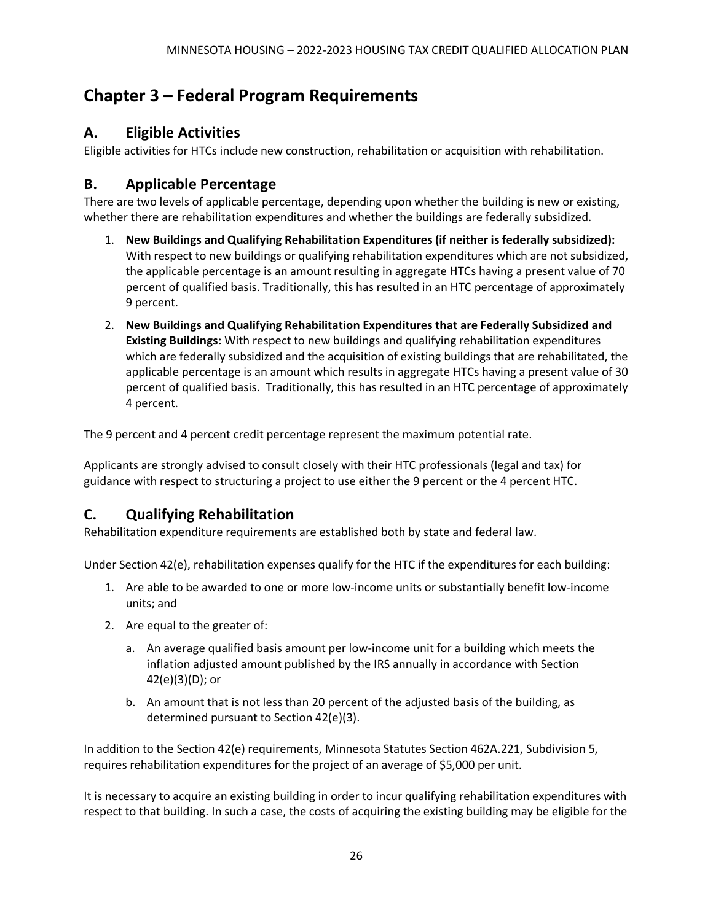# Chapter 3 – Federal Program Requirements

## A. Eligible Activities

Eligible activities for HTCs include new construction, rehabilitation or acquisition with rehabilitation.

## B. Applicable Percentage

There are two levels of applicable percentage, depending upon whether the building is new or existing, whether there are rehabilitation expenditures and whether the buildings are federally subsidized.

1. **New Buildings and Qualifying Rehabilitation Expenditures (if neither is federally subsidized):** With respect to new buildings or qualifying rehabilitation expenditures which are not subsidized, the applicable percentage is an amount resulting in aggregate HTCs having a present value of 70 percent of qualified basis. Traditionally, this has resulted in an HTC percentage of approximately 9 percent.
2. **New Buildings and Qualifying Rehabilitation Expenditures that are Federally Subsidized and Existing Buildings:** With respect to new buildings and qualifying rehabilitation expenditures which are federally subsidized and the acquisition of existing buildings that are rehabilitated, the applicable percentage is an amount which results in aggregate HTCs having a present value of 30 percent of qualified basis. Traditionally, this has resulted in an HTC percentage of approximately 4 percent.

The 9 percent and 4 percent credit percentage represent the maximum potential rate.

Applicants are strongly advised to consult closely with their HTC professionals (legal and tax) for guidance with respect to structuring a project to use either the 9 percent or the 4 percent HTC.

## C. Qualifying Rehabilitation

Rehabilitation expenditure requirements are established both by state and federal law.

Under Section 42(e), rehabilitation expenses qualify for the HTC if the expenditures for each building:

1. Are able to be awarded to one or more low-income units or substantially benefit low-income units; and
2. Are equal to the greater of:
   a. An average qualified basis amount per low-income unit for a building which meets the inflation adjusted amount published by the IRS annually in accordance with Section 42(e)(3)(D); or
   b. An amount that is not less than 20 percent of the adjusted basis of the building, as determined pursuant to Section 42(e)(3).

In addition to the Section 42(e) requirements, Minnesota Statutes Section 462A.221, Subdivision 5, requires rehabilitation expenditures for the project of an average of $5,000 per unit.

It is necessary to acquire an existing building in order to incur qualifying rehabilitation expenditures with respect to that building. In such a case, the costs of acquiring the existing building may be eligible for the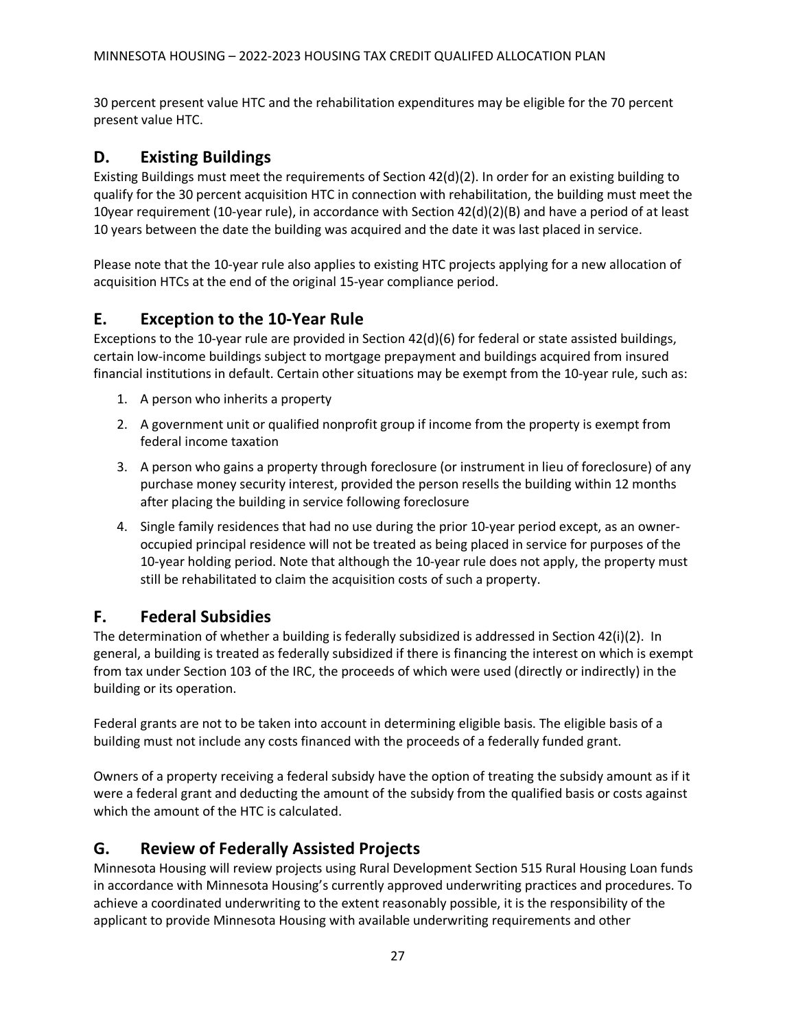30 percent present value HTC and the rehabilitation expenditures may be eligible for the 70 percent present value HTC.

## D. Existing Buildings

Existing Buildings must meet the requirements of Section 42(d)(2). In order for an existing building to qualify for the 30 percent acquisition HTC in connection with rehabilitation, the building must meet the 10year requirement (10-year rule), in accordance with Section 42(d)(2)(B) and have a period of at least 10 years between the date the building was acquired and the date it was last placed in service.

Please note that the 10-year rule also applies to existing HTC projects applying for a new allocation of acquisition HTCs at the end of the original 15-year compliance period.

## E. Exception to the 10-Year Rule

Exceptions to the 10-year rule are provided in Section 42(d)(6) for federal or state assisted buildings, certain low-income buildings subject to mortgage prepayment and buildings acquired from insured financial institutions in default. Certain other situations may be exempt from the 10-year rule, such as:

1. A person who inherits a property
2. A government unit or qualified nonprofit group if income from the property is exempt from federal income taxation
3. A person who gains a property through foreclosure (or instrument in lieu of foreclosure) of any purchase money security interest, provided the person resells the building within 12 months after placing the building in service following foreclosure
4. Single family residences that had no use during the prior 10-year period except, as an owner-occupied principal residence will not be treated as being placed in service for purposes of the 10-year holding period. Note that although the 10-year rule does not apply, the property must still be rehabilitated to claim the acquisition costs of such a property.

## F. Federal Subsidies

The determination of whether a building is federally subsidized is addressed in Section 42(i)(2). In general, a building is treated as federally subsidized if there is financing the interest on which is exempt from tax under Section 103 of the IRC, the proceeds of which were used (directly or indirectly) in the building or its operation.

Federal grants are not to be taken into account in determining eligible basis. The eligible basis of a building must not include any costs financed with the proceeds of a federally funded grant.

Owners of a property receiving a federal subsidy have the option of treating the subsidy amount as if it were a federal grant and deducting the amount of the subsidy from the qualified basis or costs against which the amount of the HTC is calculated.

## G. Review of Federally Assisted Projects

Minnesota Housing will review projects using Rural Development Section 515 Rural Housing Loan funds in accordance with Minnesota Housing's currently approved underwriting practices and procedures. To achieve a coordinated underwriting to the extent reasonably possible, it is the responsibility of the applicant to provide Minnesota Housing with available underwriting requirements and other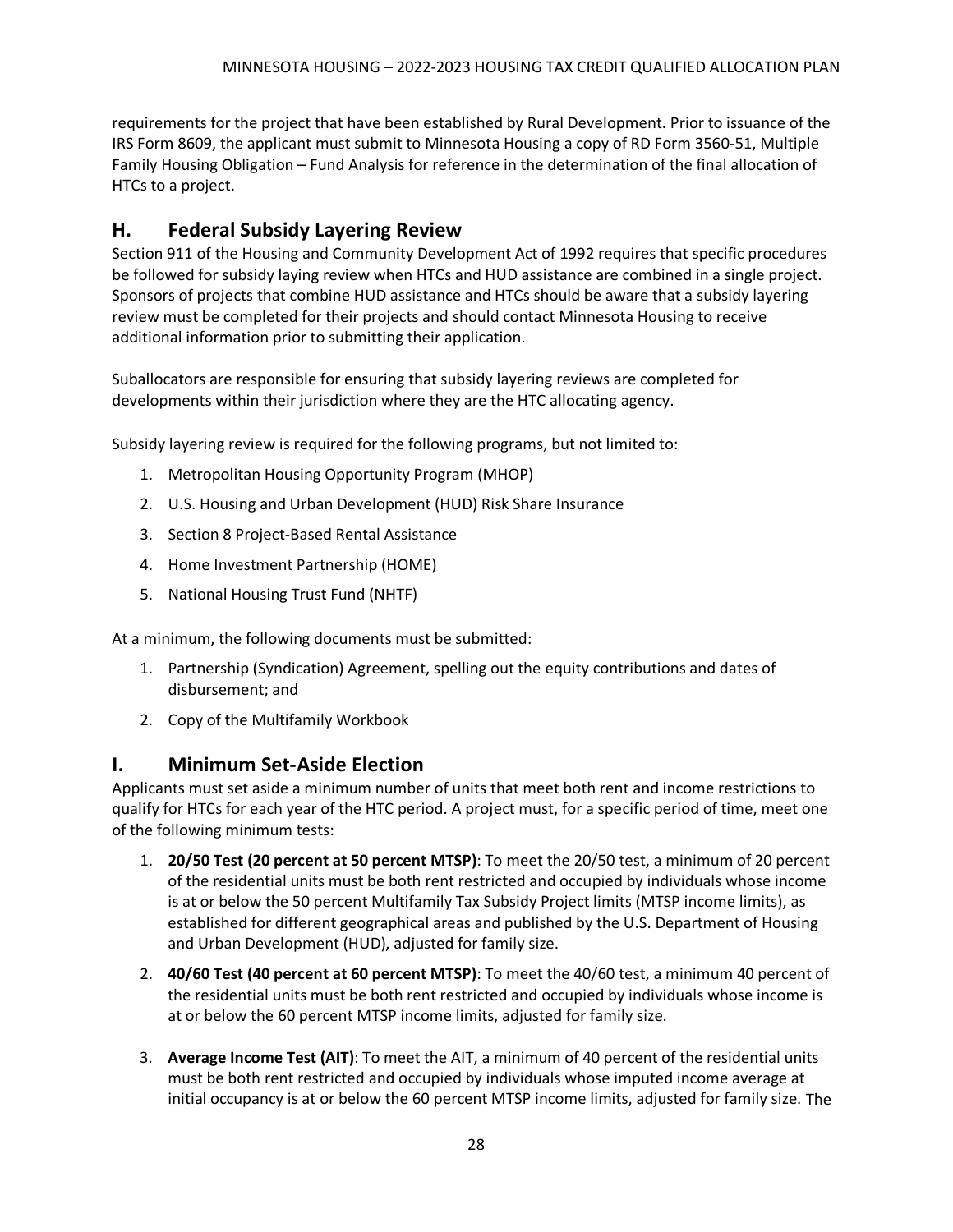requirements for the project that have been established by Rural Development. Prior to issuance of the IRS Form 8609, the applicant must submit to Minnesota Housing a copy of RD Form 3560-51, Multiple Family Housing Obligation – Fund Analysis for reference in the determination of the final allocation of HTCs to a project.

## H. Federal Subsidy Layering Review

Section 911 of the Housing and Community Development Act of 1992 requires that specific procedures be followed for subsidy laying review when HTCs and HUD assistance are combined in a single project. Sponsors of projects that combine HUD assistance and HTCs should be aware that a subsidy layering review must be completed for their projects and should contact Minnesota Housing to receive additional information prior to submitting their application.

Suballocators are responsible for ensuring that subsidy layering reviews are completed for developments within their jurisdiction where they are the HTC allocating agency.

Subsidy layering review is required for the following programs, but not limited to:

1. Metropolitan Housing Opportunity Program (MHOP)
2. U.S. Housing and Urban Development (HUD) Risk Share Insurance
3. Section 8 Project-Based Rental Assistance
4. Home Investment Partnership (HOME)
5. National Housing Trust Fund (NHTF)

At a minimum, the following documents must be submitted:

1. Partnership (Syndication) Agreement, spelling out the equity contributions and dates of disbursement; and
2. Copy of the Multifamily Workbook

## I. Minimum Set-Aside Election

Applicants must set aside a minimum number of units that meet both rent and income restrictions to qualify for HTCs for each year of the HTC period. A project must, for a specific period of time, meet one of the following minimum tests:

1. **20/50 Test (20 percent at 50 percent MTSP)**: To meet the 20/50 test, a minimum of 20 percent of the residential units must be both rent restricted and occupied by individuals whose income is at or below the 50 percent Multifamily Tax Subsidy Project limits (MTSP income limits), as established for different geographical areas and published by the U.S. Department of Housing and Urban Development (HUD), adjusted for family size.
2. **40/60 Test (40 percent at 60 percent MTSP)**: To meet the 40/60 test, a minimum 40 percent of the residential units must be both rent restricted and occupied by individuals whose income is at or below the 60 percent MTSP income limits, adjusted for family size.
3. **Average Income Test (AIT)**: To meet the AIT, a minimum of 40 percent of the residential units must be both rent restricted and occupied by individuals whose imputed income average at initial occupancy is at or below the 60 percent MTSP income limits, adjusted for family size. The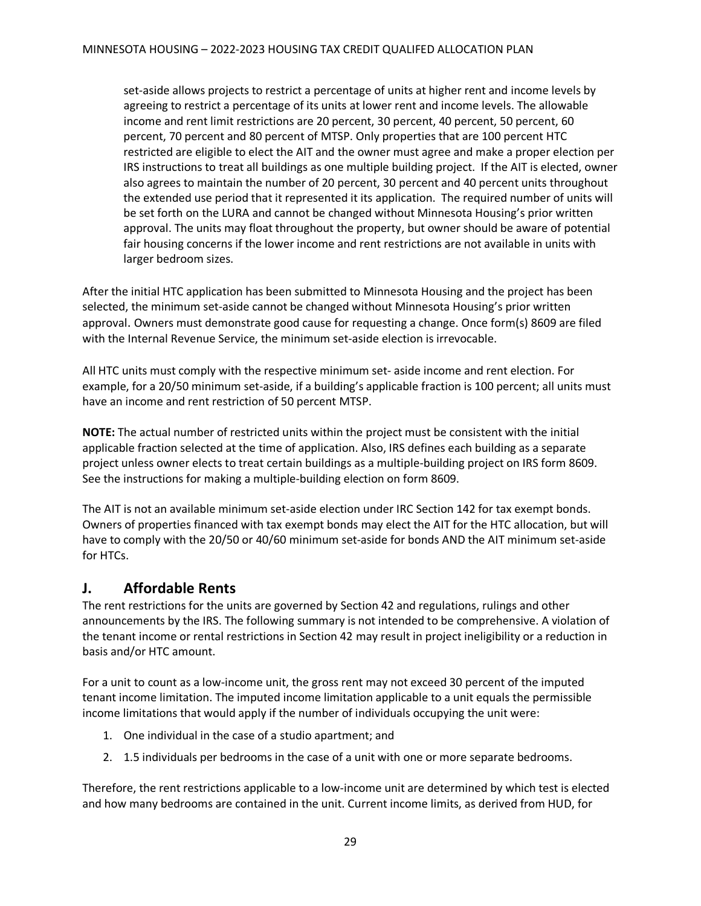set-aside allows projects to restrict a percentage of units at higher rent and income levels by agreeing to restrict a percentage of its units at lower rent and income levels. The allowable income and rent limit restrictions are 20 percent, 30 percent, 40 percent, 50 percent, 60 percent, 70 percent and 80 percent of MTSP. Only properties that are 100 percent HTC restricted are eligible to elect the AIT and the owner must agree and make a proper election per IRS instructions to treat all buildings as one multiple building project. If the AIT is elected, owner also agrees to maintain the number of 20 percent, 30 percent and 40 percent units throughout the extended use period that it represented it its application. The required number of units will be set forth on the LURA and cannot be changed without Minnesota Housing's prior written approval. The units may float throughout the property, but owner should be aware of potential fair housing concerns if the lower income and rent restrictions are not available in units with larger bedroom sizes.

After the initial HTC application has been submitted to Minnesota Housing and the project has been selected, the minimum set-aside cannot be changed without Minnesota Housing's prior written approval. Owners must demonstrate good cause for requesting a change. Once form(s) 8609 are filed with the Internal Revenue Service, the minimum set-aside election is irrevocable.

All HTC units must comply with the respective minimum set- aside income and rent election. For example, for a 20/50 minimum set-aside, if a building's applicable fraction is 100 percent; all units must have an income and rent restriction of 50 percent MTSP.

**NOTE:** The actual number of restricted units within the project must be consistent with the initial applicable fraction selected at the time of application. Also, IRS defines each building as a separate project unless owner elects to treat certain buildings as a multiple-building project on IRS form 8609. See the instructions for making a multiple-building election on form 8609.

The AIT is not an available minimum set-aside election under IRC Section 142 for tax exempt bonds. Owners of properties financed with tax exempt bonds may elect the AIT for the HTC allocation, but will have to comply with the 20/50 or 40/60 minimum set-aside for bonds AND the AIT minimum set-aside for HTCs.

## J. Affordable Rents

The rent restrictions for the units are governed by Section 42 and regulations, rulings and other announcements by the IRS. The following summary is not intended to be comprehensive. A violation of the tenant income or rental restrictions in Section 42 may result in project ineligibility or a reduction in basis and/or HTC amount.

For a unit to count as a low-income unit, the gross rent may not exceed 30 percent of the imputed tenant income limitation. The imputed income limitation applicable to a unit equals the permissible income limitations that would apply if the number of individuals occupying the unit were:

1. One individual in the case of a studio apartment; and
2. 1.5 individuals per bedrooms in the case of a unit with one or more separate bedrooms.

Therefore, the rent restrictions applicable to a low-income unit are determined by which test is elected and how many bedrooms are contained in the unit. Current income limits, as derived from HUD, for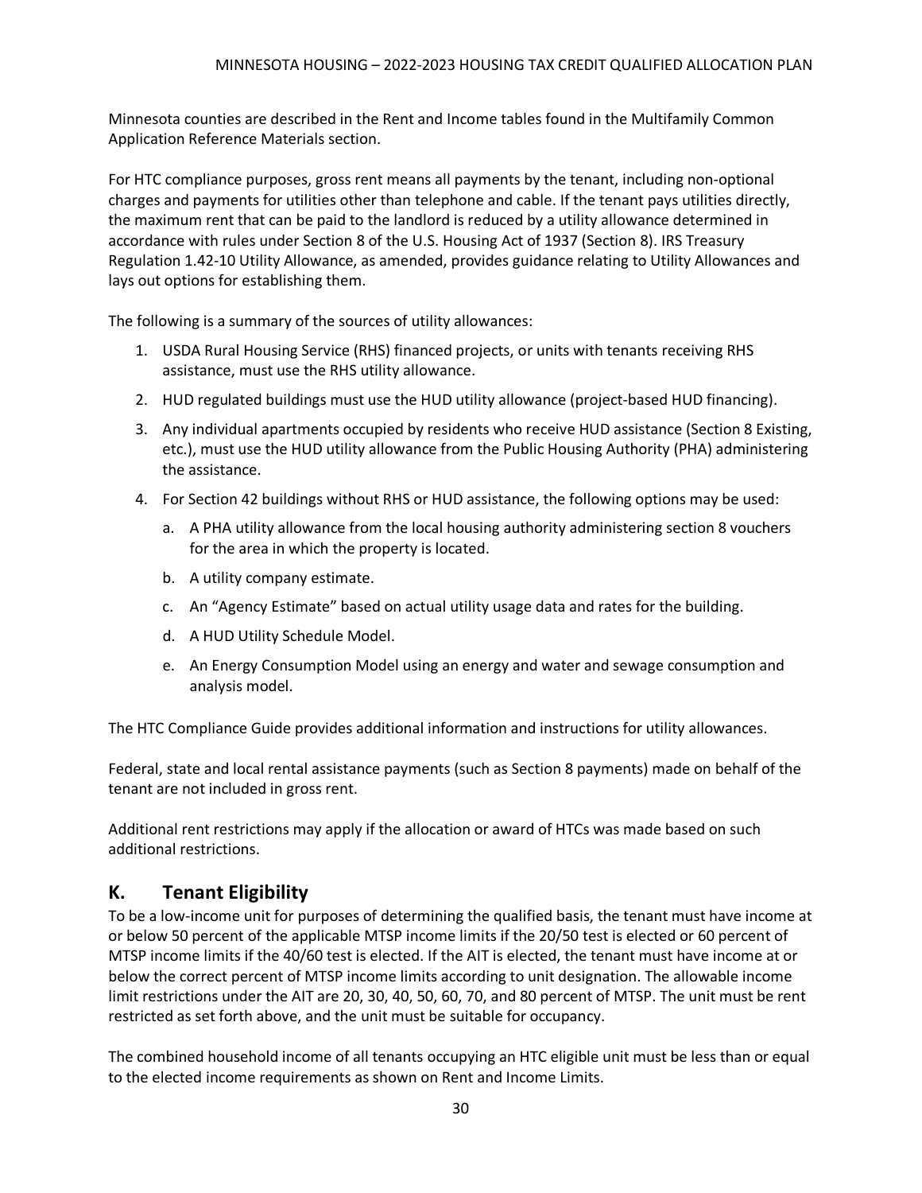Minnesota counties are described in the Rent and Income tables found in the Multifamily Common Application Reference Materials section.

For HTC compliance purposes, gross rent means all payments by the tenant, including non-optional charges and payments for utilities other than telephone and cable. If the tenant pays utilities directly, the maximum rent that can be paid to the landlord is reduced by a utility allowance determined in accordance with rules under Section 8 of the U.S. Housing Act of 1937 (Section 8). IRS Treasury Regulation 1.42-10 Utility Allowance, as amended, provides guidance relating to Utility Allowances and lays out options for establishing them.

The following is a summary of the sources of utility allowances:

1. USDA Rural Housing Service (RHS) financed projects, or units with tenants receiving RHS assistance, must use the RHS utility allowance.
2. HUD regulated buildings must use the HUD utility allowance (project-based HUD financing).
3. Any individual apartments occupied by residents who receive HUD assistance (Section 8 Existing, etc.), must use the HUD utility allowance from the Public Housing Authority (PHA) administering the assistance.
4. For Section 42 buildings without RHS or HUD assistance, the following options may be used:
   a. A PHA utility allowance from the local housing authority administering section 8 vouchers for the area in which the property is located.
   b. A utility company estimate.
   c. An "Agency Estimate" based on actual utility usage data and rates for the building.
   d. A HUD Utility Schedule Model.
   e. An Energy Consumption Model using an energy and water and sewage consumption and analysis model.

The HTC Compliance Guide provides additional information and instructions for utility allowances.

Federal, state and local rental assistance payments (such as Section 8 payments) made on behalf of the tenant are not included in gross rent.

Additional rent restrictions may apply if the allocation or award of HTCs was made based on such additional restrictions.

## K. Tenant Eligibility

To be a low-income unit for purposes of determining the qualified basis, the tenant must have income at or below 50 percent of the applicable MTSP income limits if the 20/50 test is elected or 60 percent of MTSP income limits if the 40/60 test is elected. If the AIT is elected, the tenant must have income at or below the correct percent of MTSP income limits according to unit designation. The allowable income limit restrictions under the AIT are 20, 30, 40, 50, 60, 70, and 80 percent of MTSP. The unit must be rent restricted as set forth above, and the unit must be suitable for occupancy.

The combined household income of all tenants occupying an HTC eligible unit must be less than or equal to the elected income requirements as shown on Rent and Income Limits.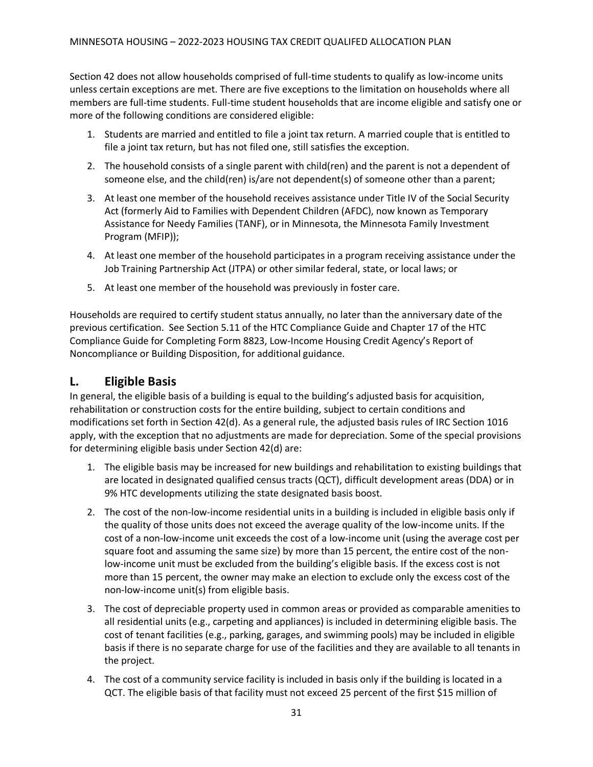Section 42 does not allow households comprised of full-time students to qualify as low-income units unless certain exceptions are met. There are five exceptions to the limitation on households where all members are full-time students. Full-time student households that are income eligible and satisfy one or more of the following conditions are considered eligible:

1. Students are married and entitled to file a joint tax return. A married couple that is entitled to file a joint tax return, but has not filed one, still satisfies the exception.
2. The household consists of a single parent with child(ren) and the parent is not a dependent of someone else, and the child(ren) is/are not dependent(s) of someone other than a parent;
3. At least one member of the household receives assistance under Title IV of the Social Security Act (formerly Aid to Families with Dependent Children (AFDC), now known as Temporary Assistance for Needy Families (TANF), or in Minnesota, the Minnesota Family Investment Program (MFIP));
4. At least one member of the household participates in a program receiving assistance under the Job Training Partnership Act (JTPA) or other similar federal, state, or local laws; or
5. At least one member of the household was previously in foster care.

Households are required to certify student status annually, no later than the anniversary date of the previous certification. See Section 5.11 of the HTC Compliance Guide and Chapter 17 of the HTC Compliance Guide for Completing Form 8823, Low-Income Housing Credit Agency's Report of Noncompliance or Building Disposition, for additional guidance.

## L. Eligible Basis

In general, the eligible basis of a building is equal to the building's adjusted basis for acquisition, rehabilitation or construction costs for the entire building, subject to certain conditions and modifications set forth in Section 42(d). As a general rule, the adjusted basis rules of IRC Section 1016 apply, with the exception that no adjustments are made for depreciation. Some of the special provisions for determining eligible basis under Section 42(d) are:

1. The eligible basis may be increased for new buildings and rehabilitation to existing buildings that are located in designated qualified census tracts (QCT), difficult development areas (DDA) or in 9% HTC developments utilizing the state designated basis boost.
2. The cost of the non-low-income residential units in a building is included in eligible basis only if the quality of those units does not exceed the average quality of the low-income units. If the cost of a non-low-income unit exceeds the cost of a low-income unit (using the average cost per square foot and assuming the same size) by more than 15 percent, the entire cost of the non-low-income unit must be excluded from the building's eligible basis. If the excess cost is not more than 15 percent, the owner may make an election to exclude only the excess cost of the non-low-income unit(s) from eligible basis.
3. The cost of depreciable property used in common areas or provided as comparable amenities to all residential units (e.g., carpeting and appliances) is included in determining eligible basis. The cost of tenant facilities (e.g., parking, garages, and swimming pools) may be included in eligible basis if there is no separate charge for use of the facilities and they are available to all tenants in the project.
4. The cost of a community service facility is included in basis only if the building is located in a QCT. The eligible basis of that facility must not exceed 25 percent of the first $15 million of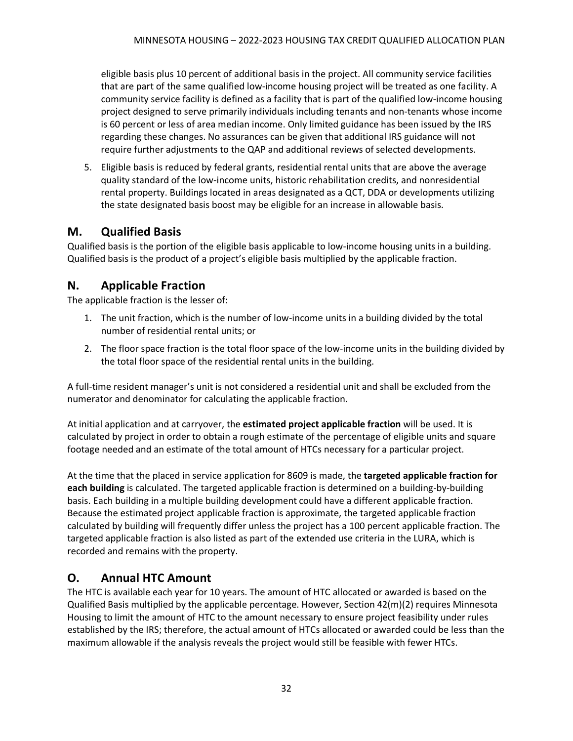eligible basis plus 10 percent of additional basis in the project. All community service facilities that are part of the same qualified low-income housing project will be treated as one facility. A community service facility is defined as a facility that is part of the qualified low-income housing project designed to serve primarily individuals including tenants and non-tenants whose income is 60 percent or less of area median income. Only limited guidance has been issued by the IRS regarding these changes. No assurances can be given that additional IRS guidance will not require further adjustments to the QAP and additional reviews of selected developments.

5. Eligible basis is reduced by federal grants, residential rental units that are above the average quality standard of the low-income units, historic rehabilitation credits, and nonresidential rental property. Buildings located in areas designated as a QCT, DDA or developments utilizing the state designated basis boost may be eligible for an increase in allowable basis.

## M. Qualified Basis

Qualified basis is the portion of the eligible basis applicable to low-income housing units in a building. Qualified basis is the product of a project's eligible basis multiplied by the applicable fraction.

## N. Applicable Fraction

The applicable fraction is the lesser of:

1. The unit fraction, which is the number of low-income units in a building divided by the total number of residential rental units; or
2. The floor space fraction is the total floor space of the low-income units in the building divided by the total floor space of the residential rental units in the building.

A full-time resident manager's unit is not considered a residential unit and shall be excluded from the numerator and denominator for calculating the applicable fraction.

At initial application and at carryover, the **estimated project applicable fraction** will be used. It is calculated by project in order to obtain a rough estimate of the percentage of eligible units and square footage needed and an estimate of the total amount of HTCs necessary for a particular project.

At the time that the placed in service application for 8609 is made, the **targeted applicable fraction for each building** is calculated. The targeted applicable fraction is determined on a building-by-building basis. Each building in a multiple building development could have a different applicable fraction. Because the estimated project applicable fraction is approximate, the targeted applicable fraction calculated by building will frequently differ unless the project has a 100 percent applicable fraction. The targeted applicable fraction is also listed as part of the extended use criteria in the LURA, which is recorded and remains with the property.

## O. Annual HTC Amount

The HTC is available each year for 10 years. The amount of HTC allocated or awarded is based on the Qualified Basis multiplied by the applicable percentage. However, Section 42(m)(2) requires Minnesota Housing to limit the amount of HTC to the amount necessary to ensure project feasibility under rules established by the IRS; therefore, the actual amount of HTCs allocated or awarded could be less than the maximum allowable if the analysis reveals the project would still be feasible with fewer HTCs.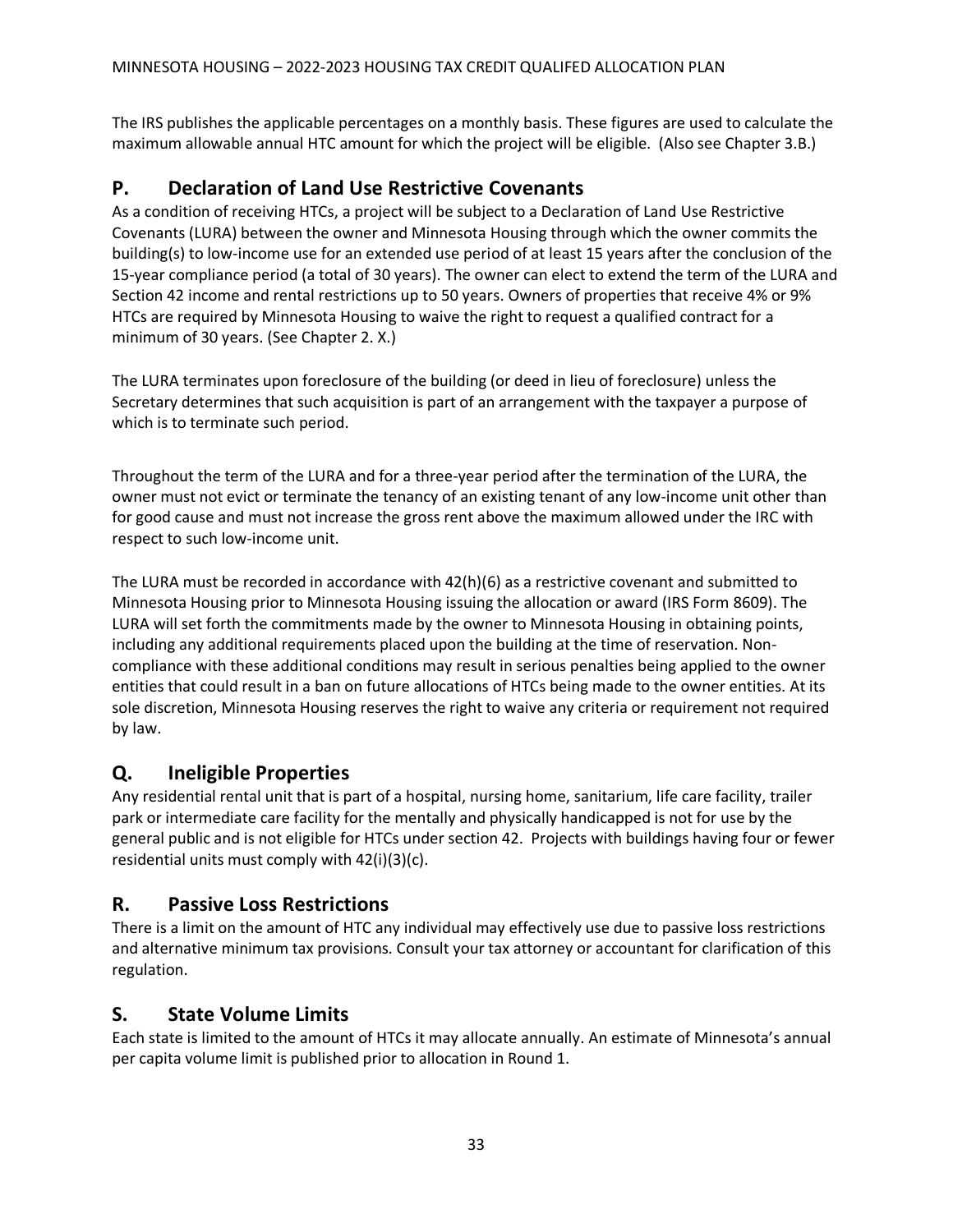The IRS publishes the applicable percentages on a monthly basis. These figures are used to calculate the maximum allowable annual HTC amount for which the project will be eligible. (Also see Chapter 3.B.)

## P. Declaration of Land Use Restrictive Covenants

As a condition of receiving HTCs, a project will be subject to a Declaration of Land Use Restrictive Covenants (LURA) between the owner and Minnesota Housing through which the owner commits the building(s) to low-income use for an extended use period of at least 15 years after the conclusion of the 15-year compliance period (a total of 30 years). The owner can elect to extend the term of the LURA and Section 42 income and rental restrictions up to 50 years. Owners of properties that receive 4% or 9% HTCs are required by Minnesota Housing to waive the right to request a qualified contract for a minimum of 30 years. (See Chapter 2. X.)

The LURA terminates upon foreclosure of the building (or deed in lieu of foreclosure) unless the Secretary determines that such acquisition is part of an arrangement with the taxpayer a purpose of which is to terminate such period.

Throughout the term of the LURA and for a three-year period after the termination of the LURA, the owner must not evict or terminate the tenancy of an existing tenant of any low-income unit other than for good cause and must not increase the gross rent above the maximum allowed under the IRC with respect to such low-income unit.

The LURA must be recorded in accordance with 42(h)(6) as a restrictive covenant and submitted to Minnesota Housing prior to Minnesota Housing issuing the allocation or award (IRS Form 8609). The LURA will set forth the commitments made by the owner to Minnesota Housing in obtaining points, including any additional requirements placed upon the building at the time of reservation. Non-compliance with these additional conditions may result in serious penalties being applied to the owner entities that could result in a ban on future allocations of HTCs being made to the owner entities. At its sole discretion, Minnesota Housing reserves the right to waive any criteria or requirement not required by law.

## Q. Ineligible Properties

Any residential rental unit that is part of a hospital, nursing home, sanitarium, life care facility, trailer park or intermediate care facility for the mentally and physically handicapped is not for use by the general public and is not eligible for HTCs under section 42. Projects with buildings having four or fewer residential units must comply with 42(i)(3)(c).

## R. Passive Loss Restrictions

There is a limit on the amount of HTC any individual may effectively use due to passive loss restrictions and alternative minimum tax provisions. Consult your tax attorney or accountant for clarification of this regulation.

## S. State Volume Limits

Each state is limited to the amount of HTCs it may allocate annually. An estimate of Minnesota's annual per capita volume limit is published prior to allocation in Round 1.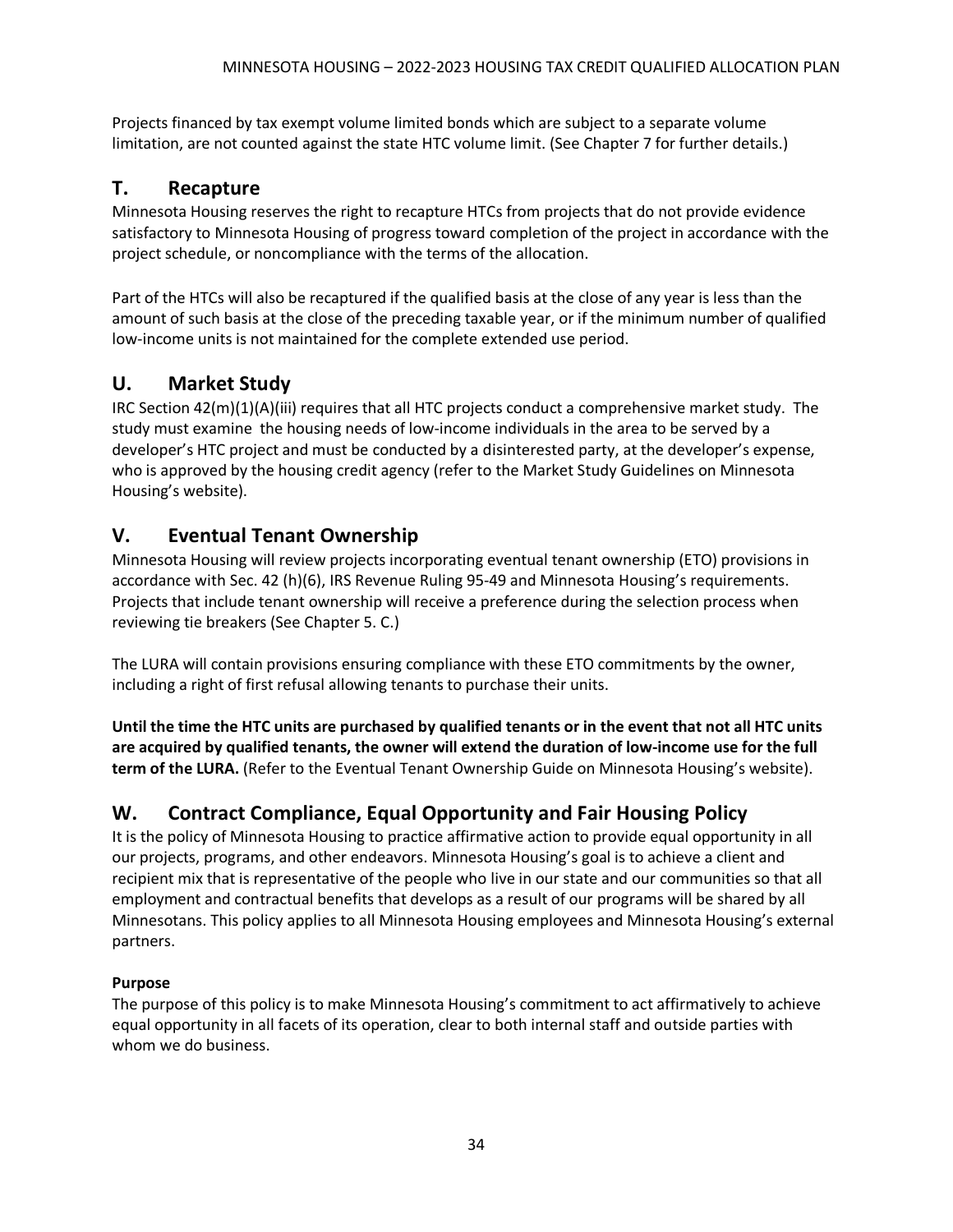Projects financed by tax exempt volume limited bonds which are subject to a separate volume limitation, are not counted against the state HTC volume limit. (See Chapter 7 for further details.)

## T. Recapture

Minnesota Housing reserves the right to recapture HTCs from projects that do not provide evidence satisfactory to Minnesota Housing of progress toward completion of the project in accordance with the project schedule, or noncompliance with the terms of the allocation.

Part of the HTCs will also be recaptured if the qualified basis at the close of any year is less than the amount of such basis at the close of the preceding taxable year, or if the minimum number of qualified low-income units is not maintained for the complete extended use period.

## U. Market Study

IRC Section 42(m)(1)(A)(iii) requires that all HTC projects conduct a comprehensive market study. The study must examine the housing needs of low-income individuals in the area to be served by a developer's HTC project and must be conducted by a disinterested party, at the developer's expense, who is approved by the housing credit agency (refer to the Market Study Guidelines on Minnesota Housing's website).

## V. Eventual Tenant Ownership

Minnesota Housing will review projects incorporating eventual tenant ownership (ETO) provisions in accordance with Sec. 42 (h)(6), IRS Revenue Ruling 95-49 and Minnesota Housing's requirements. Projects that include tenant ownership will receive a preference during the selection process when reviewing tie breakers (See Chapter 5. C.)

The LURA will contain provisions ensuring compliance with these ETO commitments by the owner, including a right of first refusal allowing tenants to purchase their units.

**Until the time the HTC units are purchased by qualified tenants or in the event that not all HTC units are acquired by qualified tenants, the owner will extend the duration of low-income use for the full term of the LURA.** (Refer to the Eventual Tenant Ownership Guide on Minnesota Housing's website).

## W. Contract Compliance, Equal Opportunity and Fair Housing Policy

It is the policy of Minnesota Housing to practice affirmative action to provide equal opportunity in all our projects, programs, and other endeavors. Minnesota Housing's goal is to achieve a client and recipient mix that is representative of the people who live in our state and our communities so that all employment and contractual benefits that develops as a result of our programs will be shared by all Minnesotans. This policy applies to all Minnesota Housing employees and Minnesota Housing's external partners.

**Purpose**

The purpose of this policy is to make Minnesota Housing's commitment to act affirmatively to achieve equal opportunity in all facets of its operation, clear to both internal staff and outside parties with whom we do business.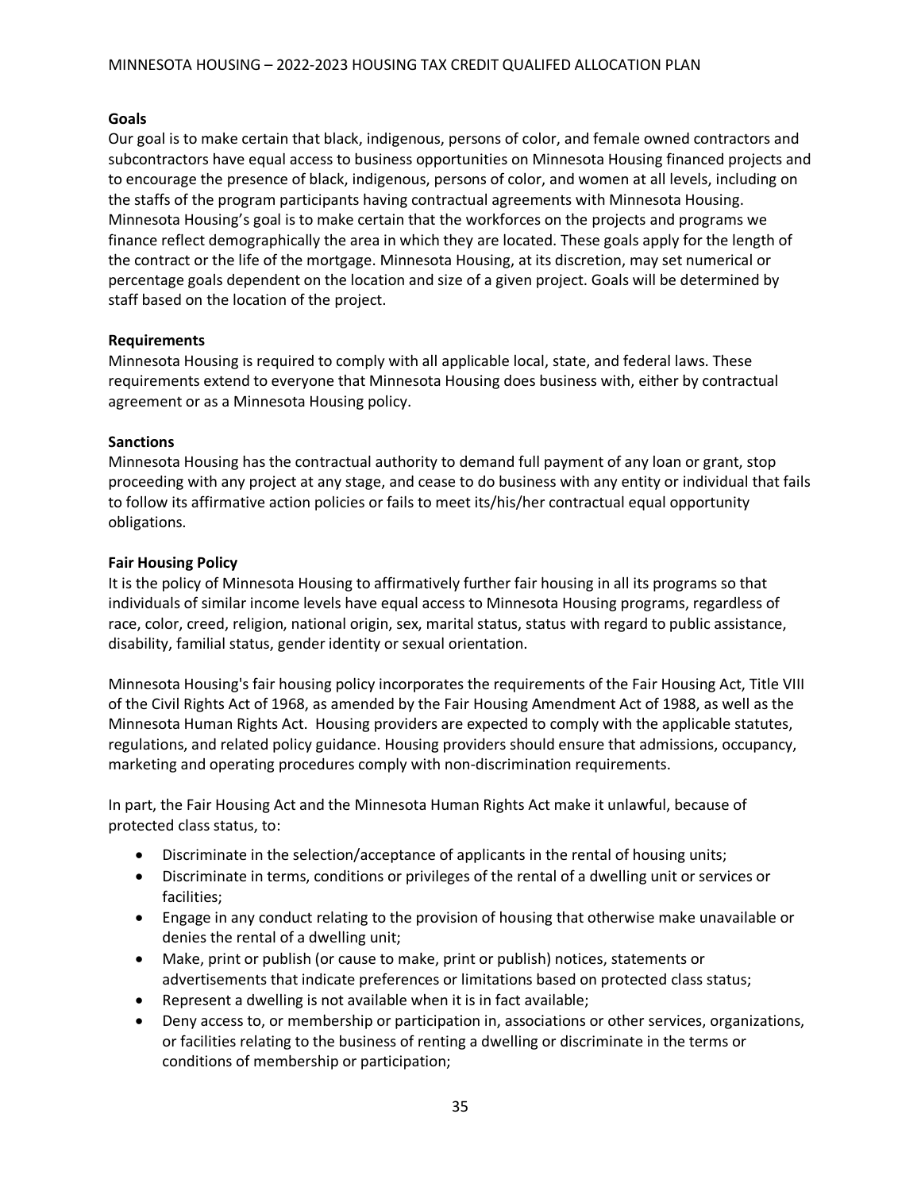**Goals**

Our goal is to make certain that black, indigenous, persons of color, and female owned contractors and subcontractors have equal access to business opportunities on Minnesota Housing financed projects and to encourage the presence of black, indigenous, persons of color, and women at all levels, including on the staffs of the program participants having contractual agreements with Minnesota Housing. Minnesota Housing's goal is to make certain that the workforces on the projects and programs we finance reflect demographically the area in which they are located. These goals apply for the length of the contract or the life of the mortgage. Minnesota Housing, at its discretion, may set numerical or percentage goals dependent on the location and size of a given project. Goals will be determined by staff based on the location of the project.

**Requirements**

Minnesota Housing is required to comply with all applicable local, state, and federal laws. These requirements extend to everyone that Minnesota Housing does business with, either by contractual agreement or as a Minnesota Housing policy.

**Sanctions**

Minnesota Housing has the contractual authority to demand full payment of any loan or grant, stop proceeding with any project at any stage, and cease to do business with any entity or individual that fails to follow its affirmative action policies or fails to meet its/his/her contractual equal opportunity obligations.

**Fair Housing Policy**

It is the policy of Minnesota Housing to affirmatively further fair housing in all its programs so that individuals of similar income levels have equal access to Minnesota Housing programs, regardless of race, color, creed, religion, national origin, sex, marital status, status with regard to public assistance, disability, familial status, gender identity or sexual orientation.

Minnesota Housing's fair housing policy incorporates the requirements of the Fair Housing Act, Title VIII of the Civil Rights Act of 1968, as amended by the Fair Housing Amendment Act of 1988, as well as the Minnesota Human Rights Act. Housing providers are expected to comply with the applicable statutes, regulations, and related policy guidance. Housing providers should ensure that admissions, occupancy, marketing and operating procedures comply with non-discrimination requirements.

In part, the Fair Housing Act and the Minnesota Human Rights Act make it unlawful, because of protected class status, to:

- Discriminate in the selection/acceptance of applicants in the rental of housing units;
- Discriminate in terms, conditions or privileges of the rental of a dwelling unit or services or facilities;
- Engage in any conduct relating to the provision of housing that otherwise make unavailable or denies the rental of a dwelling unit;
- Make, print or publish (or cause to make, print or publish) notices, statements or advertisements that indicate preferences or limitations based on protected class status;
- Represent a dwelling is not available when it is in fact available;
- Deny access to, or membership or participation in, associations or other services, organizations, or facilities relating to the business of renting a dwelling or discriminate in the terms or conditions of membership or participation;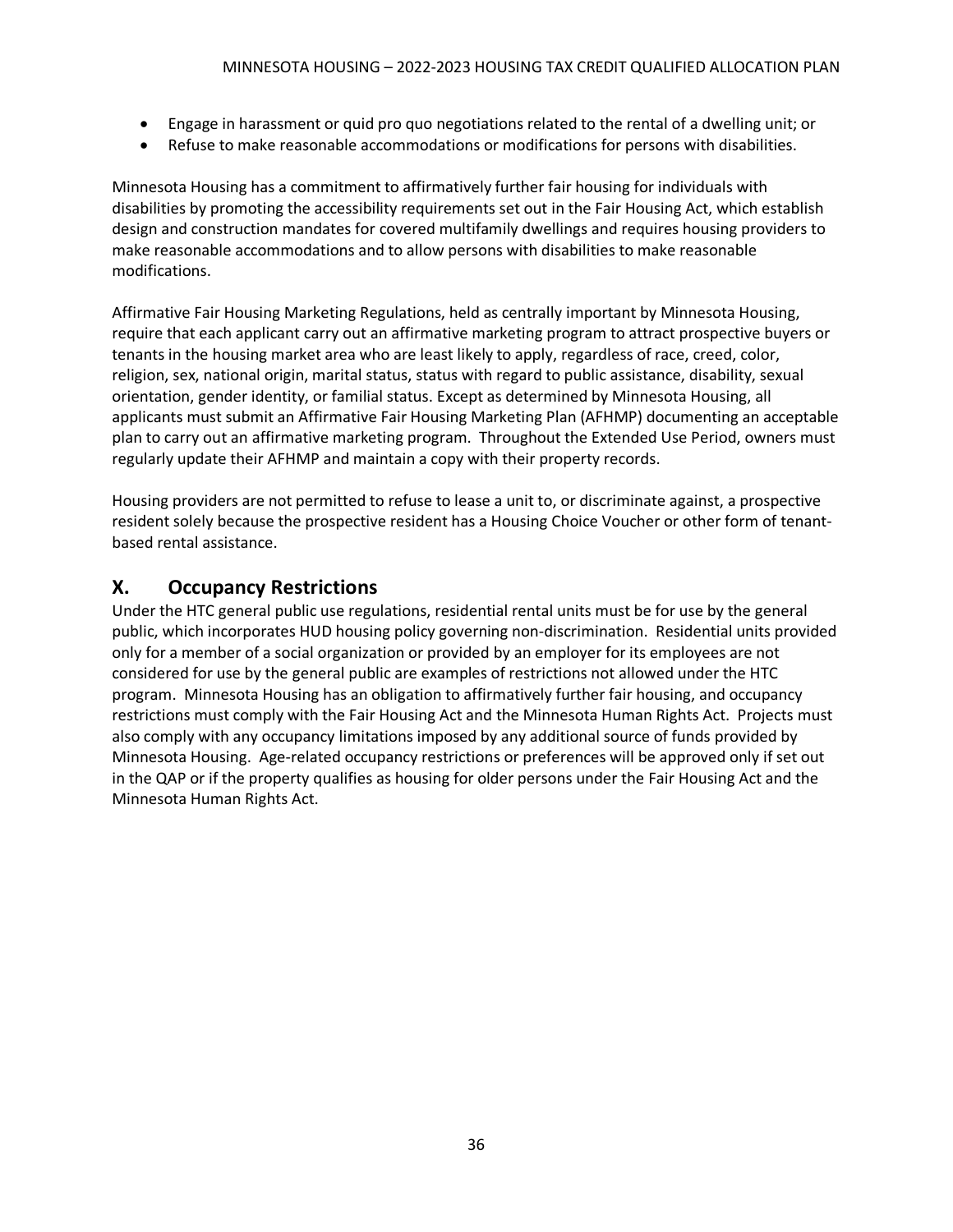- Engage in harassment or quid pro quo negotiations related to the rental of a dwelling unit; or
- Refuse to make reasonable accommodations or modifications for persons with disabilities.

Minnesota Housing has a commitment to affirmatively further fair housing for individuals with disabilities by promoting the accessibility requirements set out in the Fair Housing Act, which establish design and construction mandates for covered multifamily dwellings and requires housing providers to make reasonable accommodations and to allow persons with disabilities to make reasonable modifications.

Affirmative Fair Housing Marketing Regulations, held as centrally important by Minnesota Housing, require that each applicant carry out an affirmative marketing program to attract prospective buyers or tenants in the housing market area who are least likely to apply, regardless of race, creed, color, religion, sex, national origin, marital status, status with regard to public assistance, disability, sexual orientation, gender identity, or familial status. Except as determined by Minnesota Housing, all applicants must submit an Affirmative Fair Housing Marketing Plan (AFHMP) documenting an acceptable plan to carry out an affirmative marketing program. Throughout the Extended Use Period, owners must regularly update their AFHMP and maintain a copy with their property records.

Housing providers are not permitted to refuse to lease a unit to, or discriminate against, a prospective resident solely because the prospective resident has a Housing Choice Voucher or other form of tenant-based rental assistance.

## X. Occupancy Restrictions

Under the HTC general public use regulations, residential rental units must be for use by the general public, which incorporates HUD housing policy governing non-discrimination. Residential units provided only for a member of a social organization or provided by an employer for its employees are not considered for use by the general public are examples of restrictions not allowed under the HTC program. Minnesota Housing has an obligation to affirmatively further fair housing, and occupancy restrictions must comply with the Fair Housing Act and the Minnesota Human Rights Act. Projects must also comply with any occupancy limitations imposed by any additional source of funds provided by Minnesota Housing. Age-related occupancy restrictions or preferences will be approved only if set out in the QAP or if the property qualifies as housing for older persons under the Fair Housing Act and the Minnesota Human Rights Act.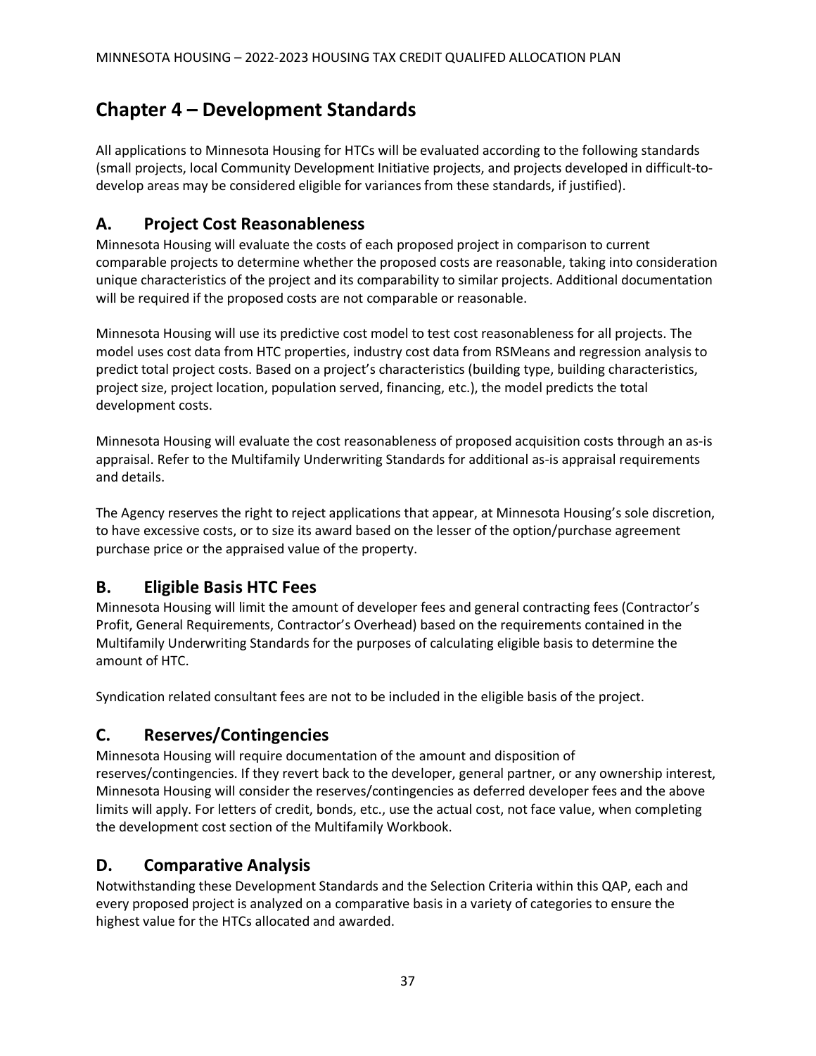# Chapter 4 – Development Standards

All applications to Minnesota Housing for HTCs will be evaluated according to the following standards (small projects, local Community Development Initiative projects, and projects developed in difficult-to-develop areas may be considered eligible for variances from these standards, if justified).

## A. Project Cost Reasonableness

Minnesota Housing will evaluate the costs of each proposed project in comparison to current comparable projects to determine whether the proposed costs are reasonable, taking into consideration unique characteristics of the project and its comparability to similar projects. Additional documentation will be required if the proposed costs are not comparable or reasonable.

Minnesota Housing will use its predictive cost model to test cost reasonableness for all projects. The model uses cost data from HTC properties, industry cost data from RSMeans and regression analysis to predict total project costs. Based on a project's characteristics (building type, building characteristics, project size, project location, population served, financing, etc.), the model predicts the total development costs.

Minnesota Housing will evaluate the cost reasonableness of proposed acquisition costs through an as-is appraisal. Refer to the Multifamily Underwriting Standards for additional as-is appraisal requirements and details.

The Agency reserves the right to reject applications that appear, at Minnesota Housing's sole discretion, to have excessive costs, or to size its award based on the lesser of the option/purchase agreement purchase price or the appraised value of the property.

## B. Eligible Basis HTC Fees

Minnesota Housing will limit the amount of developer fees and general contracting fees (Contractor's Profit, General Requirements, Contractor's Overhead) based on the requirements contained in the Multifamily Underwriting Standards for the purposes of calculating eligible basis to determine the amount of HTC.

Syndication related consultant fees are not to be included in the eligible basis of the project.

## C. Reserves/Contingencies

Minnesota Housing will require documentation of the amount and disposition of reserves/contingencies. If they revert back to the developer, general partner, or any ownership interest, Minnesota Housing will consider the reserves/contingencies as deferred developer fees and the above limits will apply. For letters of credit, bonds, etc., use the actual cost, not face value, when completing the development cost section of the Multifamily Workbook.

## D. Comparative Analysis

Notwithstanding these Development Standards and the Selection Criteria within this QAP, each and every proposed project is analyzed on a comparative basis in a variety of categories to ensure the highest value for the HTCs allocated and awarded.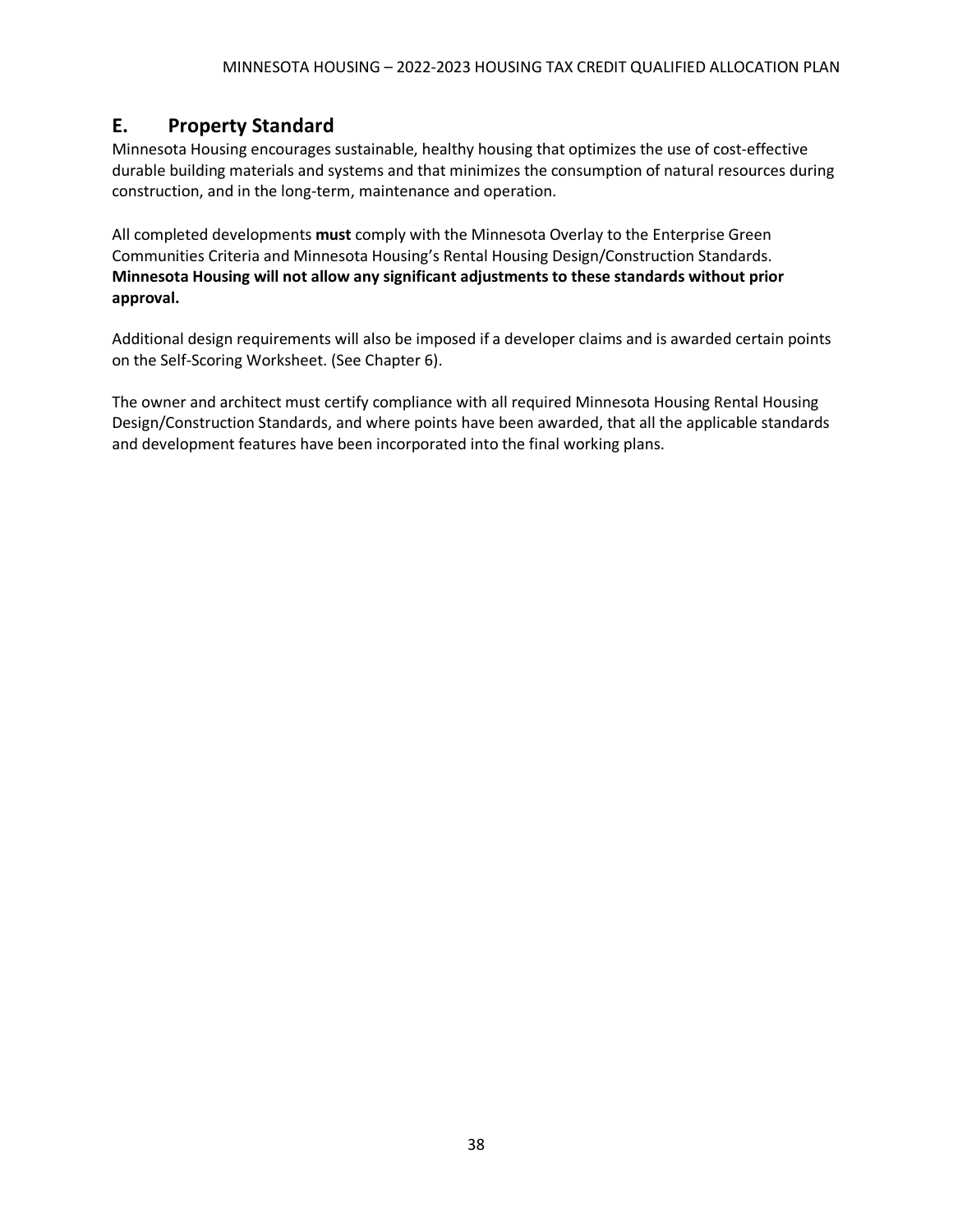## E. Property Standard

Minnesota Housing encourages sustainable, healthy housing that optimizes the use of cost-effective durable building materials and systems and that minimizes the consumption of natural resources during construction, and in the long-term, maintenance and operation.

All completed developments **must** comply with the Minnesota Overlay to the Enterprise Green Communities Criteria and Minnesota Housing's Rental Housing Design/Construction Standards. **Minnesota Housing will not allow any significant adjustments to these standards without prior approval.**

Additional design requirements will also be imposed if a developer claims and is awarded certain points on the Self-Scoring Worksheet. (See Chapter 6).

The owner and architect must certify compliance with all required Minnesota Housing Rental Housing Design/Construction Standards, and where points have been awarded, that all the applicable standards and development features have been incorporated into the final working plans.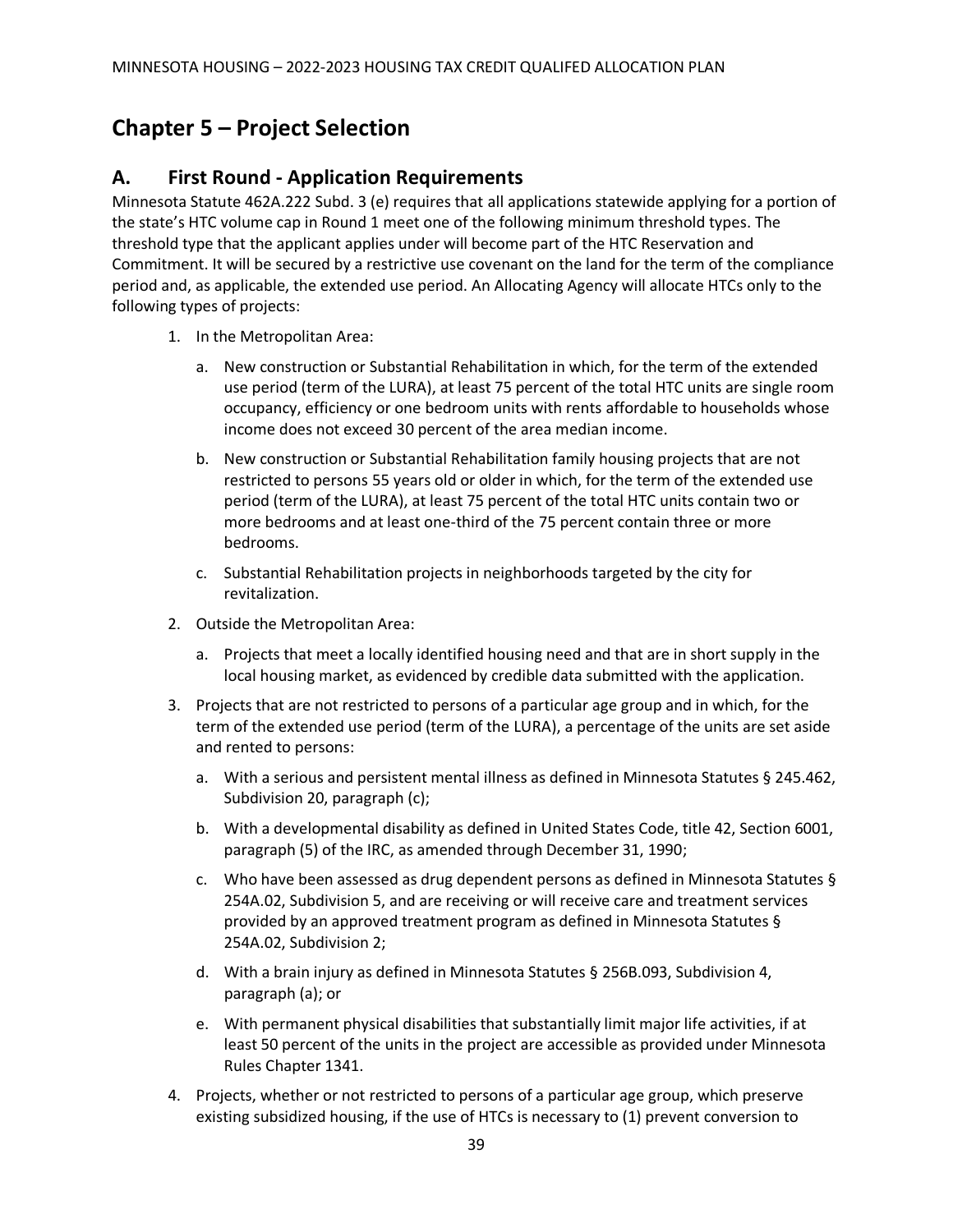# Chapter 5 – Project Selection

## A. First Round - Application Requirements

Minnesota Statute 462A.222 Subd. 3 (e) requires that all applications statewide applying for a portion of the state's HTC volume cap in Round 1 meet one of the following minimum threshold types. The threshold type that the applicant applies under will become part of the HTC Reservation and Commitment. It will be secured by a restrictive use covenant on the land for the term of the compliance period and, as applicable, the extended use period. An Allocating Agency will allocate HTCs only to the following types of projects:

1. In the Metropolitan Area:
   a. New construction or Substantial Rehabilitation in which, for the term of the extended use period (term of the LURA), at least 75 percent of the total HTC units are single room occupancy, efficiency or one bedroom units with rents affordable to households whose income does not exceed 30 percent of the area median income.
   b. New construction or Substantial Rehabilitation family housing projects that are not restricted to persons 55 years old or older in which, for the term of the extended use period (term of the LURA), at least 75 percent of the total HTC units contain two or more bedrooms and at least one-third of the 75 percent contain three or more bedrooms.
   c. Substantial Rehabilitation projects in neighborhoods targeted by the city for revitalization.
2. Outside the Metropolitan Area:
   a. Projects that meet a locally identified housing need and that are in short supply in the local housing market, as evidenced by credible data submitted with the application.
3. Projects that are not restricted to persons of a particular age group and in which, for the term of the extended use period (term of the LURA), a percentage of the units are set aside and rented to persons:
   a. With a serious and persistent mental illness as defined in Minnesota Statutes § 245.462, Subdivision 20, paragraph (c);
   b. With a developmental disability as defined in United States Code, title 42, Section 6001, paragraph (5) of the IRC, as amended through December 31, 1990;
   c. Who have been assessed as drug dependent persons as defined in Minnesota Statutes § 254A.02, Subdivision 5, and are receiving or will receive care and treatment services provided by an approved treatment program as defined in Minnesota Statutes § 254A.02, Subdivision 2;
   d. With a brain injury as defined in Minnesota Statutes § 256B.093, Subdivision 4, paragraph (a); or
   e. With permanent physical disabilities that substantially limit major life activities, if at least 50 percent of the units in the project are accessible as provided under Minnesota Rules Chapter 1341.
4. Projects, whether or not restricted to persons of a particular age group, which preserve existing subsidized housing, if the use of HTCs is necessary to (1) prevent conversion to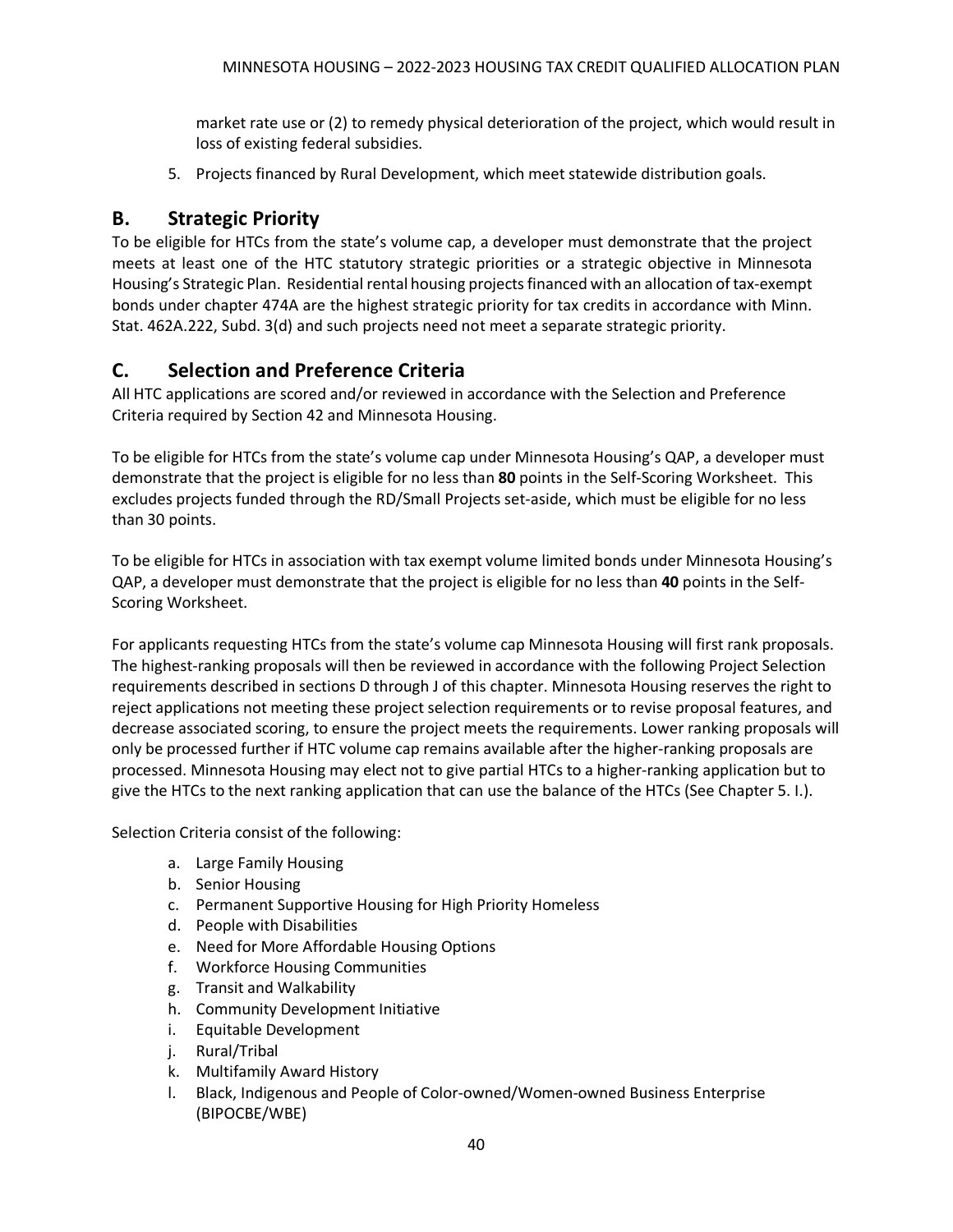market rate use or (2) to remedy physical deterioration of the project, which would result in loss of existing federal subsidies.

5. Projects financed by Rural Development, which meet statewide distribution goals.

## B. Strategic Priority

To be eligible for HTCs from the state's volume cap, a developer must demonstrate that the project meets at least one of the HTC statutory strategic priorities or a strategic objective in Minnesota Housing's Strategic Plan. Residential rental housing projects financed with an allocation of tax-exempt bonds under chapter 474A are the highest strategic priority for tax credits in accordance with Minn. Stat. 462A.222, Subd. 3(d) and such projects need not meet a separate strategic priority.

## C. Selection and Preference Criteria

All HTC applications are scored and/or reviewed in accordance with the Selection and Preference Criteria required by Section 42 and Minnesota Housing.

To be eligible for HTCs from the state's volume cap under Minnesota Housing's QAP, a developer must demonstrate that the project is eligible for no less than **80** points in the Self-Scoring Worksheet. This excludes projects funded through the RD/Small Projects set-aside, which must be eligible for no less than 30 points.

To be eligible for HTCs in association with tax exempt volume limited bonds under Minnesota Housing's QAP, a developer must demonstrate that the project is eligible for no less than **40** points in the Self-Scoring Worksheet.

For applicants requesting HTCs from the state's volume cap Minnesota Housing will first rank proposals. The highest-ranking proposals will then be reviewed in accordance with the following Project Selection requirements described in sections D through J of this chapter. Minnesota Housing reserves the right to reject applications not meeting these project selection requirements or to revise proposal features, and decrease associated scoring, to ensure the project meets the requirements. Lower ranking proposals will only be processed further if HTC volume cap remains available after the higher-ranking proposals are processed. Minnesota Housing may elect not to give partial HTCs to a higher-ranking application but to give the HTCs to the next ranking application that can use the balance of the HTCs (See Chapter 5. I.).

Selection Criteria consist of the following:

a. Large Family Housing
b. Senior Housing
c. Permanent Supportive Housing for High Priority Homeless
d. People with Disabilities
e. Need for More Affordable Housing Options
f. Workforce Housing Communities
g. Transit and Walkability
h. Community Development Initiative
i. Equitable Development
j. Rural/Tribal
k. Multifamily Award History
l. Black, Indigenous and People of Color-owned/Women-owned Business Enterprise (BIPOCBE/WBE)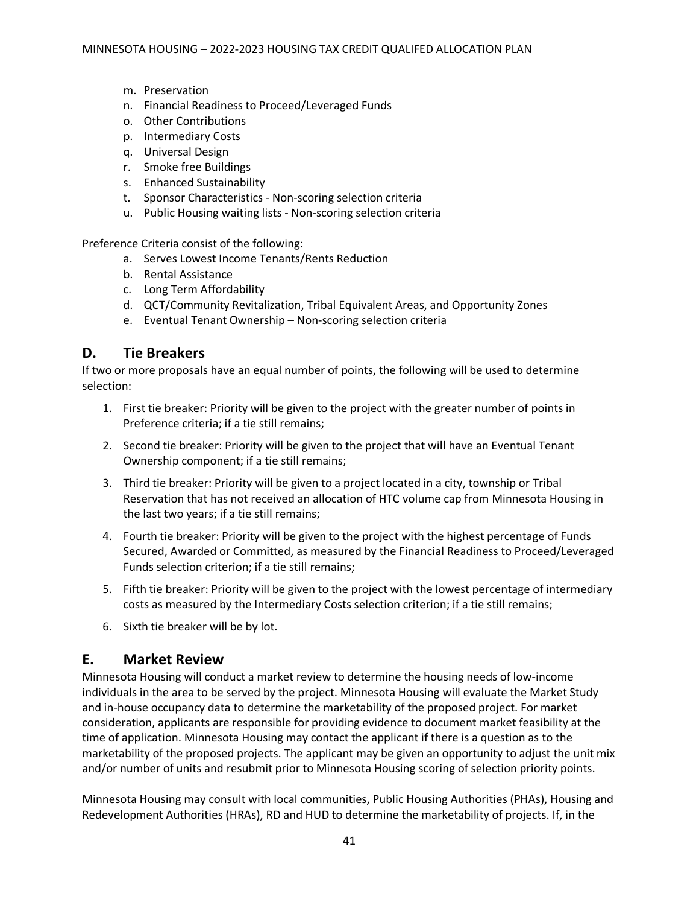m. Preservation
n. Financial Readiness to Proceed/Leveraged Funds
o. Other Contributions
p. Intermediary Costs
q. Universal Design
r. Smoke free Buildings
s. Enhanced Sustainability
t. Sponsor Characteristics - Non-scoring selection criteria
u. Public Housing waiting lists - Non-scoring selection criteria

Preference Criteria consist of the following:

a. Serves Lowest Income Tenants/Rents Reduction
b. Rental Assistance
c. Long Term Affordability
d. QCT/Community Revitalization, Tribal Equivalent Areas, and Opportunity Zones
e. Eventual Tenant Ownership – Non-scoring selection criteria

## D. Tie Breakers

If two or more proposals have an equal number of points, the following will be used to determine selection:

1. First tie breaker: Priority will be given to the project with the greater number of points in Preference criteria; if a tie still remains;
2. Second tie breaker: Priority will be given to the project that will have an Eventual Tenant Ownership component; if a tie still remains;
3. Third tie breaker: Priority will be given to a project located in a city, township or Tribal Reservation that has not received an allocation of HTC volume cap from Minnesota Housing in the last two years; if a tie still remains;
4. Fourth tie breaker: Priority will be given to the project with the highest percentage of Funds Secured, Awarded or Committed, as measured by the Financial Readiness to Proceed/Leveraged Funds selection criterion; if a tie still remains;
5. Fifth tie breaker: Priority will be given to the project with the lowest percentage of intermediary costs as measured by the Intermediary Costs selection criterion; if a tie still remains;
6. Sixth tie breaker will be by lot.

## E. Market Review

Minnesota Housing will conduct a market review to determine the housing needs of low-income individuals in the area to be served by the project. Minnesota Housing will evaluate the Market Study and in-house occupancy data to determine the marketability of the proposed project. For market consideration, applicants are responsible for providing evidence to document market feasibility at the time of application. Minnesota Housing may contact the applicant if there is a question as to the marketability of the proposed projects. The applicant may be given an opportunity to adjust the unit mix and/or number of units and resubmit prior to Minnesota Housing scoring of selection priority points.

Minnesota Housing may consult with local communities, Public Housing Authorities (PHAs), Housing and Redevelopment Authorities (HRAs), RD and HUD to determine the marketability of projects. If, in the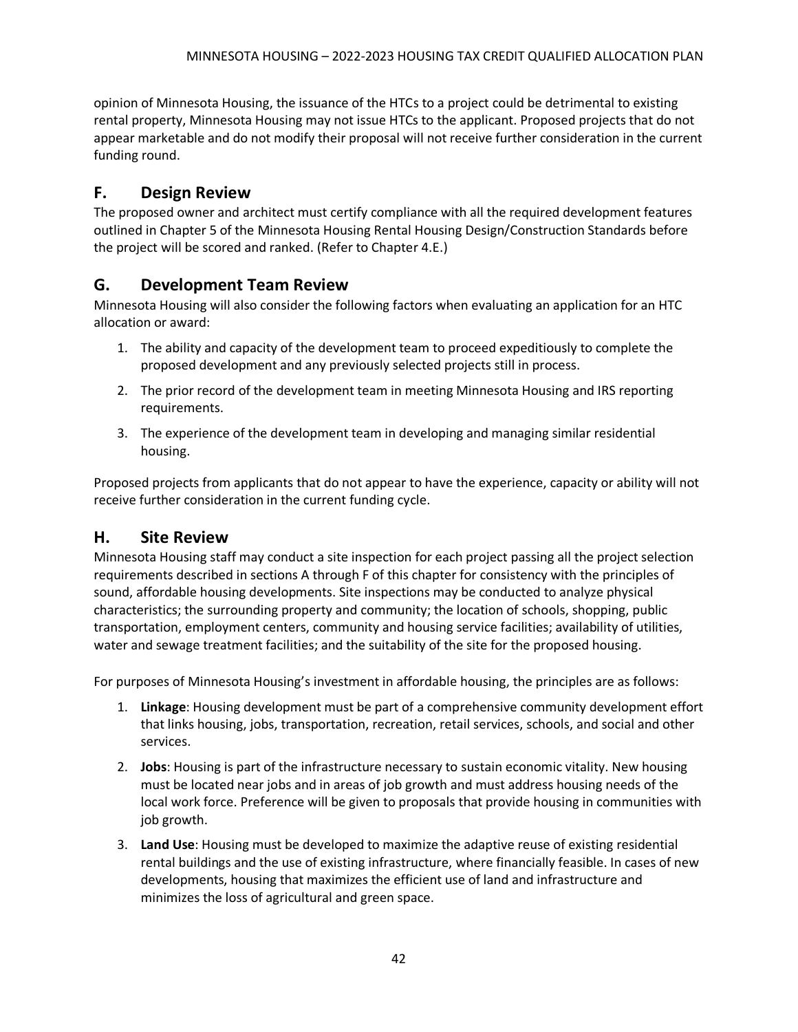opinion of Minnesota Housing, the issuance of the HTCs to a project could be detrimental to existing rental property, Minnesota Housing may not issue HTCs to the applicant. Proposed projects that do not appear marketable and do not modify their proposal will not receive further consideration in the current funding round.

## F. Design Review

The proposed owner and architect must certify compliance with all the required development features outlined in Chapter 5 of the Minnesota Housing Rental Housing Design/Construction Standards before the project will be scored and ranked. (Refer to Chapter 4.E.)

## G. Development Team Review

Minnesota Housing will also consider the following factors when evaluating an application for an HTC allocation or award:

1. The ability and capacity of the development team to proceed expeditiously to complete the proposed development and any previously selected projects still in process.
2. The prior record of the development team in meeting Minnesota Housing and IRS reporting requirements.
3. The experience of the development team in developing and managing similar residential housing.

Proposed projects from applicants that do not appear to have the experience, capacity or ability will not receive further consideration in the current funding cycle.

## H. Site Review

Minnesota Housing staff may conduct a site inspection for each project passing all the project selection requirements described in sections A through F of this chapter for consistency with the principles of sound, affordable housing developments. Site inspections may be conducted to analyze physical characteristics; the surrounding property and community; the location of schools, shopping, public transportation, employment centers, community and housing service facilities; availability of utilities, water and sewage treatment facilities; and the suitability of the site for the proposed housing.

For purposes of Minnesota Housing's investment in affordable housing, the principles are as follows:

1. **Linkage**: Housing development must be part of a comprehensive community development effort that links housing, jobs, transportation, recreation, retail services, schools, and social and other services.
2. **Jobs**: Housing is part of the infrastructure necessary to sustain economic vitality. New housing must be located near jobs and in areas of job growth and must address housing needs of the local work force. Preference will be given to proposals that provide housing in communities with job growth.
3. **Land Use**: Housing must be developed to maximize the adaptive reuse of existing residential rental buildings and the use of existing infrastructure, where financially feasible. In cases of new developments, housing that maximizes the efficient use of land and infrastructure and minimizes the loss of agricultural and green space.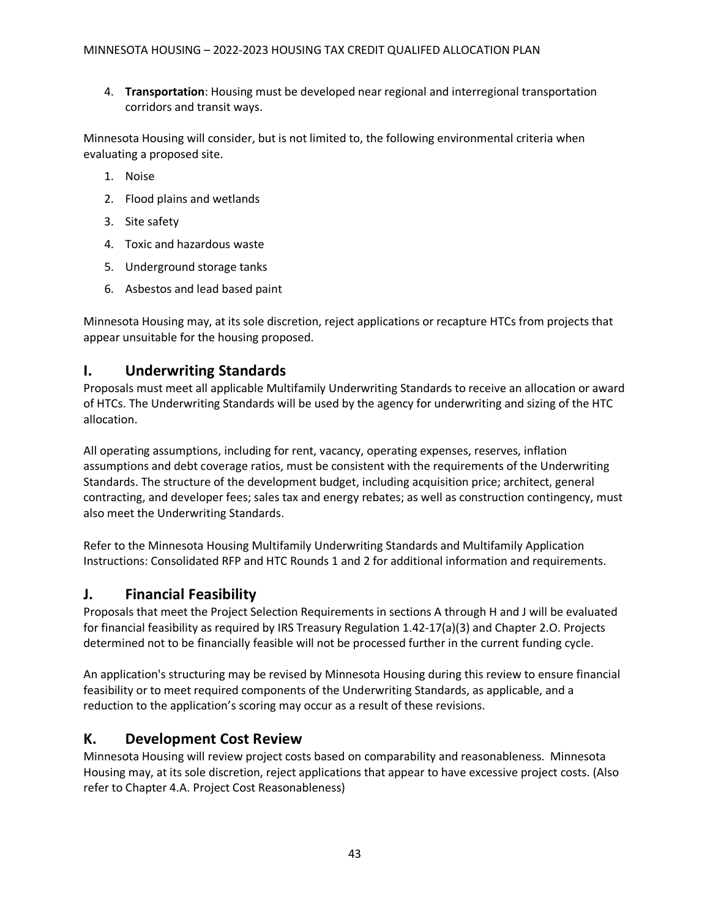4. **Transportation**: Housing must be developed near regional and interregional transportation corridors and transit ways.

Minnesota Housing will consider, but is not limited to, the following environmental criteria when evaluating a proposed site.

1. Noise
2. Flood plains and wetlands
3. Site safety
4. Toxic and hazardous waste
5. Underground storage tanks
6. Asbestos and lead based paint

Minnesota Housing may, at its sole discretion, reject applications or recapture HTCs from projects that appear unsuitable for the housing proposed.

## I. Underwriting Standards

Proposals must meet all applicable Multifamily Underwriting Standards to receive an allocation or award of HTCs. The Underwriting Standards will be used by the agency for underwriting and sizing of the HTC allocation.

All operating assumptions, including for rent, vacancy, operating expenses, reserves, inflation assumptions and debt coverage ratios, must be consistent with the requirements of the Underwriting Standards. The structure of the development budget, including acquisition price; architect, general contracting, and developer fees; sales tax and energy rebates; as well as construction contingency, must also meet the Underwriting Standards.

Refer to the Minnesota Housing Multifamily Underwriting Standards and Multifamily Application Instructions: Consolidated RFP and HTC Rounds 1 and 2 for additional information and requirements.

## J. Financial Feasibility

Proposals that meet the Project Selection Requirements in sections A through H and J will be evaluated for financial feasibility as required by IRS Treasury Regulation 1.42-17(a)(3) and Chapter 2.O. Projects determined not to be financially feasible will not be processed further in the current funding cycle.

An application's structuring may be revised by Minnesota Housing during this review to ensure financial feasibility or to meet required components of the Underwriting Standards, as applicable, and a reduction to the application's scoring may occur as a result of these revisions.

## K. Development Cost Review

Minnesota Housing will review project costs based on comparability and reasonableness. Minnesota Housing may, at its sole discretion, reject applications that appear to have excessive project costs. (Also refer to Chapter 4.A. Project Cost Reasonableness)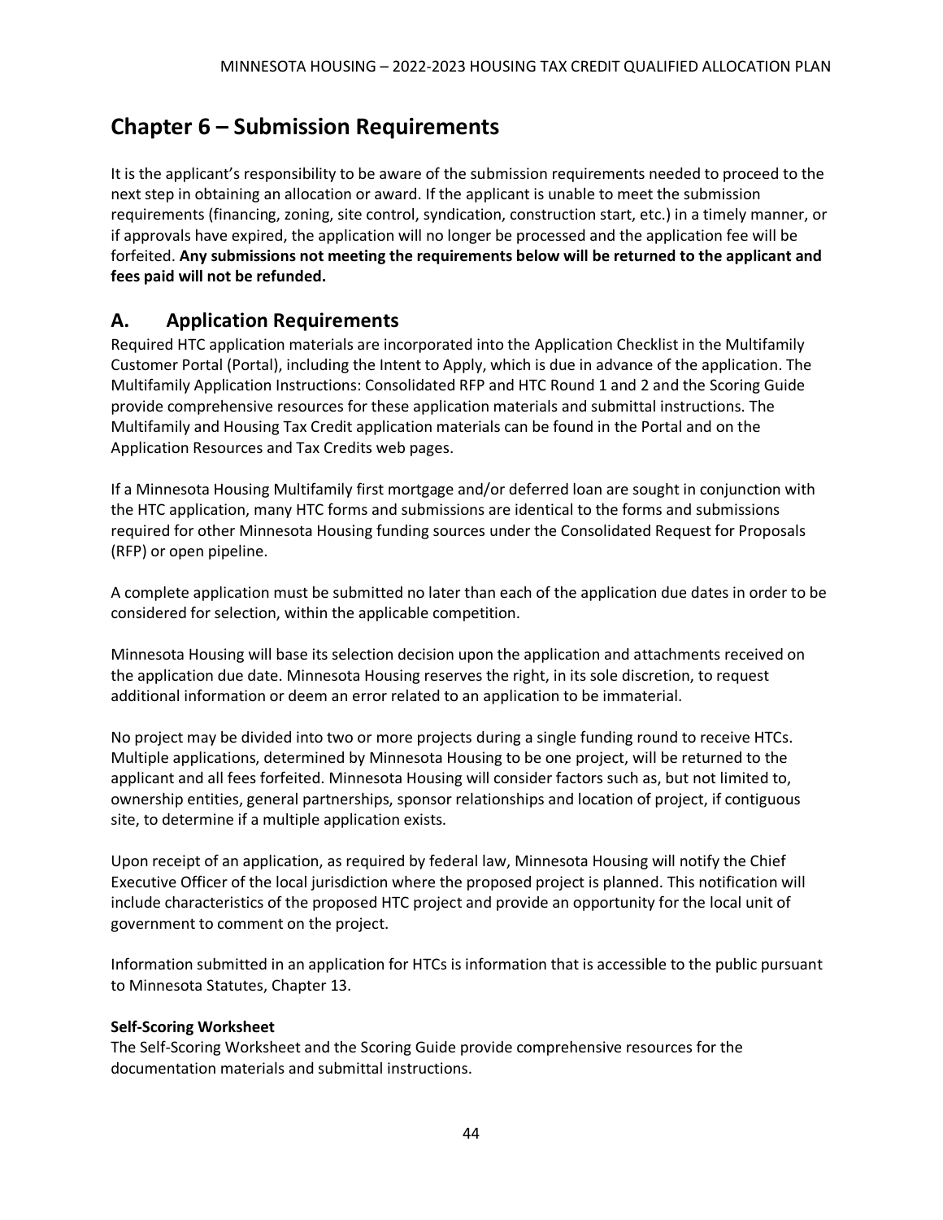# Chapter 6 – Submission Requirements

It is the applicant's responsibility to be aware of the submission requirements needed to proceed to the next step in obtaining an allocation or award. If the applicant is unable to meet the submission requirements (financing, zoning, site control, syndication, construction start, etc.) in a timely manner, or if approvals have expired, the application will no longer be processed and the application fee will be forfeited. **Any submissions not meeting the requirements below will be returned to the applicant and fees paid will not be refunded.**

## A. Application Requirements

Required HTC application materials are incorporated into the Application Checklist in the Multifamily Customer Portal (Portal), including the Intent to Apply, which is due in advance of the application. The Multifamily Application Instructions: Consolidated RFP and HTC Round 1 and 2 and the Scoring Guide provide comprehensive resources for these application materials and submittal instructions. The Multifamily and Housing Tax Credit application materials can be found in the Portal and on the Application Resources and Tax Credits web pages.

If a Minnesota Housing Multifamily first mortgage and/or deferred loan are sought in conjunction with the HTC application, many HTC forms and submissions are identical to the forms and submissions required for other Minnesota Housing funding sources under the Consolidated Request for Proposals (RFP) or open pipeline.

A complete application must be submitted no later than each of the application due dates in order to be considered for selection, within the applicable competition.

Minnesota Housing will base its selection decision upon the application and attachments received on the application due date. Minnesota Housing reserves the right, in its sole discretion, to request additional information or deem an error related to an application to be immaterial.

No project may be divided into two or more projects during a single funding round to receive HTCs. Multiple applications, determined by Minnesota Housing to be one project, will be returned to the applicant and all fees forfeited. Minnesota Housing will consider factors such as, but not limited to, ownership entities, general partnerships, sponsor relationships and location of project, if contiguous site, to determine if a multiple application exists.

Upon receipt of an application, as required by federal law, Minnesota Housing will notify the Chief Executive Officer of the local jurisdiction where the proposed project is planned. This notification will include characteristics of the proposed HTC project and provide an opportunity for the local unit of government to comment on the project.

Information submitted in an application for HTCs is information that is accessible to the public pursuant to Minnesota Statutes, Chapter 13.

**Self-Scoring Worksheet**

The Self-Scoring Worksheet and the Scoring Guide provide comprehensive resources for the documentation materials and submittal instructions.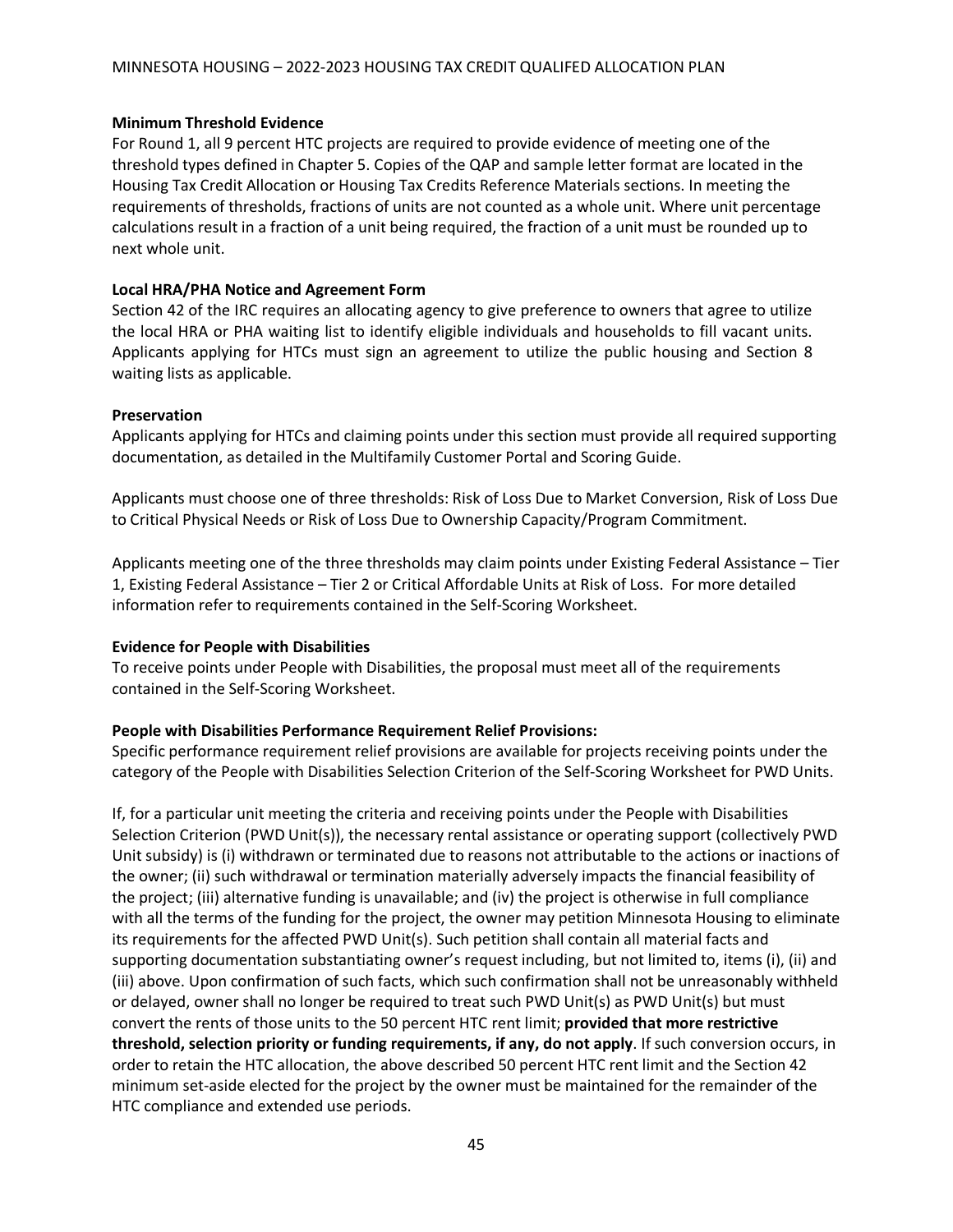**Minimum Threshold Evidence**

For Round 1, all 9 percent HTC projects are required to provide evidence of meeting one of the threshold types defined in Chapter 5. Copies of the QAP and sample letter format are located in the Housing Tax Credit Allocation or Housing Tax Credits Reference Materials sections. In meeting the requirements of thresholds, fractions of units are not counted as a whole unit. Where unit percentage calculations result in a fraction of a unit being required, the fraction of a unit must be rounded up to next whole unit.

**Local HRA/PHA Notice and Agreement Form**

Section 42 of the IRC requires an allocating agency to give preference to owners that agree to utilize the local HRA or PHA waiting list to identify eligible individuals and households to fill vacant units. Applicants applying for HTCs must sign an agreement to utilize the public housing and Section 8 waiting lists as applicable.

**Preservation**

Applicants applying for HTCs and claiming points under this section must provide all required supporting documentation, as detailed in the Multifamily Customer Portal and Scoring Guide.

Applicants must choose one of three thresholds: Risk of Loss Due to Market Conversion, Risk of Loss Due to Critical Physical Needs or Risk of Loss Due to Ownership Capacity/Program Commitment.

Applicants meeting one of the three thresholds may claim points under Existing Federal Assistance – Tier 1, Existing Federal Assistance – Tier 2 or Critical Affordable Units at Risk of Loss. For more detailed information refer to requirements contained in the Self-Scoring Worksheet.

**Evidence for People with Disabilities**

To receive points under People with Disabilities, the proposal must meet all of the requirements contained in the Self-Scoring Worksheet.

**People with Disabilities Performance Requirement Relief Provisions:**

Specific performance requirement relief provisions are available for projects receiving points under the category of the People with Disabilities Selection Criterion of the Self-Scoring Worksheet for PWD Units.

If, for a particular unit meeting the criteria and receiving points under the People with Disabilities Selection Criterion (PWD Unit(s)), the necessary rental assistance or operating support (collectively PWD Unit subsidy) is (i) withdrawn or terminated due to reasons not attributable to the actions or inactions of the owner; (ii) such withdrawal or termination materially adversely impacts the financial feasibility of the project; (iii) alternative funding is unavailable; and (iv) the project is otherwise in full compliance with all the terms of the funding for the project, the owner may petition Minnesota Housing to eliminate its requirements for the affected PWD Unit(s). Such petition shall contain all material facts and supporting documentation substantiating owner's request including, but not limited to, items (i), (ii) and (iii) above. Upon confirmation of such facts, which such confirmation shall not be unreasonably withheld or delayed, owner shall no longer be required to treat such PWD Unit(s) as PWD Unit(s) but must convert the rents of those units to the 50 percent HTC rent limit; **provided that more restrictive threshold, selection priority or funding requirements, if any, do not apply**. If such conversion occurs, in order to retain the HTC allocation, the above described 50 percent HTC rent limit and the Section 42 minimum set-aside elected for the project by the owner must be maintained for the remainder of the HTC compliance and extended use periods.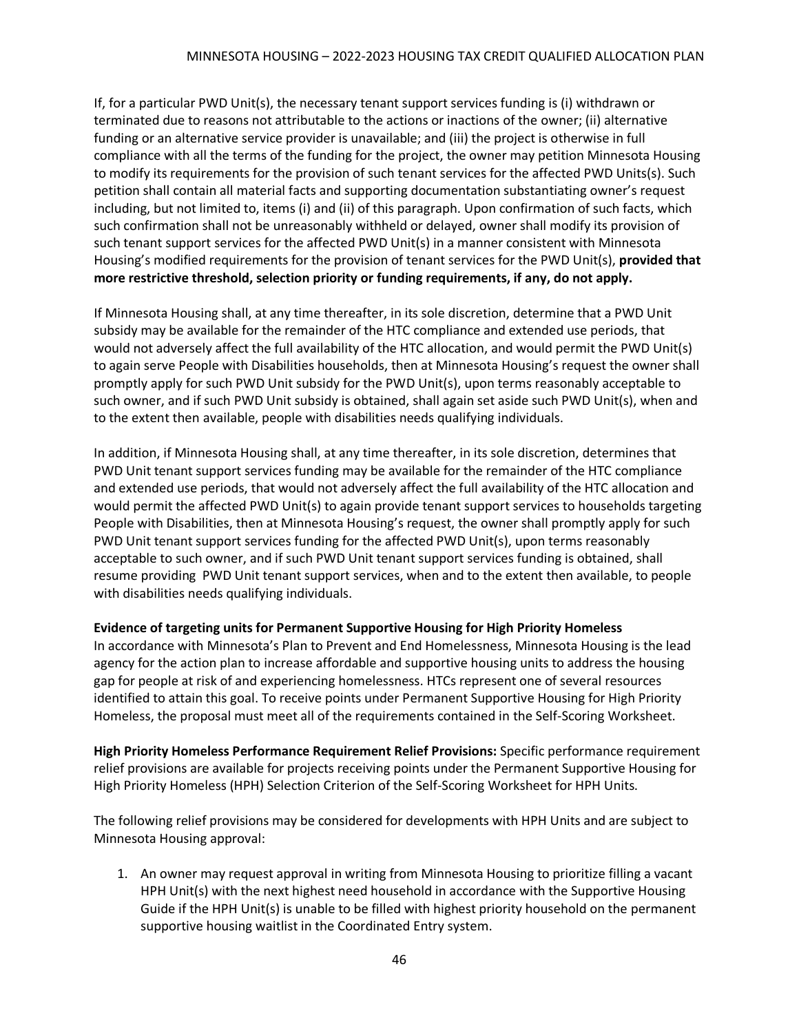If, for a particular PWD Unit(s), the necessary tenant support services funding is (i) withdrawn or terminated due to reasons not attributable to the actions or inactions of the owner; (ii) alternative funding or an alternative service provider is unavailable; and (iii) the project is otherwise in full compliance with all the terms of the funding for the project, the owner may petition Minnesota Housing to modify its requirements for the provision of such tenant services for the affected PWD Units(s). Such petition shall contain all material facts and supporting documentation substantiating owner's request including, but not limited to, items (i) and (ii) of this paragraph. Upon confirmation of such facts, which such confirmation shall not be unreasonably withheld or delayed, owner shall modify its provision of such tenant support services for the affected PWD Unit(s) in a manner consistent with Minnesota Housing's modified requirements for the provision of tenant services for the PWD Unit(s), **provided that more restrictive threshold, selection priority or funding requirements, if any, do not apply.**

If Minnesota Housing shall, at any time thereafter, in its sole discretion, determine that a PWD Unit subsidy may be available for the remainder of the HTC compliance and extended use periods, that would not adversely affect the full availability of the HTC allocation, and would permit the PWD Unit(s) to again serve People with Disabilities households, then at Minnesota Housing's request the owner shall promptly apply for such PWD Unit subsidy for the PWD Unit(s), upon terms reasonably acceptable to such owner, and if such PWD Unit subsidy is obtained, shall again set aside such PWD Unit(s), when and to the extent then available, people with disabilities needs qualifying individuals.

In addition, if Minnesota Housing shall, at any time thereafter, in its sole discretion, determines that PWD Unit tenant support services funding may be available for the remainder of the HTC compliance and extended use periods, that would not adversely affect the full availability of the HTC allocation and would permit the affected PWD Unit(s) to again provide tenant support services to households targeting People with Disabilities, then at Minnesota Housing's request, the owner shall promptly apply for such PWD Unit tenant support services funding for the affected PWD Unit(s), upon terms reasonably acceptable to such owner, and if such PWD Unit tenant support services funding is obtained, shall resume providing PWD Unit tenant support services, when and to the extent then available, to people with disabilities needs qualifying individuals.

**Evidence of targeting units for Permanent Supportive Housing for High Priority Homeless**

In accordance with Minnesota's Plan to Prevent and End Homelessness, Minnesota Housing is the lead agency for the action plan to increase affordable and supportive housing units to address the housing gap for people at risk of and experiencing homelessness. HTCs represent one of several resources identified to attain this goal. To receive points under Permanent Supportive Housing for High Priority Homeless, the proposal must meet all of the requirements contained in the Self-Scoring Worksheet.

**High Priority Homeless Performance Requirement Relief Provisions:** Specific performance requirement relief provisions are available for projects receiving points under the Permanent Supportive Housing for High Priority Homeless (HPH) Selection Criterion of the Self-Scoring Worksheet for HPH Units.

The following relief provisions may be considered for developments with HPH Units and are subject to Minnesota Housing approval:

1. An owner may request approval in writing from Minnesota Housing to prioritize filling a vacant HPH Unit(s) with the next highest need household in accordance with the Supportive Housing Guide if the HPH Unit(s) is unable to be filled with highest priority household on the permanent supportive housing waitlist in the Coordinated Entry system.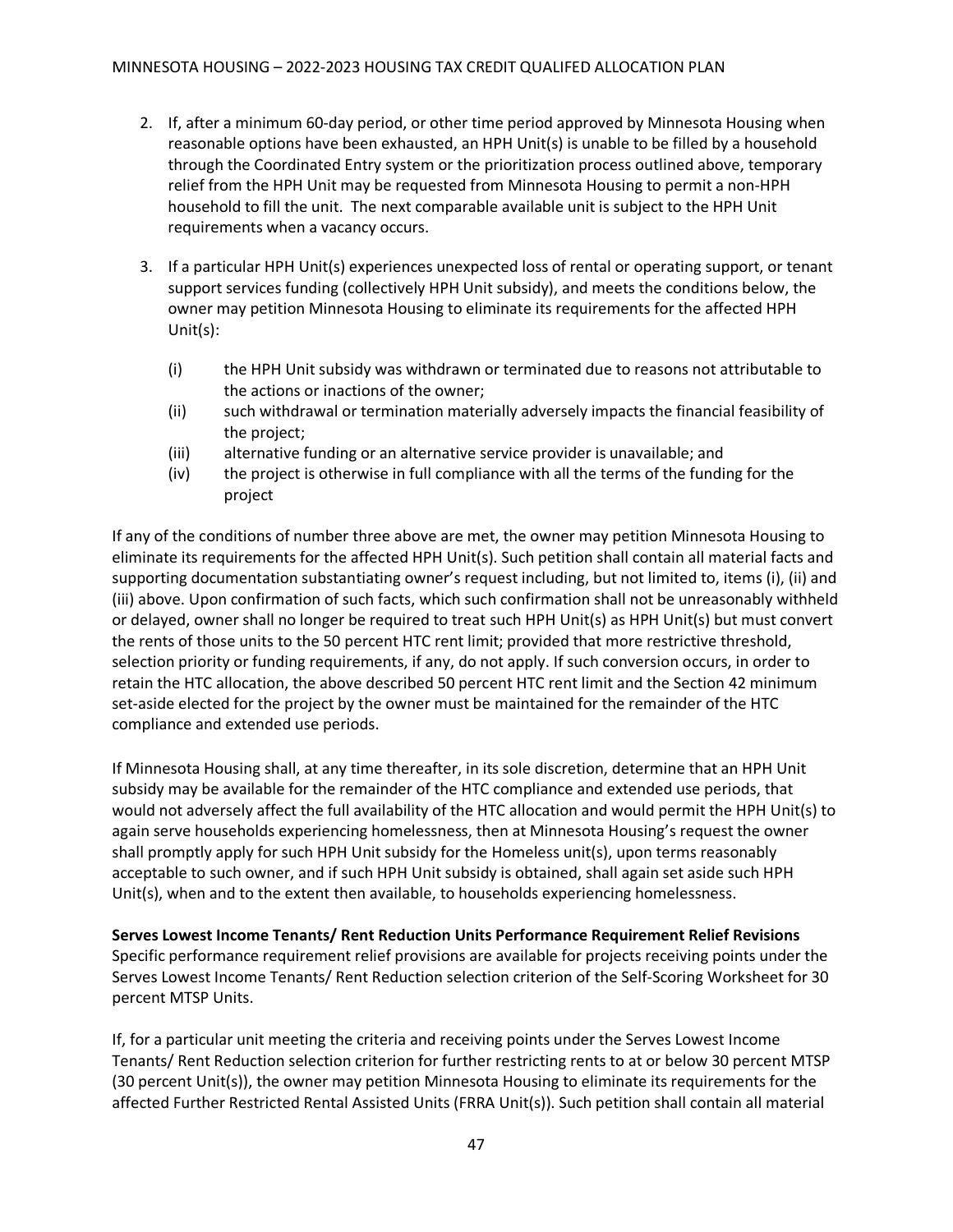2. If, after a minimum 60-day period, or other time period approved by Minnesota Housing when reasonable options have been exhausted, an HPH Unit(s) is unable to be filled by a household through the Coordinated Entry system or the prioritization process outlined above, temporary relief from the HPH Unit may be requested from Minnesota Housing to permit a non-HPH household to fill the unit. The next comparable available unit is subject to the HPH Unit requirements when a vacancy occurs.

3. If a particular HPH Unit(s) experiences unexpected loss of rental or operating support, or tenant support services funding (collectively HPH Unit subsidy), and meets the conditions below, the owner may petition Minnesota Housing to eliminate its requirements for the affected HPH Unit(s):

   (i) the HPH Unit subsidy was withdrawn or terminated due to reasons not attributable to the actions or inactions of the owner;
   (ii) such withdrawal or termination materially adversely impacts the financial feasibility of the project;
   (iii) alternative funding or an alternative service provider is unavailable; and
   (iv) the project is otherwise in full compliance with all the terms of the funding for the project

If any of the conditions of number three above are met, the owner may petition Minnesota Housing to eliminate its requirements for the affected HPH Unit(s). Such petition shall contain all material facts and supporting documentation substantiating owner's request including, but not limited to, items (i), (ii) and (iii) above. Upon confirmation of such facts, which such confirmation shall not be unreasonably withheld or delayed, owner shall no longer be required to treat such HPH Unit(s) as HPH Unit(s) but must convert the rents of those units to the 50 percent HTC rent limit; provided that more restrictive threshold, selection priority or funding requirements, if any, do not apply. If such conversion occurs, in order to retain the HTC allocation, the above described 50 percent HTC rent limit and the Section 42 minimum set-aside elected for the project by the owner must be maintained for the remainder of the HTC compliance and extended use periods.

If Minnesota Housing shall, at any time thereafter, in its sole discretion, determine that an HPH Unit subsidy may be available for the remainder of the HTC compliance and extended use periods, that would not adversely affect the full availability of the HTC allocation and would permit the HPH Unit(s) to again serve households experiencing homelessness, then at Minnesota Housing's request the owner shall promptly apply for such HPH Unit subsidy for the Homeless unit(s), upon terms reasonably acceptable to such owner, and if such HPH Unit subsidy is obtained, shall again set aside such HPH Unit(s), when and to the extent then available, to households experiencing homelessness.

**Serves Lowest Income Tenants/ Rent Reduction Units Performance Requirement Relief Revisions**
Specific performance requirement relief provisions are available for projects receiving points under the Serves Lowest Income Tenants/ Rent Reduction selection criterion of the Self-Scoring Worksheet for 30 percent MTSP Units.

If, for a particular unit meeting the criteria and receiving points under the Serves Lowest Income Tenants/ Rent Reduction selection criterion for further restricting rents to at or below 30 percent MTSP (30 percent Unit(s)), the owner may petition Minnesota Housing to eliminate its requirements for the affected Further Restricted Rental Assisted Units (FRRA Unit(s)). Such petition shall contain all material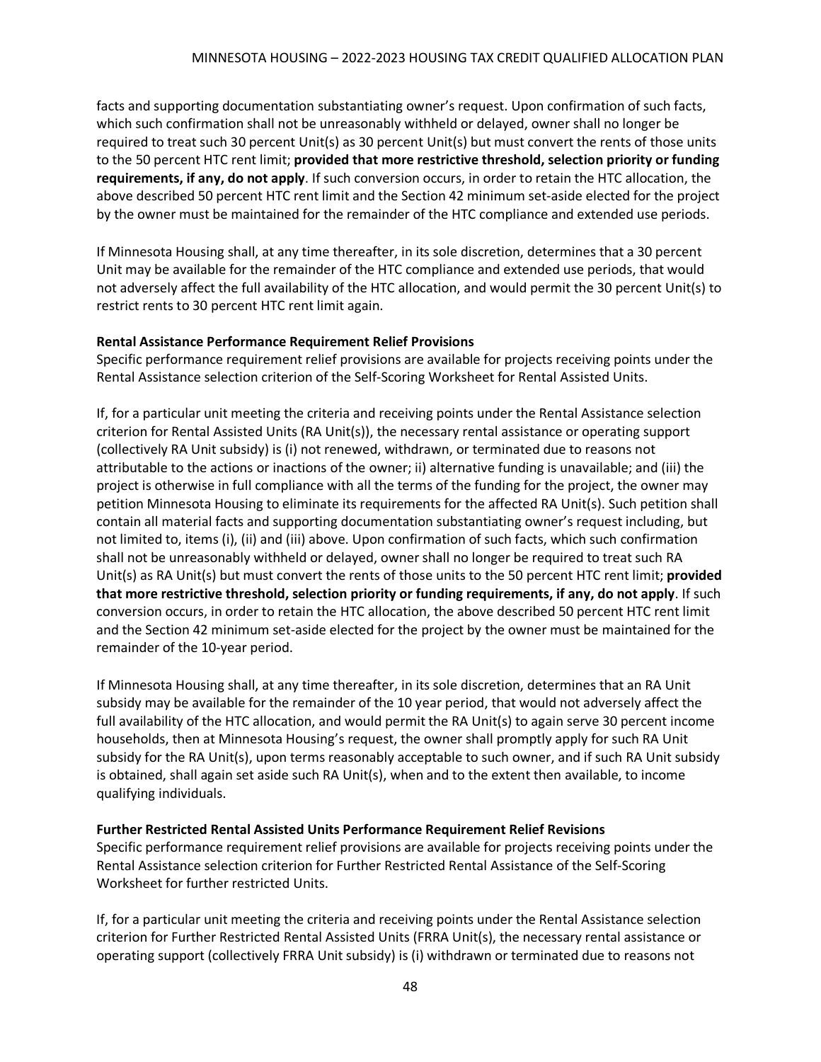facts and supporting documentation substantiating owner's request. Upon confirmation of such facts, which such confirmation shall not be unreasonably withheld or delayed, owner shall no longer be required to treat such 30 percent Unit(s) as 30 percent Unit(s) but must convert the rents of those units to the 50 percent HTC rent limit; **provided that more restrictive threshold, selection priority or funding requirements, if any, do not apply**. If such conversion occurs, in order to retain the HTC allocation, the above described 50 percent HTC rent limit and the Section 42 minimum set-aside elected for the project by the owner must be maintained for the remainder of the HTC compliance and extended use periods.

If Minnesota Housing shall, at any time thereafter, in its sole discretion, determines that a 30 percent Unit may be available for the remainder of the HTC compliance and extended use periods, that would not adversely affect the full availability of the HTC allocation, and would permit the 30 percent Unit(s) to restrict rents to 30 percent HTC rent limit again.

**Rental Assistance Performance Requirement Relief Provisions**

Specific performance requirement relief provisions are available for projects receiving points under the Rental Assistance selection criterion of the Self-Scoring Worksheet for Rental Assisted Units.

If, for a particular unit meeting the criteria and receiving points under the Rental Assistance selection criterion for Rental Assisted Units (RA Unit(s)), the necessary rental assistance or operating support (collectively RA Unit subsidy) is (i) not renewed, withdrawn, or terminated due to reasons not attributable to the actions or inactions of the owner; ii) alternative funding is unavailable; and (iii) the project is otherwise in full compliance with all the terms of the funding for the project, the owner may petition Minnesota Housing to eliminate its requirements for the affected RA Unit(s). Such petition shall contain all material facts and supporting documentation substantiating owner's request including, but not limited to, items (i), (ii) and (iii) above. Upon confirmation of such facts, which such confirmation shall not be unreasonably withheld or delayed, owner shall no longer be required to treat such RA Unit(s) as RA Unit(s) but must convert the rents of those units to the 50 percent HTC rent limit; **provided that more restrictive threshold, selection priority or funding requirements, if any, do not apply**. If such conversion occurs, in order to retain the HTC allocation, the above described 50 percent HTC rent limit and the Section 42 minimum set-aside elected for the project by the owner must be maintained for the remainder of the 10-year period.

If Minnesota Housing shall, at any time thereafter, in its sole discretion, determines that an RA Unit subsidy may be available for the remainder of the 10 year period, that would not adversely affect the full availability of the HTC allocation, and would permit the RA Unit(s) to again serve 30 percent income households, then at Minnesota Housing's request, the owner shall promptly apply for such RA Unit subsidy for the RA Unit(s), upon terms reasonably acceptable to such owner, and if such RA Unit subsidy is obtained, shall again set aside such RA Unit(s), when and to the extent then available, to income qualifying individuals.

**Further Restricted Rental Assisted Units Performance Requirement Relief Revisions**

Specific performance requirement relief provisions are available for projects receiving points under the Rental Assistance selection criterion for Further Restricted Rental Assistance of the Self-Scoring Worksheet for further restricted Units.

If, for a particular unit meeting the criteria and receiving points under the Rental Assistance selection criterion for Further Restricted Rental Assisted Units (FRRA Unit(s), the necessary rental assistance or operating support (collectively FRRA Unit subsidy) is (i) withdrawn or terminated due to reasons not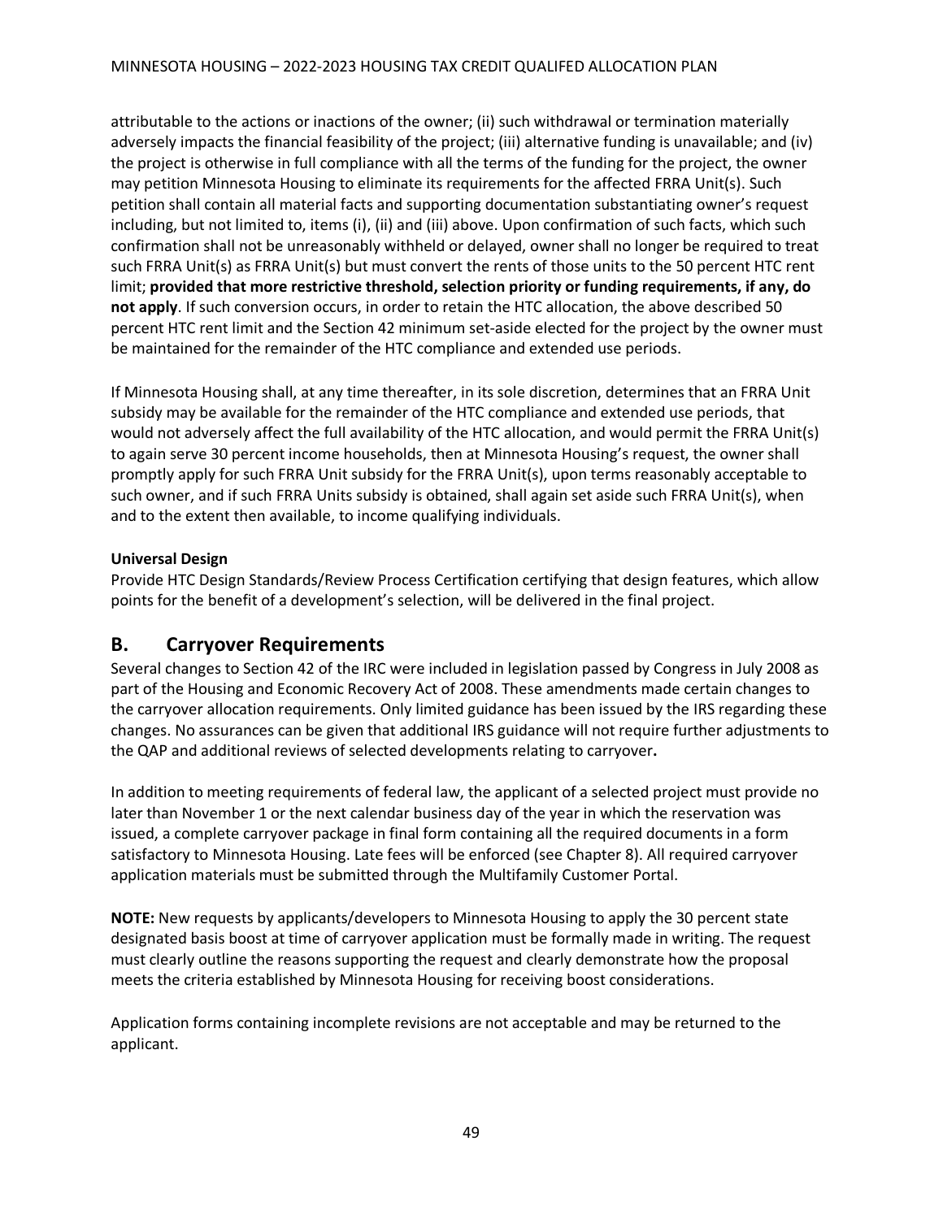attributable to the actions or inactions of the owner; (ii) such withdrawal or termination materially adversely impacts the financial feasibility of the project; (iii) alternative funding is unavailable; and (iv) the project is otherwise in full compliance with all the terms of the funding for the project, the owner may petition Minnesota Housing to eliminate its requirements for the affected FRRA Unit(s). Such petition shall contain all material facts and supporting documentation substantiating owner's request including, but not limited to, items (i), (ii) and (iii) above. Upon confirmation of such facts, which such confirmation shall not be unreasonably withheld or delayed, owner shall no longer be required to treat such FRRA Unit(s) as FRRA Unit(s) but must convert the rents of those units to the 50 percent HTC rent limit; **provided that more restrictive threshold, selection priority or funding requirements, if any, do not apply**. If such conversion occurs, in order to retain the HTC allocation, the above described 50 percent HTC rent limit and the Section 42 minimum set-aside elected for the project by the owner must be maintained for the remainder of the HTC compliance and extended use periods.

If Minnesota Housing shall, at any time thereafter, in its sole discretion, determines that an FRRA Unit subsidy may be available for the remainder of the HTC compliance and extended use periods, that would not adversely affect the full availability of the HTC allocation, and would permit the FRRA Unit(s) to again serve 30 percent income households, then at Minnesota Housing's request, the owner shall promptly apply for such FRRA Unit subsidy for the FRRA Unit(s), upon terms reasonably acceptable to such owner, and if such FRRA Units subsidy is obtained, shall again set aside such FRRA Unit(s), when and to the extent then available, to income qualifying individuals.

**Universal Design**

Provide HTC Design Standards/Review Process Certification certifying that design features, which allow points for the benefit of a development's selection, will be delivered in the final project.

## B. Carryover Requirements

Several changes to Section 42 of the IRC were included in legislation passed by Congress in July 2008 as part of the Housing and Economic Recovery Act of 2008. These amendments made certain changes to the carryover allocation requirements. Only limited guidance has been issued by the IRS regarding these changes. No assurances can be given that additional IRS guidance will not require further adjustments to the QAP and additional reviews of selected developments relating to carryover**.**

In addition to meeting requirements of federal law, the applicant of a selected project must provide no later than November 1 or the next calendar business day of the year in which the reservation was issued, a complete carryover package in final form containing all the required documents in a form satisfactory to Minnesota Housing. Late fees will be enforced (see Chapter 8). All required carryover application materials must be submitted through the Multifamily Customer Portal.

**NOTE:** New requests by applicants/developers to Minnesota Housing to apply the 30 percent state designated basis boost at time of carryover application must be formally made in writing. The request must clearly outline the reasons supporting the request and clearly demonstrate how the proposal meets the criteria established by Minnesota Housing for receiving boost considerations.

Application forms containing incomplete revisions are not acceptable and may be returned to the applicant.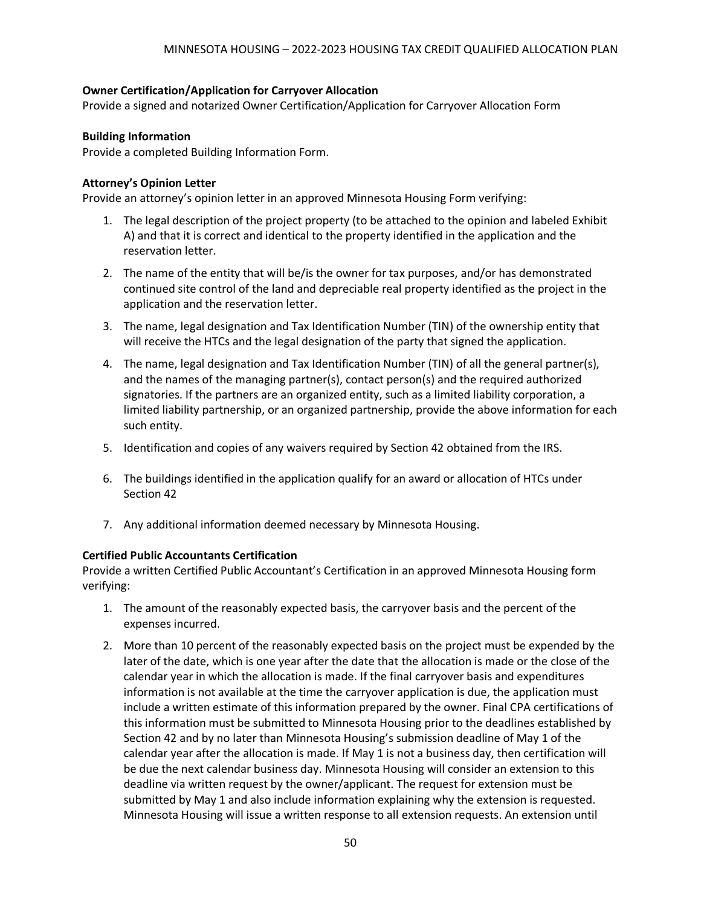**Owner Certification/Application for Carryover Allocation**

Provide a signed and notarized Owner Certification/Application for Carryover Allocation Form

**Building Information**

Provide a completed Building Information Form.

**Attorney's Opinion Letter**

Provide an attorney's opinion letter in an approved Minnesota Housing Form verifying:

1. The legal description of the project property (to be attached to the opinion and labeled Exhibit A) and that it is correct and identical to the property identified in the application and the reservation letter.
2. The name of the entity that will be/is the owner for tax purposes, and/or has demonstrated continued site control of the land and depreciable real property identified as the project in the application and the reservation letter.
3. The name, legal designation and Tax Identification Number (TIN) of the ownership entity that will receive the HTCs and the legal designation of the party that signed the application.
4. The name, legal designation and Tax Identification Number (TIN) of all the general partner(s), and the names of the managing partner(s), contact person(s) and the required authorized signatories. If the partners are an organized entity, such as a limited liability corporation, a limited liability partnership, or an organized partnership, provide the above information for each such entity.
5. Identification and copies of any waivers required by Section 42 obtained from the IRS.
6. The buildings identified in the application qualify for an award or allocation of HTCs under Section 42
7. Any additional information deemed necessary by Minnesota Housing.

**Certified Public Accountants Certification**

Provide a written Certified Public Accountant's Certification in an approved Minnesota Housing form verifying:

1. The amount of the reasonably expected basis, the carryover basis and the percent of the expenses incurred.
2. More than 10 percent of the reasonably expected basis on the project must be expended by the later of the date, which is one year after the date that the allocation is made or the close of the calendar year in which the allocation is made. If the final carryover basis and expenditures information is not available at the time the carryover application is due, the application must include a written estimate of this information prepared by the owner. Final CPA certifications of this information must be submitted to Minnesota Housing prior to the deadlines established by Section 42 and by no later than Minnesota Housing's submission deadline of May 1 of the calendar year after the allocation is made. If May 1 is not a business day, then certification will be due the next calendar business day. Minnesota Housing will consider an extension to this deadline via written request by the owner/applicant. The request for extension must be submitted by May 1 and also include information explaining why the extension is requested. Minnesota Housing will issue a written response to all extension requests. An extension until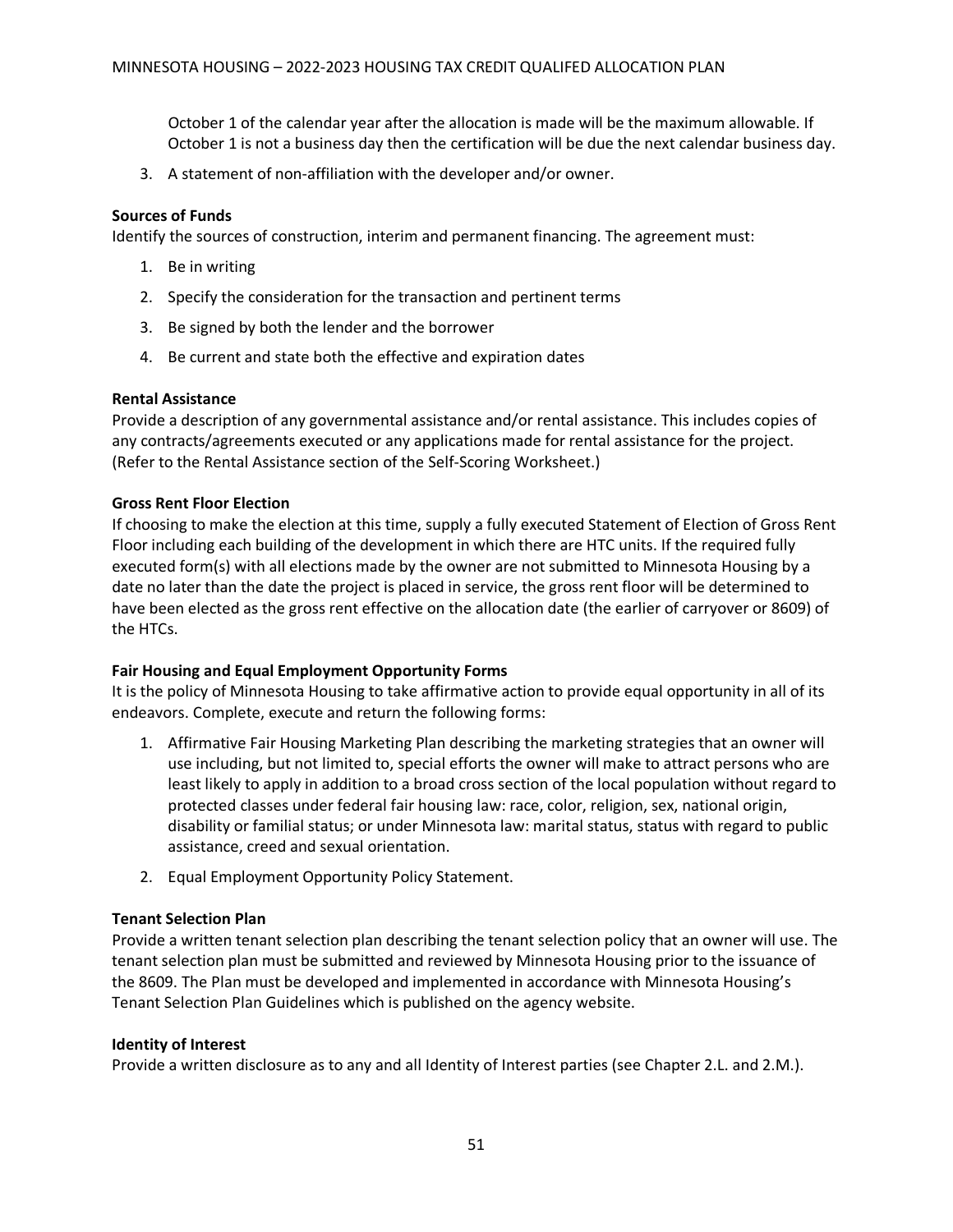October 1 of the calendar year after the allocation is made will be the maximum allowable. If October 1 is not a business day then the certification will be due the next calendar business day.

3. A statement of non-affiliation with the developer and/or owner.

**Sources of Funds**

Identify the sources of construction, interim and permanent financing. The agreement must:

1. Be in writing
2. Specify the consideration for the transaction and pertinent terms
3. Be signed by both the lender and the borrower
4. Be current and state both the effective and expiration dates

**Rental Assistance**

Provide a description of any governmental assistance and/or rental assistance. This includes copies of any contracts/agreements executed or any applications made for rental assistance for the project. (Refer to the Rental Assistance section of the Self-Scoring Worksheet.)

**Gross Rent Floor Election**

If choosing to make the election at this time, supply a fully executed Statement of Election of Gross Rent Floor including each building of the development in which there are HTC units. If the required fully executed form(s) with all elections made by the owner are not submitted to Minnesota Housing by a date no later than the date the project is placed in service, the gross rent floor will be determined to have been elected as the gross rent effective on the allocation date (the earlier of carryover or 8609) of the HTCs.

**Fair Housing and Equal Employment Opportunity Forms**

It is the policy of Minnesota Housing to take affirmative action to provide equal opportunity in all of its endeavors. Complete, execute and return the following forms:

1. Affirmative Fair Housing Marketing Plan describing the marketing strategies that an owner will use including, but not limited to, special efforts the owner will make to attract persons who are least likely to apply in addition to a broad cross section of the local population without regard to protected classes under federal fair housing law: race, color, religion, sex, national origin, disability or familial status; or under Minnesota law: marital status, status with regard to public assistance, creed and sexual orientation.
2. Equal Employment Opportunity Policy Statement.

**Tenant Selection Plan**

Provide a written tenant selection plan describing the tenant selection policy that an owner will use. The tenant selection plan must be submitted and reviewed by Minnesota Housing prior to the issuance of the 8609. The Plan must be developed and implemented in accordance with Minnesota Housing's Tenant Selection Plan Guidelines which is published on the agency website.

**Identity of Interest**

Provide a written disclosure as to any and all Identity of Interest parties (see Chapter 2.L. and 2.M.).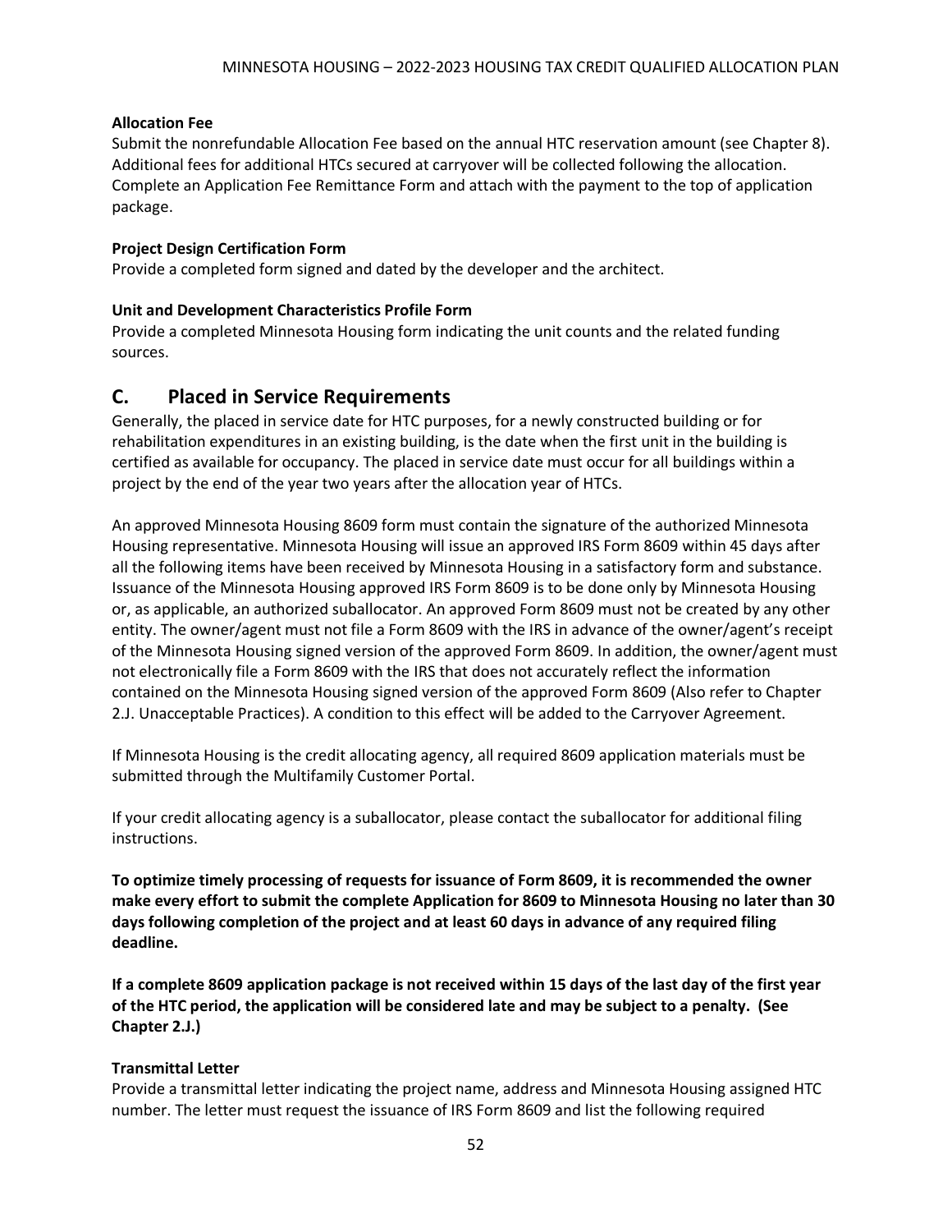**Allocation Fee**

Submit the nonrefundable Allocation Fee based on the annual HTC reservation amount (see Chapter 8). Additional fees for additional HTCs secured at carryover will be collected following the allocation. Complete an Application Fee Remittance Form and attach with the payment to the top of application package.

**Project Design Certification Form**

Provide a completed form signed and dated by the developer and the architect.

**Unit and Development Characteristics Profile Form**

Provide a completed Minnesota Housing form indicating the unit counts and the related funding sources.

## C. Placed in Service Requirements

Generally, the placed in service date for HTC purposes, for a newly constructed building or for rehabilitation expenditures in an existing building, is the date when the first unit in the building is certified as available for occupancy. The placed in service date must occur for all buildings within a project by the end of the year two years after the allocation year of HTCs.

An approved Minnesota Housing 8609 form must contain the signature of the authorized Minnesota Housing representative. Minnesota Housing will issue an approved IRS Form 8609 within 45 days after all the following items have been received by Minnesota Housing in a satisfactory form and substance. Issuance of the Minnesota Housing approved IRS Form 8609 is to be done only by Minnesota Housing or, as applicable, an authorized suballocator. An approved Form 8609 must not be created by any other entity. The owner/agent must not file a Form 8609 with the IRS in advance of the owner/agent's receipt of the Minnesota Housing signed version of the approved Form 8609. In addition, the owner/agent must not electronically file a Form 8609 with the IRS that does not accurately reflect the information contained on the Minnesota Housing signed version of the approved Form 8609 (Also refer to Chapter 2.J. Unacceptable Practices). A condition to this effect will be added to the Carryover Agreement.

If Minnesota Housing is the credit allocating agency, all required 8609 application materials must be submitted through the Multifamily Customer Portal.

If your credit allocating agency is a suballocator, please contact the suballocator for additional filing instructions.

**To optimize timely processing of requests for issuance of Form 8609, it is recommended the owner make every effort to submit the complete Application for 8609 to Minnesota Housing no later than 30 days following completion of the project and at least 60 days in advance of any required filing deadline.**

**If a complete 8609 application package is not received within 15 days of the last day of the first year of the HTC period, the application will be considered late and may be subject to a penalty. (See Chapter 2.J.)**

**Transmittal Letter**

Provide a transmittal letter indicating the project name, address and Minnesota Housing assigned HTC number. The letter must request the issuance of IRS Form 8609 and list the following required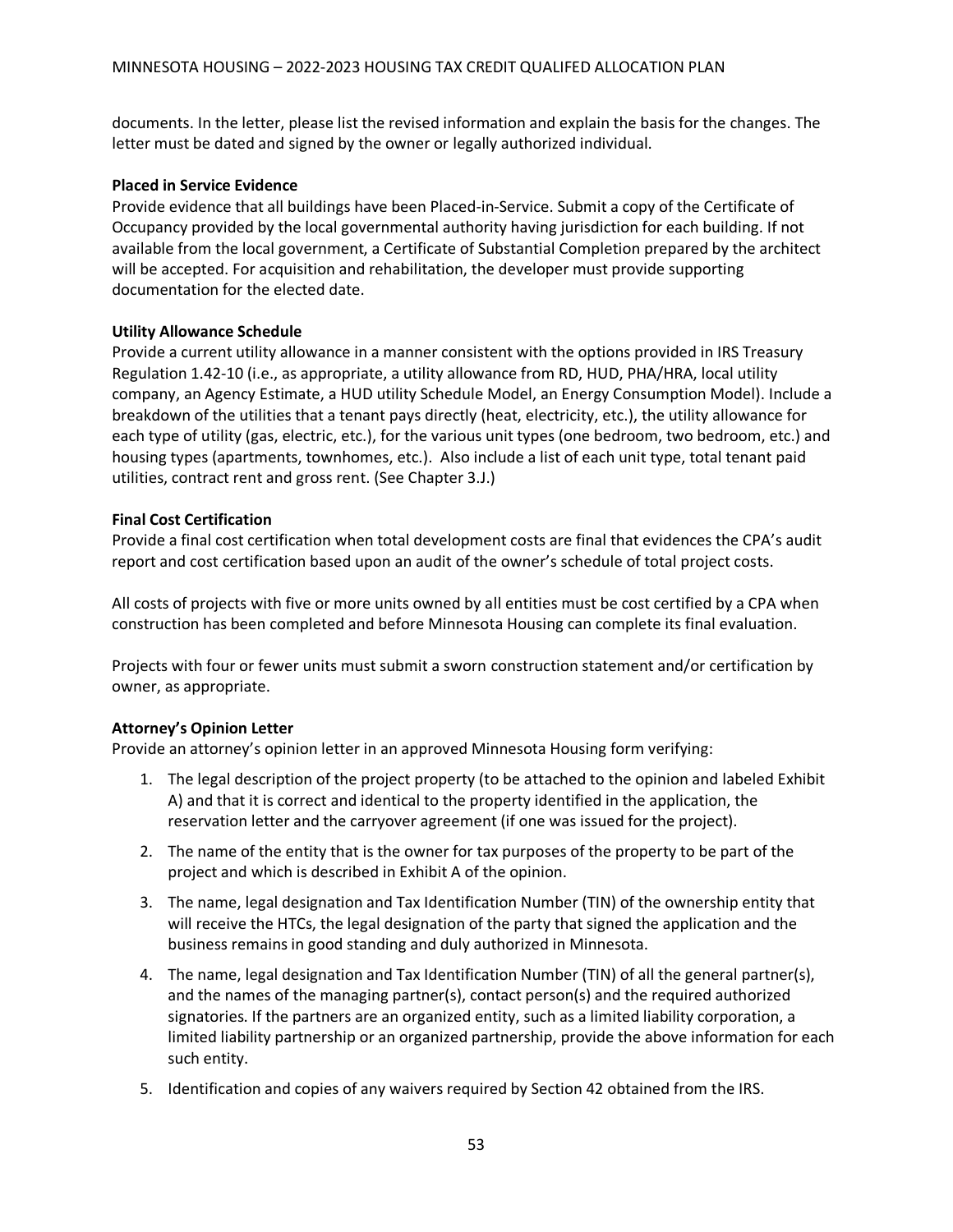documents. In the letter, please list the revised information and explain the basis for the changes. The letter must be dated and signed by the owner or legally authorized individual.

**Placed in Service Evidence**

Provide evidence that all buildings have been Placed-in-Service. Submit a copy of the Certificate of Occupancy provided by the local governmental authority having jurisdiction for each building. If not available from the local government, a Certificate of Substantial Completion prepared by the architect will be accepted. For acquisition and rehabilitation, the developer must provide supporting documentation for the elected date.

**Utility Allowance Schedule**

Provide a current utility allowance in a manner consistent with the options provided in IRS Treasury Regulation 1.42-10 (i.e., as appropriate, a utility allowance from RD, HUD, PHA/HRA, local utility company, an Agency Estimate, a HUD utility Schedule Model, an Energy Consumption Model). Include a breakdown of the utilities that a tenant pays directly (heat, electricity, etc.), the utility allowance for each type of utility (gas, electric, etc.), for the various unit types (one bedroom, two bedroom, etc.) and housing types (apartments, townhomes, etc.). Also include a list of each unit type, total tenant paid utilities, contract rent and gross rent. (See Chapter 3.J.)

**Final Cost Certification**

Provide a final cost certification when total development costs are final that evidences the CPA's audit report and cost certification based upon an audit of the owner's schedule of total project costs.

All costs of projects with five or more units owned by all entities must be cost certified by a CPA when construction has been completed and before Minnesota Housing can complete its final evaluation.

Projects with four or fewer units must submit a sworn construction statement and/or certification by owner, as appropriate.

**Attorney's Opinion Letter**

Provide an attorney's opinion letter in an approved Minnesota Housing form verifying:

1. The legal description of the project property (to be attached to the opinion and labeled Exhibit A) and that it is correct and identical to the property identified in the application, the reservation letter and the carryover agreement (if one was issued for the project).
2. The name of the entity that is the owner for tax purposes of the property to be part of the project and which is described in Exhibit A of the opinion.
3. The name, legal designation and Tax Identification Number (TIN) of the ownership entity that will receive the HTCs, the legal designation of the party that signed the application and the business remains in good standing and duly authorized in Minnesota.
4. The name, legal designation and Tax Identification Number (TIN) of all the general partner(s), and the names of the managing partner(s), contact person(s) and the required authorized signatories. If the partners are an organized entity, such as a limited liability corporation, a limited liability partnership or an organized partnership, provide the above information for each such entity.
5. Identification and copies of any waivers required by Section 42 obtained from the IRS.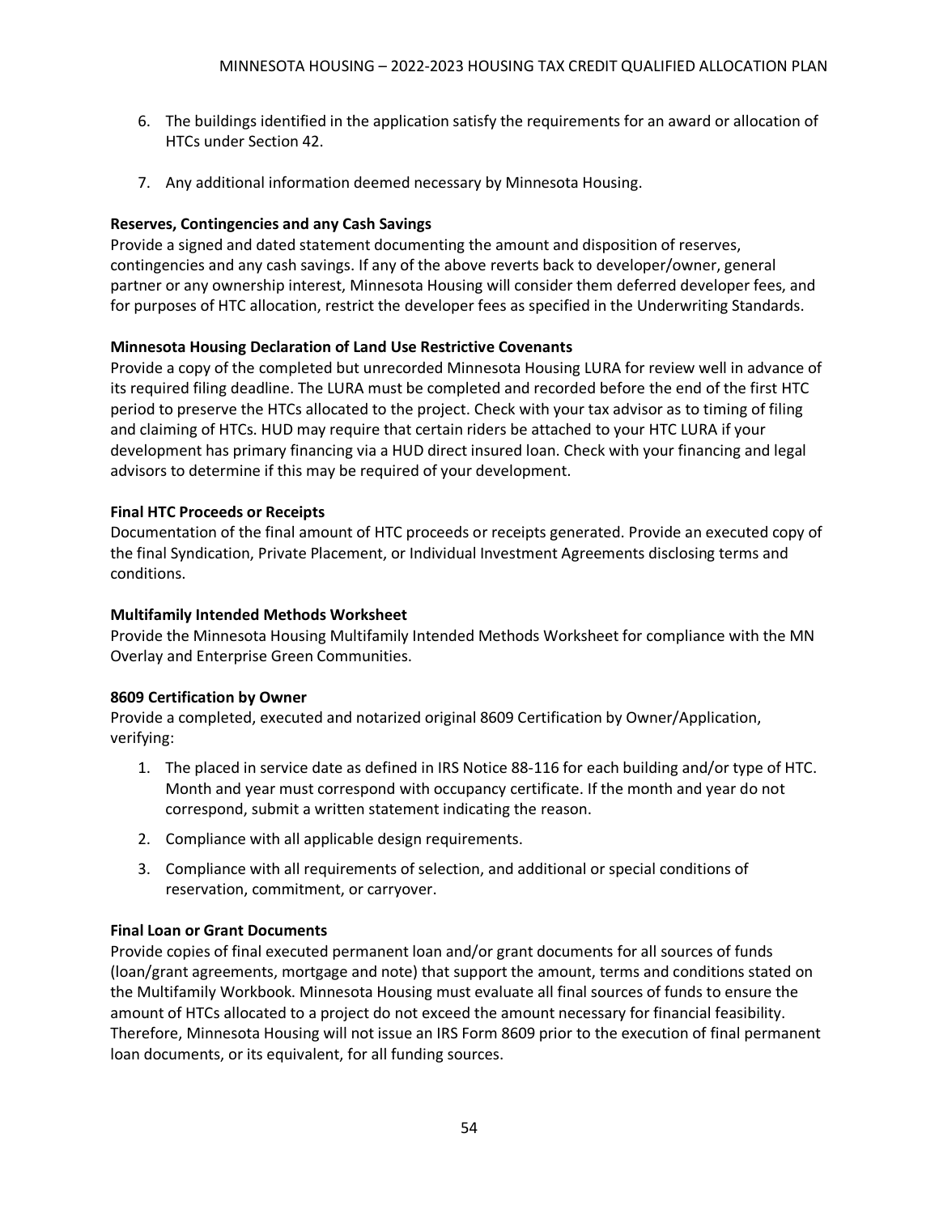6. The buildings identified in the application satisfy the requirements for an award or allocation of HTCs under Section 42.

7. Any additional information deemed necessary by Minnesota Housing.

**Reserves, Contingencies and any Cash Savings**

Provide a signed and dated statement documenting the amount and disposition of reserves, contingencies and any cash savings. If any of the above reverts back to developer/owner, general partner or any ownership interest, Minnesota Housing will consider them deferred developer fees, and for purposes of HTC allocation, restrict the developer fees as specified in the Underwriting Standards.

**Minnesota Housing Declaration of Land Use Restrictive Covenants**

Provide a copy of the completed but unrecorded Minnesota Housing LURA for review well in advance of its required filing deadline. The LURA must be completed and recorded before the end of the first HTC period to preserve the HTCs allocated to the project. Check with your tax advisor as to timing of filing and claiming of HTCs. HUD may require that certain riders be attached to your HTC LURA if your development has primary financing via a HUD direct insured loan. Check with your financing and legal advisors to determine if this may be required of your development.

**Final HTC Proceeds or Receipts**

Documentation of the final amount of HTC proceeds or receipts generated. Provide an executed copy of the final Syndication, Private Placement, or Individual Investment Agreements disclosing terms and conditions.

**Multifamily Intended Methods Worksheet**

Provide the Minnesota Housing Multifamily Intended Methods Worksheet for compliance with the MN Overlay and Enterprise Green Communities.

**8609 Certification by Owner**

Provide a completed, executed and notarized original 8609 Certification by Owner/Application, verifying:

1. The placed in service date as defined in IRS Notice 88-116 for each building and/or type of HTC. Month and year must correspond with occupancy certificate. If the month and year do not correspond, submit a written statement indicating the reason.

2. Compliance with all applicable design requirements.

3. Compliance with all requirements of selection, and additional or special conditions of reservation, commitment, or carryover.

**Final Loan or Grant Documents**

Provide copies of final executed permanent loan and/or grant documents for all sources of funds (loan/grant agreements, mortgage and note) that support the amount, terms and conditions stated on the Multifamily Workbook. Minnesota Housing must evaluate all final sources of funds to ensure the amount of HTCs allocated to a project do not exceed the amount necessary for financial feasibility. Therefore, Minnesota Housing will not issue an IRS Form 8609 prior to the execution of final permanent loan documents, or its equivalent, for all funding sources.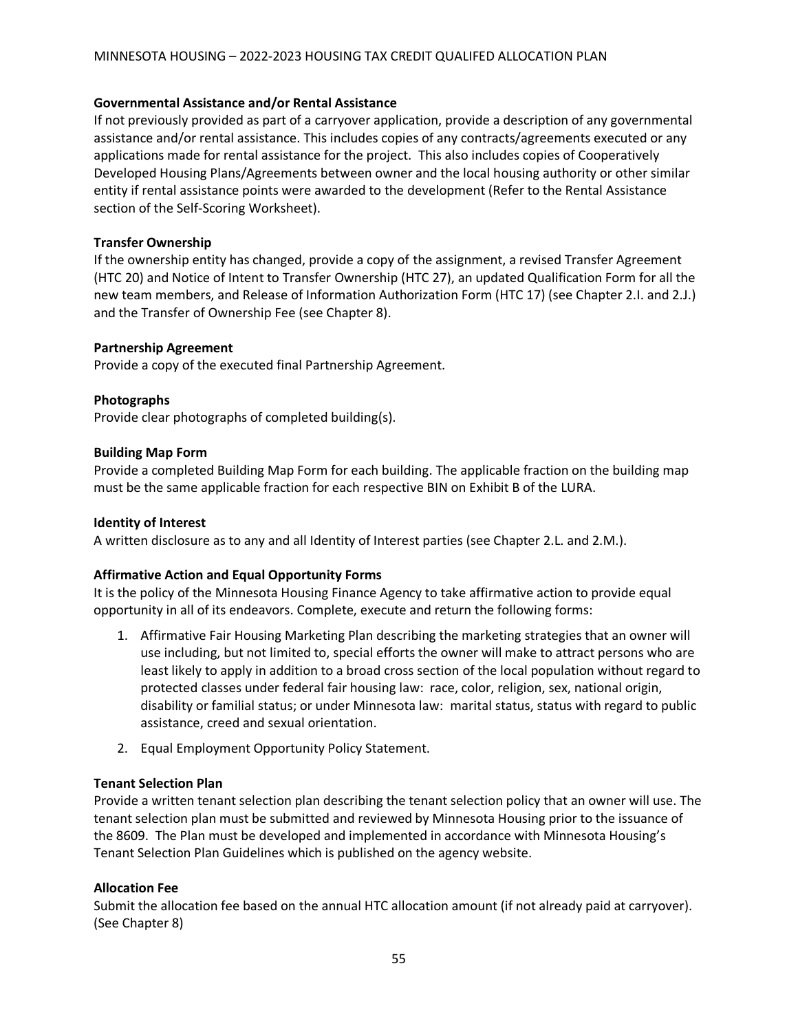**Governmental Assistance and/or Rental Assistance**

If not previously provided as part of a carryover application, provide a description of any governmental assistance and/or rental assistance. This includes copies of any contracts/agreements executed or any applications made for rental assistance for the project. This also includes copies of Cooperatively Developed Housing Plans/Agreements between owner and the local housing authority or other similar entity if rental assistance points were awarded to the development (Refer to the Rental Assistance section of the Self-Scoring Worksheet).

**Transfer Ownership**

If the ownership entity has changed, provide a copy of the assignment, a revised Transfer Agreement (HTC 20) and Notice of Intent to Transfer Ownership (HTC 27), an updated Qualification Form for all the new team members, and Release of Information Authorization Form (HTC 17) (see Chapter 2.I. and 2.J.) and the Transfer of Ownership Fee (see Chapter 8).

**Partnership Agreement**

Provide a copy of the executed final Partnership Agreement.

**Photographs**

Provide clear photographs of completed building(s).

**Building Map Form**

Provide a completed Building Map Form for each building. The applicable fraction on the building map must be the same applicable fraction for each respective BIN on Exhibit B of the LURA.

**Identity of Interest**

A written disclosure as to any and all Identity of Interest parties (see Chapter 2.L. and 2.M.).

**Affirmative Action and Equal Opportunity Forms**

It is the policy of the Minnesota Housing Finance Agency to take affirmative action to provide equal opportunity in all of its endeavors. Complete, execute and return the following forms:

1. Affirmative Fair Housing Marketing Plan describing the marketing strategies that an owner will use including, but not limited to, special efforts the owner will make to attract persons who are least likely to apply in addition to a broad cross section of the local population without regard to protected classes under federal fair housing law: race, color, religion, sex, national origin, disability or familial status; or under Minnesota law: marital status, status with regard to public assistance, creed and sexual orientation.
2. Equal Employment Opportunity Policy Statement.

**Tenant Selection Plan**

Provide a written tenant selection plan describing the tenant selection policy that an owner will use. The tenant selection plan must be submitted and reviewed by Minnesota Housing prior to the issuance of the 8609. The Plan must be developed and implemented in accordance with Minnesota Housing's Tenant Selection Plan Guidelines which is published on the agency website.

**Allocation Fee**

Submit the allocation fee based on the annual HTC allocation amount (if not already paid at carryover). (See Chapter 8)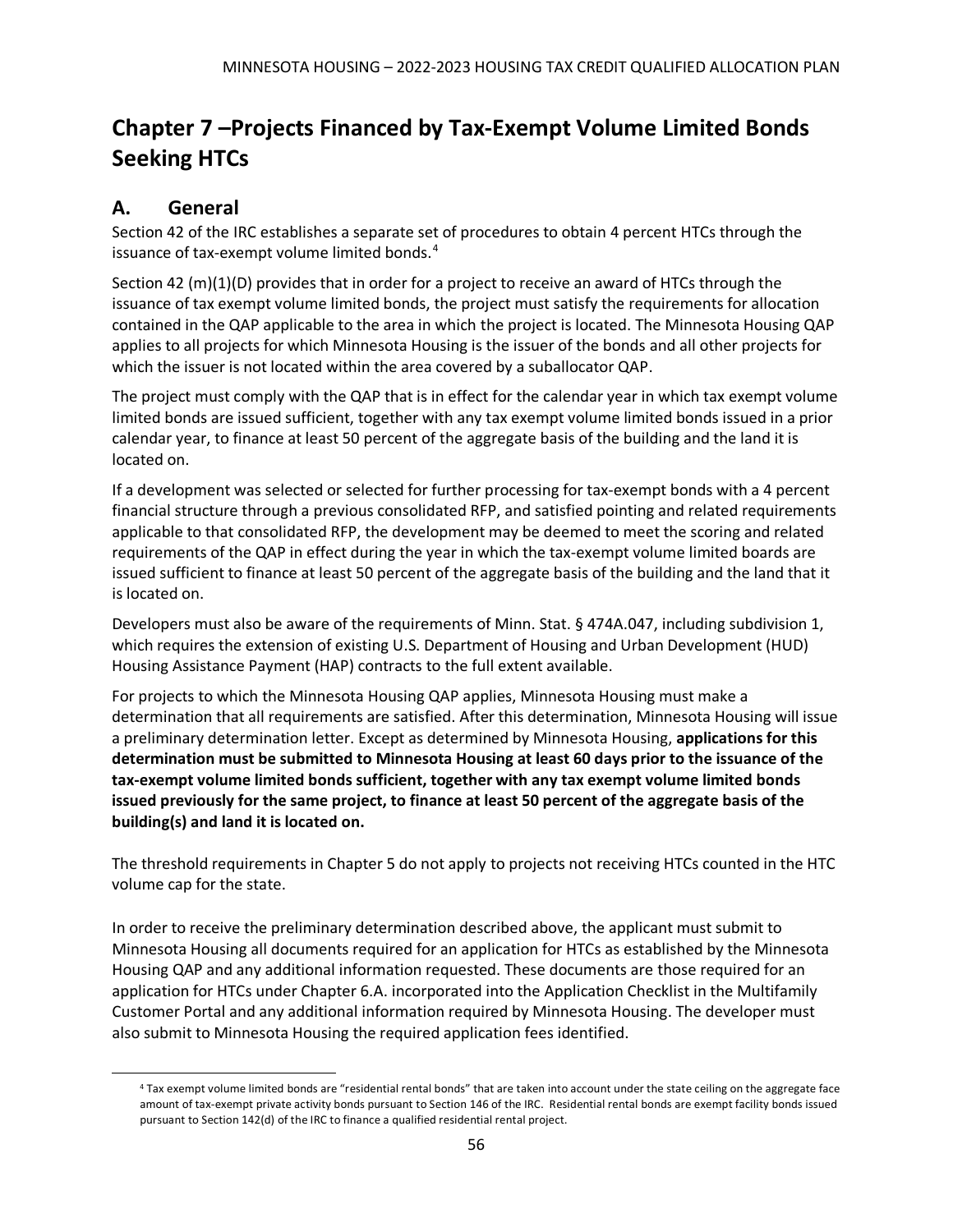# Chapter 7 –Projects Financed by Tax-Exempt Volume Limited Bonds Seeking HTCs

## A. General

Section 42 of the IRC establishes a separate set of procedures to obtain 4 percent HTCs through the issuance of tax-exempt volume limited bonds.[4]

Section 42 (m)(1)(D) provides that in order for a project to receive an award of HTCs through the issuance of tax exempt volume limited bonds, the project must satisfy the requirements for allocation contained in the QAP applicable to the area in which the project is located. The Minnesota Housing QAP applies to all projects for which Minnesota Housing is the issuer of the bonds and all other projects for which the issuer is not located within the area covered by a suballocator QAP.

The project must comply with the QAP that is in effect for the calendar year in which tax exempt volume limited bonds are issued sufficient, together with any tax exempt volume limited bonds issued in a prior calendar year, to finance at least 50 percent of the aggregate basis of the building and the land it is located on.

If a development was selected or selected for further processing for tax-exempt bonds with a 4 percent financial structure through a previous consolidated RFP, and satisfied pointing and related requirements applicable to that consolidated RFP, the development may be deemed to meet the scoring and related requirements of the QAP in effect during the year in which the tax-exempt volume limited boards are issued sufficient to finance at least 50 percent of the aggregate basis of the building and the land that it is located on.

Developers must also be aware of the requirements of Minn. Stat. § 474A.047, including subdivision 1, which requires the extension of existing U.S. Department of Housing and Urban Development (HUD) Housing Assistance Payment (HAP) contracts to the full extent available.

For projects to which the Minnesota Housing QAP applies, Minnesota Housing must make a determination that all requirements are satisfied. After this determination, Minnesota Housing will issue a preliminary determination letter. Except as determined by Minnesota Housing, **applications for this determination must be submitted to Minnesota Housing at least 60 days prior to the issuance of the tax-exempt volume limited bonds sufficient, together with any tax exempt volume limited bonds issued previously for the same project, to finance at least 50 percent of the aggregate basis of the building(s) and land it is located on.**

The threshold requirements in Chapter 5 do not apply to projects not receiving HTCs counted in the HTC volume cap for the state.

In order to receive the preliminary determination described above, the applicant must submit to Minnesota Housing all documents required for an application for HTCs as established by the Minnesota Housing QAP and any additional information requested. These documents are those required for an application for HTCs under Chapter 6.A. incorporated into the Application Checklist in the Multifamily Customer Portal and any additional information required by Minnesota Housing. The developer must also submit to Minnesota Housing the required application fees identified.

[4] Tax exempt volume limited bonds are "residential rental bonds" that are taken into account under the state ceiling on the aggregate face amount of tax-exempt private activity bonds pursuant to Section 146 of the IRC. Residential rental bonds are exempt facility bonds issued pursuant to Section 142(d) of the IRC to finance a qualified residential rental project.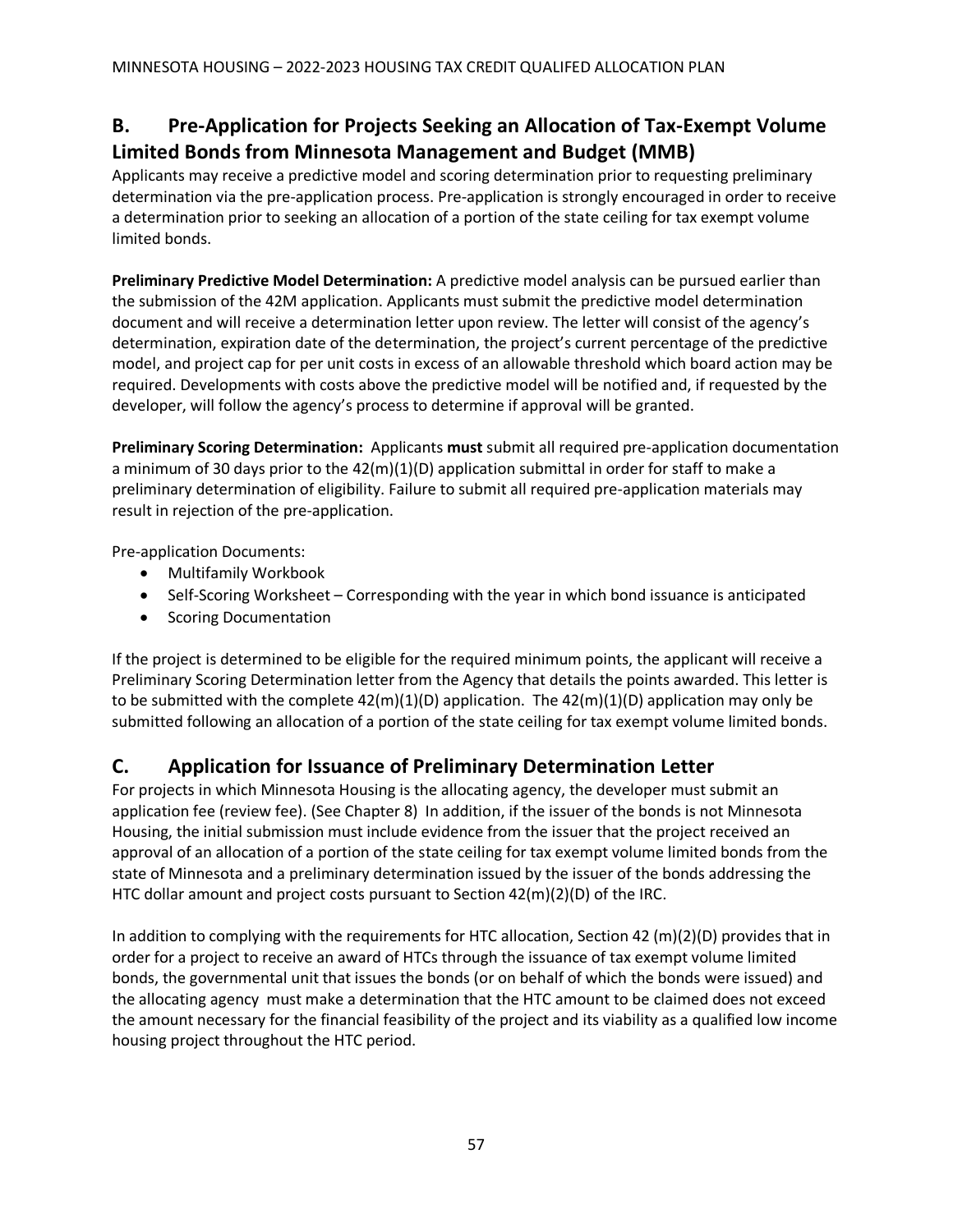## B. Pre-Application for Projects Seeking an Allocation of Tax-Exempt Volume Limited Bonds from Minnesota Management and Budget (MMB)

Applicants may receive a predictive model and scoring determination prior to requesting preliminary determination via the pre-application process. Pre-application is strongly encouraged in order to receive a determination prior to seeking an allocation of a portion of the state ceiling for tax exempt volume limited bonds.

**Preliminary Predictive Model Determination:** A predictive model analysis can be pursued earlier than the submission of the 42M application. Applicants must submit the predictive model determination document and will receive a determination letter upon review. The letter will consist of the agency's determination, expiration date of the determination, the project's current percentage of the predictive model, and project cap for per unit costs in excess of an allowable threshold which board action may be required. Developments with costs above the predictive model will be notified and, if requested by the developer, will follow the agency's process to determine if approval will be granted.

**Preliminary Scoring Determination:** Applicants **must** submit all required pre-application documentation a minimum of 30 days prior to the 42(m)(1)(D) application submittal in order for staff to make a preliminary determination of eligibility. Failure to submit all required pre-application materials may result in rejection of the pre-application.

Pre-application Documents:

- Multifamily Workbook
- Self-Scoring Worksheet – Corresponding with the year in which bond issuance is anticipated
- Scoring Documentation

If the project is determined to be eligible for the required minimum points, the applicant will receive a Preliminary Scoring Determination letter from the Agency that details the points awarded. This letter is to be submitted with the complete 42(m)(1)(D) application. The 42(m)(1)(D) application may only be submitted following an allocation of a portion of the state ceiling for tax exempt volume limited bonds.

## C. Application for Issuance of Preliminary Determination Letter

For projects in which Minnesota Housing is the allocating agency, the developer must submit an application fee (review fee). (See Chapter 8) In addition, if the issuer of the bonds is not Minnesota Housing, the initial submission must include evidence from the issuer that the project received an approval of an allocation of a portion of the state ceiling for tax exempt volume limited bonds from the state of Minnesota and a preliminary determination issued by the issuer of the bonds addressing the HTC dollar amount and project costs pursuant to Section 42(m)(2)(D) of the IRC.

In addition to complying with the requirements for HTC allocation, Section 42 (m)(2)(D) provides that in order for a project to receive an award of HTCs through the issuance of tax exempt volume limited bonds, the governmental unit that issues the bonds (or on behalf of which the bonds were issued) and the allocating agency must make a determination that the HTC amount to be claimed does not exceed the amount necessary for the financial feasibility of the project and its viability as a qualified low income housing project throughout the HTC period.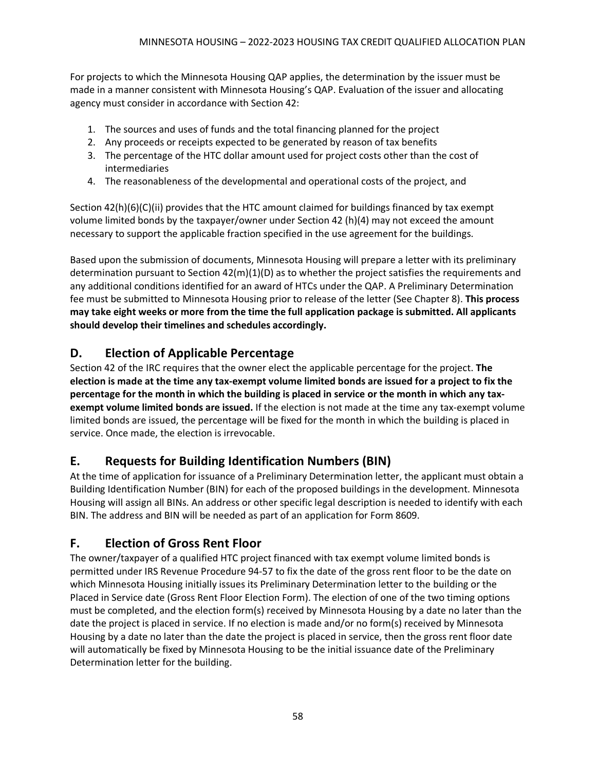For projects to which the Minnesota Housing QAP applies, the determination by the issuer must be made in a manner consistent with Minnesota Housing's QAP. Evaluation of the issuer and allocating agency must consider in accordance with Section 42:

1. The sources and uses of funds and the total financing planned for the project
2. Any proceeds or receipts expected to be generated by reason of tax benefits
3. The percentage of the HTC dollar amount used for project costs other than the cost of intermediaries
4. The reasonableness of the developmental and operational costs of the project, and

Section 42(h)(6)(C)(ii) provides that the HTC amount claimed for buildings financed by tax exempt volume limited bonds by the taxpayer/owner under Section 42 (h)(4) may not exceed the amount necessary to support the applicable fraction specified in the use agreement for the buildings.

Based upon the submission of documents, Minnesota Housing will prepare a letter with its preliminary determination pursuant to Section 42(m)(1)(D) as to whether the project satisfies the requirements and any additional conditions identified for an award of HTCs under the QAP. A Preliminary Determination fee must be submitted to Minnesota Housing prior to release of the letter (See Chapter 8). **This process may take eight weeks or more from the time the full application package is submitted. All applicants should develop their timelines and schedules accordingly.**

## D. Election of Applicable Percentage

Section 42 of the IRC requires that the owner elect the applicable percentage for the project. **The election is made at the time any tax-exempt volume limited bonds are issued for a project to fix the percentage for the month in which the building is placed in service or the month in which any tax-exempt volume limited bonds are issued.** If the election is not made at the time any tax-exempt volume limited bonds are issued, the percentage will be fixed for the month in which the building is placed in service. Once made, the election is irrevocable.

## E. Requests for Building Identification Numbers (BIN)

At the time of application for issuance of a Preliminary Determination letter, the applicant must obtain a Building Identification Number (BIN) for each of the proposed buildings in the development. Minnesota Housing will assign all BINs. An address or other specific legal description is needed to identify with each BIN. The address and BIN will be needed as part of an application for Form 8609.

## F. Election of Gross Rent Floor

The owner/taxpayer of a qualified HTC project financed with tax exempt volume limited bonds is permitted under IRS Revenue Procedure 94-57 to fix the date of the gross rent floor to be the date on which Minnesota Housing initially issues its Preliminary Determination letter to the building or the Placed in Service date (Gross Rent Floor Election Form). The election of one of the two timing options must be completed, and the election form(s) received by Minnesota Housing by a date no later than the date the project is placed in service. If no election is made and/or no form(s) received by Minnesota Housing by a date no later than the date the project is placed in service, then the gross rent floor date will automatically be fixed by Minnesota Housing to be the initial issuance date of the Preliminary Determination letter for the building.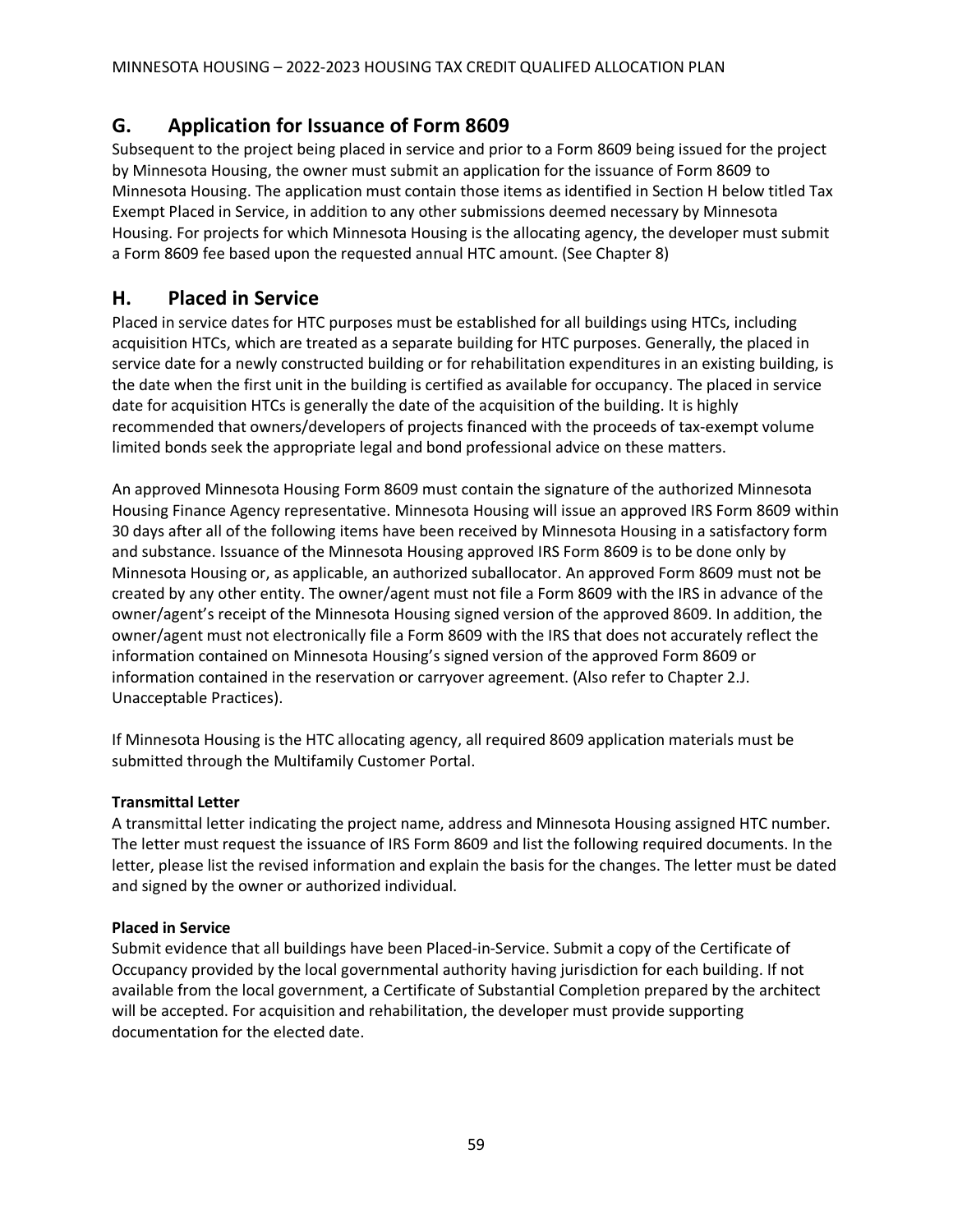## G. Application for Issuance of Form 8609

Subsequent to the project being placed in service and prior to a Form 8609 being issued for the project by Minnesota Housing, the owner must submit an application for the issuance of Form 8609 to Minnesota Housing. The application must contain those items as identified in Section H below titled Tax Exempt Placed in Service, in addition to any other submissions deemed necessary by Minnesota Housing. For projects for which Minnesota Housing is the allocating agency, the developer must submit a Form 8609 fee based upon the requested annual HTC amount. (See Chapter 8)

## H. Placed in Service

Placed in service dates for HTC purposes must be established for all buildings using HTCs, including acquisition HTCs, which are treated as a separate building for HTC purposes. Generally, the placed in service date for a newly constructed building or for rehabilitation expenditures in an existing building, is the date when the first unit in the building is certified as available for occupancy. The placed in service date for acquisition HTCs is generally the date of the acquisition of the building. It is highly recommended that owners/developers of projects financed with the proceeds of tax-exempt volume limited bonds seek the appropriate legal and bond professional advice on these matters.

An approved Minnesota Housing Form 8609 must contain the signature of the authorized Minnesota Housing Finance Agency representative. Minnesota Housing will issue an approved IRS Form 8609 within 30 days after all of the following items have been received by Minnesota Housing in a satisfactory form and substance. Issuance of the Minnesota Housing approved IRS Form 8609 is to be done only by Minnesota Housing or, as applicable, an authorized suballocator. An approved Form 8609 must not be created by any other entity. The owner/agent must not file a Form 8609 with the IRS in advance of the owner/agent's receipt of the Minnesota Housing signed version of the approved 8609. In addition, the owner/agent must not electronically file a Form 8609 with the IRS that does not accurately reflect the information contained on Minnesota Housing's signed version of the approved Form 8609 or information contained in the reservation or carryover agreement. (Also refer to Chapter 2.J. Unacceptable Practices).

If Minnesota Housing is the HTC allocating agency, all required 8609 application materials must be submitted through the Multifamily Customer Portal.

**Transmittal Letter**

A transmittal letter indicating the project name, address and Minnesota Housing assigned HTC number. The letter must request the issuance of IRS Form 8609 and list the following required documents. In the letter, please list the revised information and explain the basis for the changes. The letter must be dated and signed by the owner or authorized individual.

**Placed in Service**

Submit evidence that all buildings have been Placed-in-Service. Submit a copy of the Certificate of Occupancy provided by the local governmental authority having jurisdiction for each building. If not available from the local government, a Certificate of Substantial Completion prepared by the architect will be accepted. For acquisition and rehabilitation, the developer must provide supporting documentation for the elected date.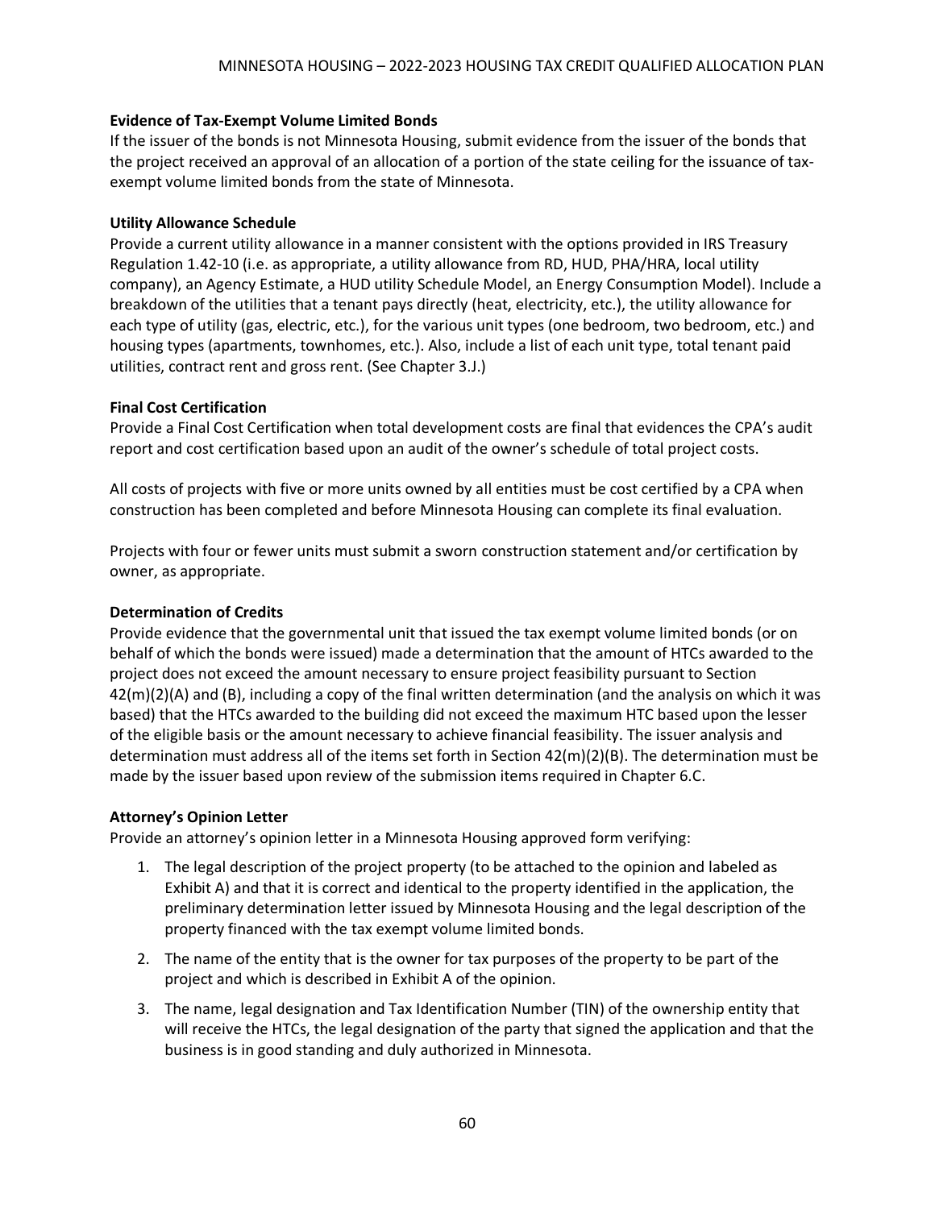**Evidence of Tax-Exempt Volume Limited Bonds**

If the issuer of the bonds is not Minnesota Housing, submit evidence from the issuer of the bonds that the project received an approval of an allocation of a portion of the state ceiling for the issuance of tax-exempt volume limited bonds from the state of Minnesota.

**Utility Allowance Schedule**

Provide a current utility allowance in a manner consistent with the options provided in IRS Treasury Regulation 1.42-10 (i.e. as appropriate, a utility allowance from RD, HUD, PHA/HRA, local utility company), an Agency Estimate, a HUD utility Schedule Model, an Energy Consumption Model). Include a breakdown of the utilities that a tenant pays directly (heat, electricity, etc.), the utility allowance for each type of utility (gas, electric, etc.), for the various unit types (one bedroom, two bedroom, etc.) and housing types (apartments, townhomes, etc.). Also, include a list of each unit type, total tenant paid utilities, contract rent and gross rent. (See Chapter 3.J.)

**Final Cost Certification**

Provide a Final Cost Certification when total development costs are final that evidences the CPA's audit report and cost certification based upon an audit of the owner's schedule of total project costs.

All costs of projects with five or more units owned by all entities must be cost certified by a CPA when construction has been completed and before Minnesota Housing can complete its final evaluation.

Projects with four or fewer units must submit a sworn construction statement and/or certification by owner, as appropriate.

**Determination of Credits**

Provide evidence that the governmental unit that issued the tax exempt volume limited bonds (or on behalf of which the bonds were issued) made a determination that the amount of HTCs awarded to the project does not exceed the amount necessary to ensure project feasibility pursuant to Section 42(m)(2)(A) and (B), including a copy of the final written determination (and the analysis on which it was based) that the HTCs awarded to the building did not exceed the maximum HTC based upon the lesser of the eligible basis or the amount necessary to achieve financial feasibility. The issuer analysis and determination must address all of the items set forth in Section 42(m)(2)(B). The determination must be made by the issuer based upon review of the submission items required in Chapter 6.C.

**Attorney's Opinion Letter**

Provide an attorney's opinion letter in a Minnesota Housing approved form verifying:

1. The legal description of the project property (to be attached to the opinion and labeled as Exhibit A) and that it is correct and identical to the property identified in the application, the preliminary determination letter issued by Minnesota Housing and the legal description of the property financed with the tax exempt volume limited bonds.
2. The name of the entity that is the owner for tax purposes of the property to be part of the project and which is described in Exhibit A of the opinion.
3. The name, legal designation and Tax Identification Number (TIN) of the ownership entity that will receive the HTCs, the legal designation of the party that signed the application and that the business is in good standing and duly authorized in Minnesota.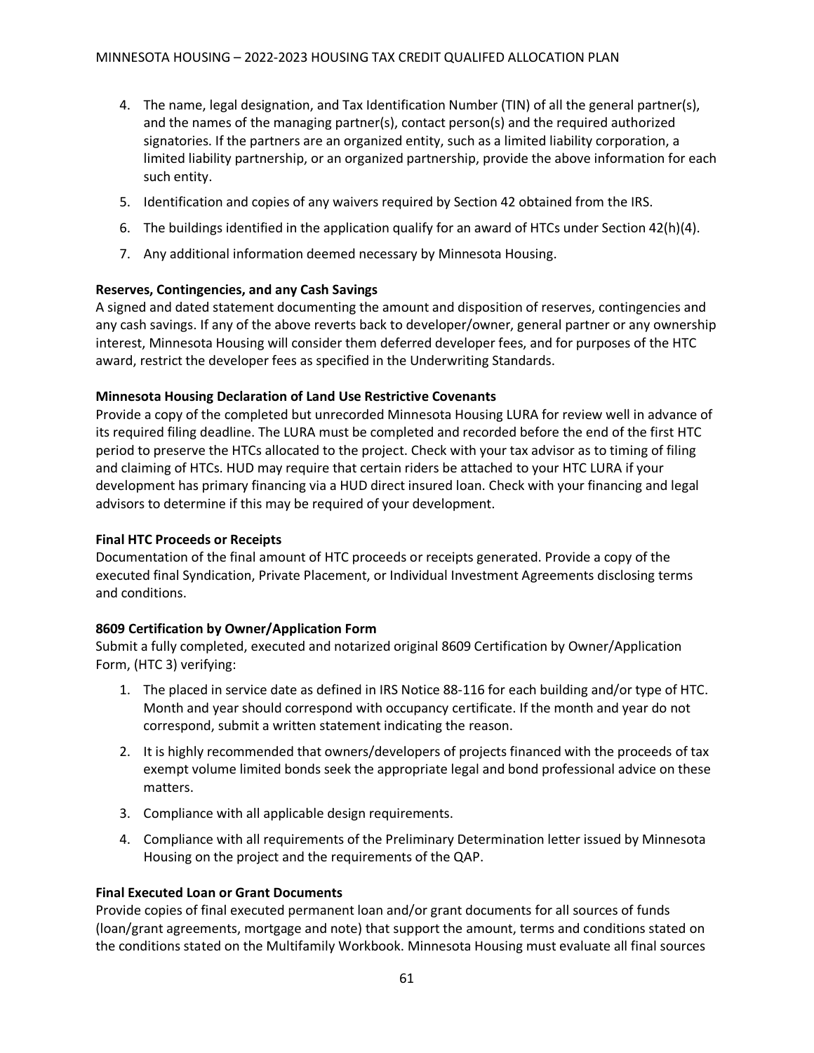4. The name, legal designation, and Tax Identification Number (TIN) of all the general partner(s), and the names of the managing partner(s), contact person(s) and the required authorized signatories. If the partners are an organized entity, such as a limited liability corporation, a limited liability partnership, or an organized partnership, provide the above information for each such entity.
5. Identification and copies of any waivers required by Section 42 obtained from the IRS.
6. The buildings identified in the application qualify for an award of HTCs under Section 42(h)(4).
7. Any additional information deemed necessary by Minnesota Housing.

**Reserves, Contingencies, and any Cash Savings**
A signed and dated statement documenting the amount and disposition of reserves, contingencies and any cash savings. If any of the above reverts back to developer/owner, general partner or any ownership interest, Minnesota Housing will consider them deferred developer fees, and for purposes of the HTC award, restrict the developer fees as specified in the Underwriting Standards.

**Minnesota Housing Declaration of Land Use Restrictive Covenants**
Provide a copy of the completed but unrecorded Minnesota Housing LURA for review well in advance of its required filing deadline. The LURA must be completed and recorded before the end of the first HTC period to preserve the HTCs allocated to the project. Check with your tax advisor as to timing of filing and claiming of HTCs. HUD may require that certain riders be attached to your HTC LURA if your development has primary financing via a HUD direct insured loan. Check with your financing and legal advisors to determine if this may be required of your development.

**Final HTC Proceeds or Receipts**
Documentation of the final amount of HTC proceeds or receipts generated. Provide a copy of the executed final Syndication, Private Placement, or Individual Investment Agreements disclosing terms and conditions.

**8609 Certification by Owner/Application Form**
Submit a fully completed, executed and notarized original 8609 Certification by Owner/Application Form, (HTC 3) verifying:

1. The placed in service date as defined in IRS Notice 88-116 for each building and/or type of HTC. Month and year should correspond with occupancy certificate. If the month and year do not correspond, submit a written statement indicating the reason.
2. It is highly recommended that owners/developers of projects financed with the proceeds of tax exempt volume limited bonds seek the appropriate legal and bond professional advice on these matters.
3. Compliance with all applicable design requirements.
4. Compliance with all requirements of the Preliminary Determination letter issued by Minnesota Housing on the project and the requirements of the QAP.

**Final Executed Loan or Grant Documents**
Provide copies of final executed permanent loan and/or grant documents for all sources of funds (loan/grant agreements, mortgage and note) that support the amount, terms and conditions stated on the conditions stated on the Multifamily Workbook. Minnesota Housing must evaluate all final sources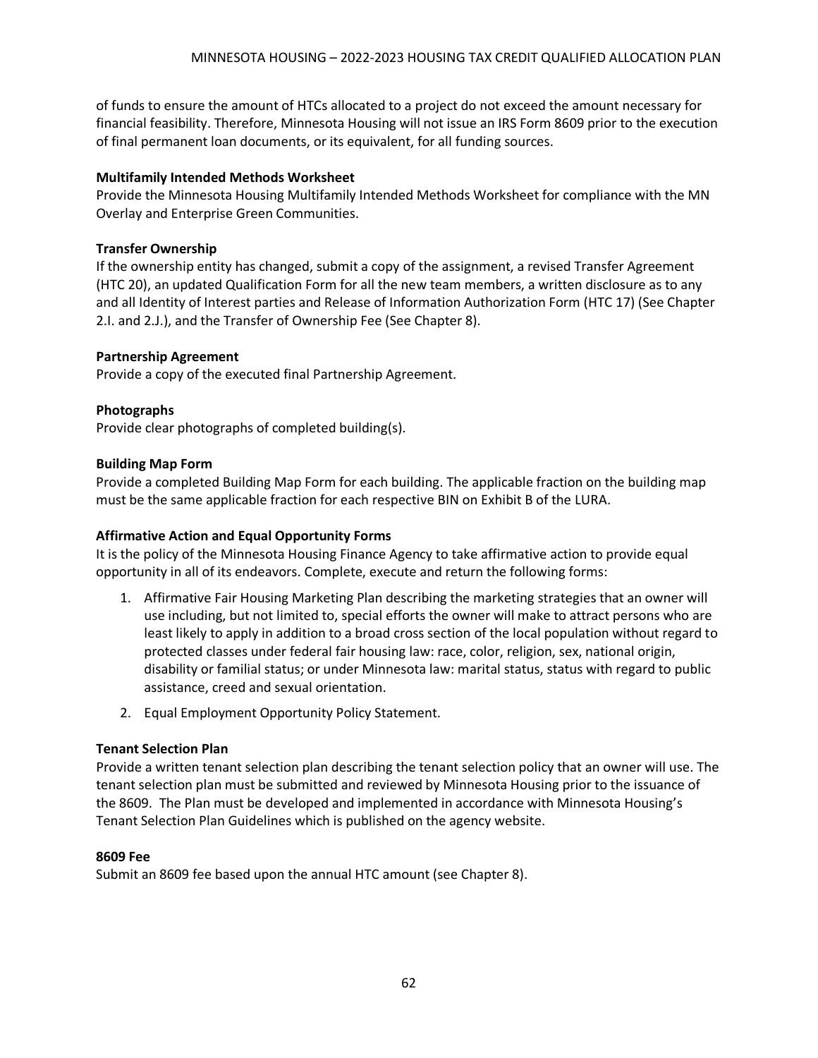of funds to ensure the amount of HTCs allocated to a project do not exceed the amount necessary for financial feasibility. Therefore, Minnesota Housing will not issue an IRS Form 8609 prior to the execution of final permanent loan documents, or its equivalent, for all funding sources.

**Multifamily Intended Methods Worksheet**

Provide the Minnesota Housing Multifamily Intended Methods Worksheet for compliance with the MN Overlay and Enterprise Green Communities.

**Transfer Ownership**

If the ownership entity has changed, submit a copy of the assignment, a revised Transfer Agreement (HTC 20), an updated Qualification Form for all the new team members, a written disclosure as to any and all Identity of Interest parties and Release of Information Authorization Form (HTC 17) (See Chapter 2.I. and 2.J.), and the Transfer of Ownership Fee (See Chapter 8).

**Partnership Agreement**

Provide a copy of the executed final Partnership Agreement.

**Photographs**

Provide clear photographs of completed building(s).

**Building Map Form**

Provide a completed Building Map Form for each building. The applicable fraction on the building map must be the same applicable fraction for each respective BIN on Exhibit B of the LURA.

**Affirmative Action and Equal Opportunity Forms**

It is the policy of the Minnesota Housing Finance Agency to take affirmative action to provide equal opportunity in all of its endeavors. Complete, execute and return the following forms:

1. Affirmative Fair Housing Marketing Plan describing the marketing strategies that an owner will use including, but not limited to, special efforts the owner will make to attract persons who are least likely to apply in addition to a broad cross section of the local population without regard to protected classes under federal fair housing law: race, color, religion, sex, national origin, disability or familial status; or under Minnesota law: marital status, status with regard to public assistance, creed and sexual orientation.
2. Equal Employment Opportunity Policy Statement.

**Tenant Selection Plan**

Provide a written tenant selection plan describing the tenant selection policy that an owner will use. The tenant selection plan must be submitted and reviewed by Minnesota Housing prior to the issuance of the 8609. The Plan must be developed and implemented in accordance with Minnesota Housing's Tenant Selection Plan Guidelines which is published on the agency website.

**8609 Fee**

Submit an 8609 fee based upon the annual HTC amount (see Chapter 8).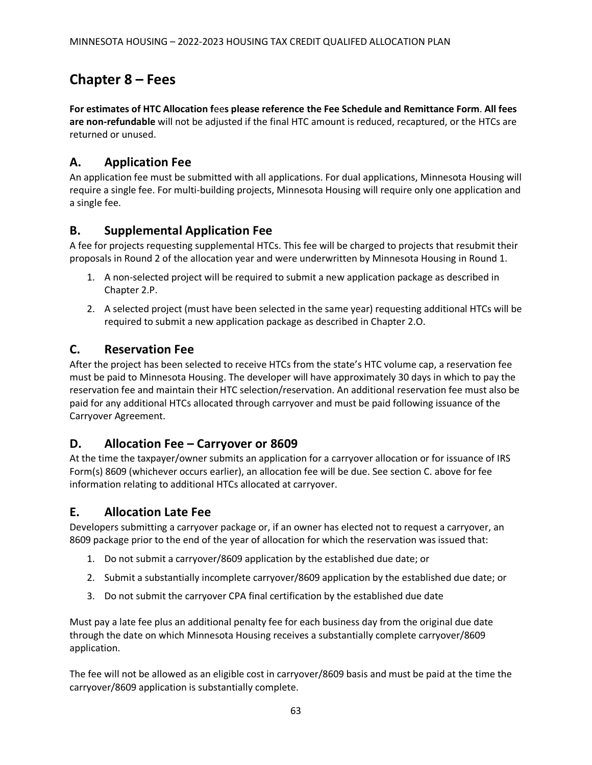# Chapter 8 – Fees

**For estimates of HTC Allocation f**ee**s please reference the Fee Schedule and Remittance Form**. **All fees are non-refundable** will not be adjusted if the final HTC amount is reduced, recaptured, or the HTCs are returned or unused.

## A. Application Fee

An application fee must be submitted with all applications. For dual applications, Minnesota Housing will require a single fee. For multi-building projects, Minnesota Housing will require only one application and a single fee.

## B. Supplemental Application Fee

A fee for projects requesting supplemental HTCs. This fee will be charged to projects that resubmit their proposals in Round 2 of the allocation year and were underwritten by Minnesota Housing in Round 1.

1. A non-selected project will be required to submit a new application package as described in Chapter 2.P.
2. A selected project (must have been selected in the same year) requesting additional HTCs will be required to submit a new application package as described in Chapter 2.O.

## C. Reservation Fee

After the project has been selected to receive HTCs from the state's HTC volume cap, a reservation fee must be paid to Minnesota Housing. The developer will have approximately 30 days in which to pay the reservation fee and maintain their HTC selection/reservation. An additional reservation fee must also be paid for any additional HTCs allocated through carryover and must be paid following issuance of the Carryover Agreement.

## D. Allocation Fee – Carryover or 8609

At the time the taxpayer/owner submits an application for a carryover allocation or for issuance of IRS Form(s) 8609 (whichever occurs earlier), an allocation fee will be due. See section C. above for fee information relating to additional HTCs allocated at carryover.

## E. Allocation Late Fee

Developers submitting a carryover package or, if an owner has elected not to request a carryover, an 8609 package prior to the end of the year of allocation for which the reservation was issued that:

1. Do not submit a carryover/8609 application by the established due date; or
2. Submit a substantially incomplete carryover/8609 application by the established due date; or
3. Do not submit the carryover CPA final certification by the established due date

Must pay a late fee plus an additional penalty fee for each business day from the original due date through the date on which Minnesota Housing receives a substantially complete carryover/8609 application.

The fee will not be allowed as an eligible cost in carryover/8609 basis and must be paid at the time the carryover/8609 application is substantially complete.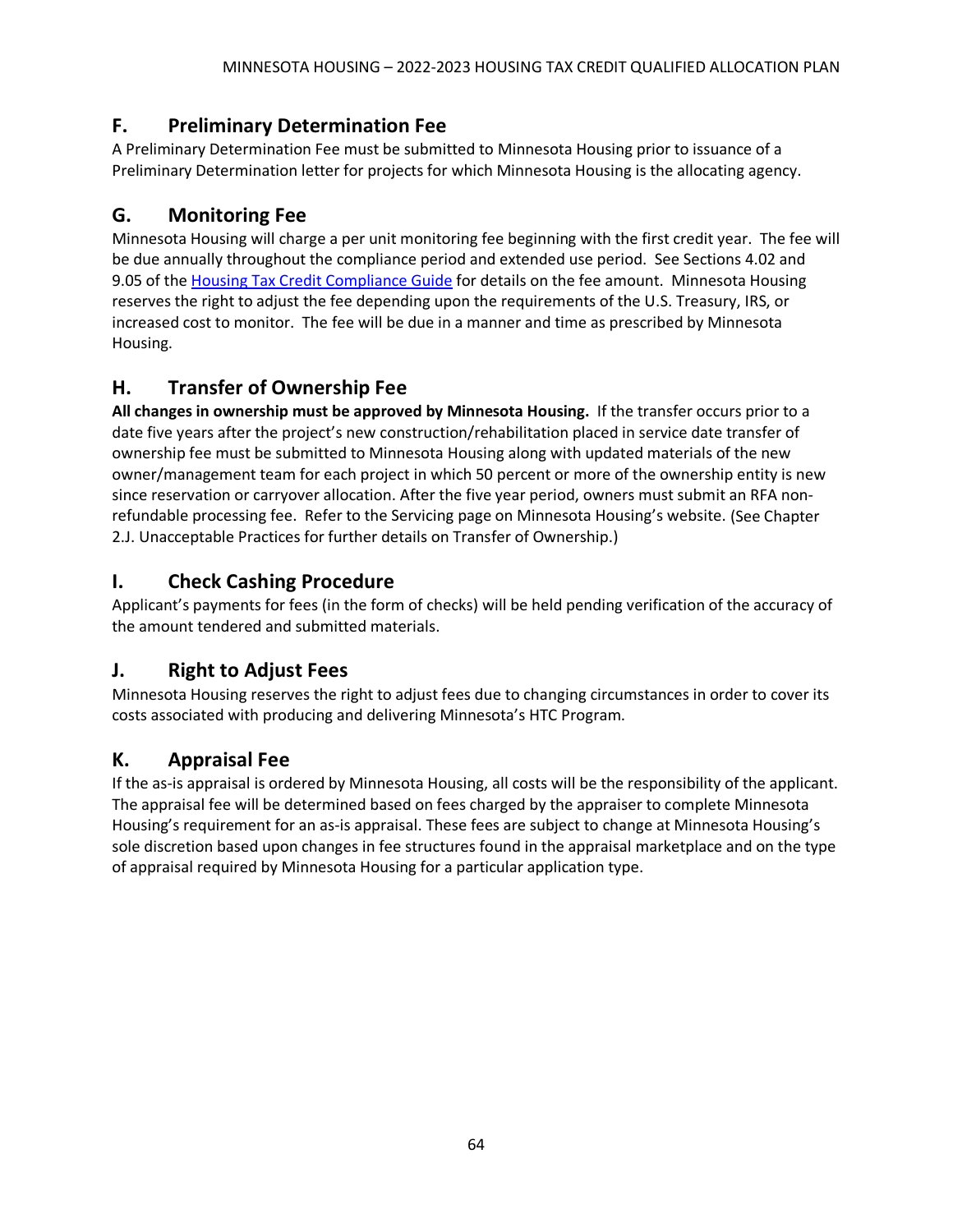## F. Preliminary Determination Fee

A Preliminary Determination Fee must be submitted to Minnesota Housing prior to issuance of a Preliminary Determination letter for projects for which Minnesota Housing is the allocating agency.

## G. Monitoring Fee

Minnesota Housing will charge a per unit monitoring fee beginning with the first credit year. The fee will be due annually throughout the compliance period and extended use period. See Sections 4.02 and 9.05 of the Housing Tax Credit Compliance Guide for details on the fee amount. Minnesota Housing reserves the right to adjust the fee depending upon the requirements of the U.S. Treasury, IRS, or increased cost to monitor. The fee will be due in a manner and time as prescribed by Minnesota Housing.

## H. Transfer of Ownership Fee

**All changes in ownership must be approved by Minnesota Housing.** If the transfer occurs prior to a date five years after the project's new construction/rehabilitation placed in service date transfer of ownership fee must be submitted to Minnesota Housing along with updated materials of the new owner/management team for each project in which 50 percent or more of the ownership entity is new since reservation or carryover allocation. After the five year period, owners must submit an RFA non-refundable processing fee. Refer to the Servicing page on Minnesota Housing's website. (See Chapter 2.J. Unacceptable Practices for further details on Transfer of Ownership.)

## I. Check Cashing Procedure

Applicant's payments for fees (in the form of checks) will be held pending verification of the accuracy of the amount tendered and submitted materials.

## J. Right to Adjust Fees

Minnesota Housing reserves the right to adjust fees due to changing circumstances in order to cover its costs associated with producing and delivering Minnesota's HTC Program.

## K. Appraisal Fee

If the as-is appraisal is ordered by Minnesota Housing, all costs will be the responsibility of the applicant. The appraisal fee will be determined based on fees charged by the appraiser to complete Minnesota Housing's requirement for an as-is appraisal. These fees are subject to change at Minnesota Housing's sole discretion based upon changes in fee structures found in the appraisal marketplace and on the type of appraisal required by Minnesota Housing for a particular application type.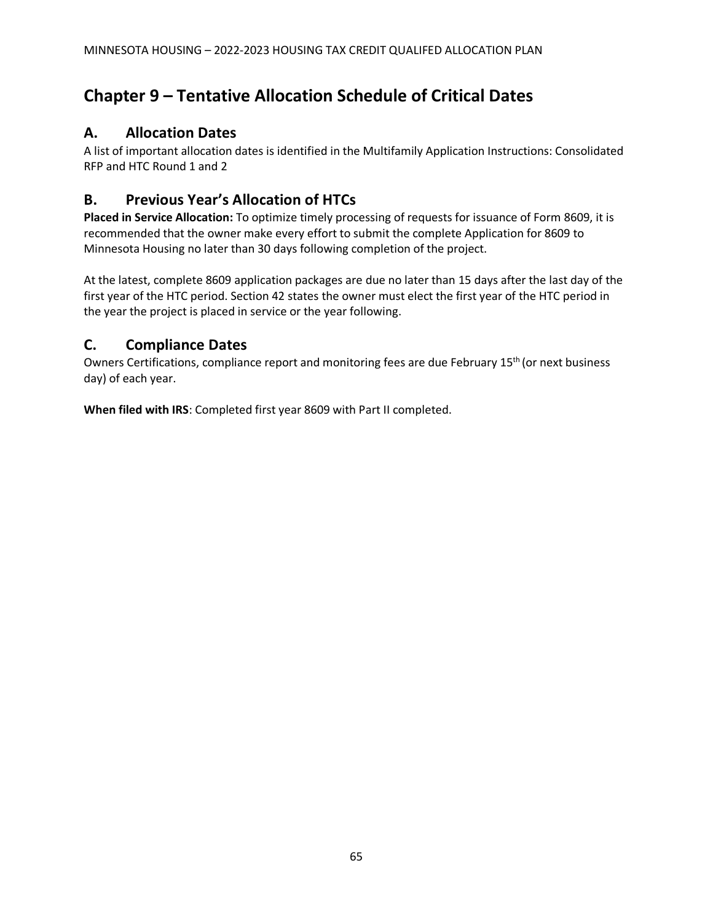# Chapter 9 – Tentative Allocation Schedule of Critical Dates

## A. Allocation Dates

A list of important allocation dates is identified in the Multifamily Application Instructions: Consolidated RFP and HTC Round 1 and 2

## B. Previous Year's Allocation of HTCs

**Placed in Service Allocation:** To optimize timely processing of requests for issuance of Form 8609, it is recommended that the owner make every effort to submit the complete Application for 8609 to Minnesota Housing no later than 30 days following completion of the project.

At the latest, complete 8609 application packages are due no later than 15 days after the last day of the first year of the HTC period. Section 42 states the owner must elect the first year of the HTC period in the year the project is placed in service or the year following.

## C. Compliance Dates

Owners Certifications, compliance report and monitoring fees are due February 15th (or next business day) of each year.

**When filed with IRS**: Completed first year 8609 with Part II completed.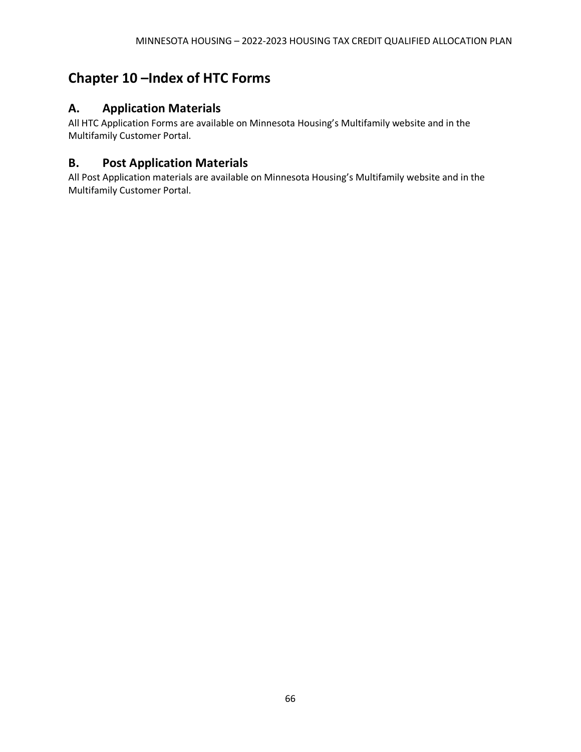# Chapter 10 –Index of HTC Forms

## A. Application Materials

All HTC Application Forms are available on Minnesota Housing's Multifamily website and in the Multifamily Customer Portal.

## B. Post Application Materials

All Post Application materials are available on Minnesota Housing's Multifamily website and in the Multifamily Customer Portal.